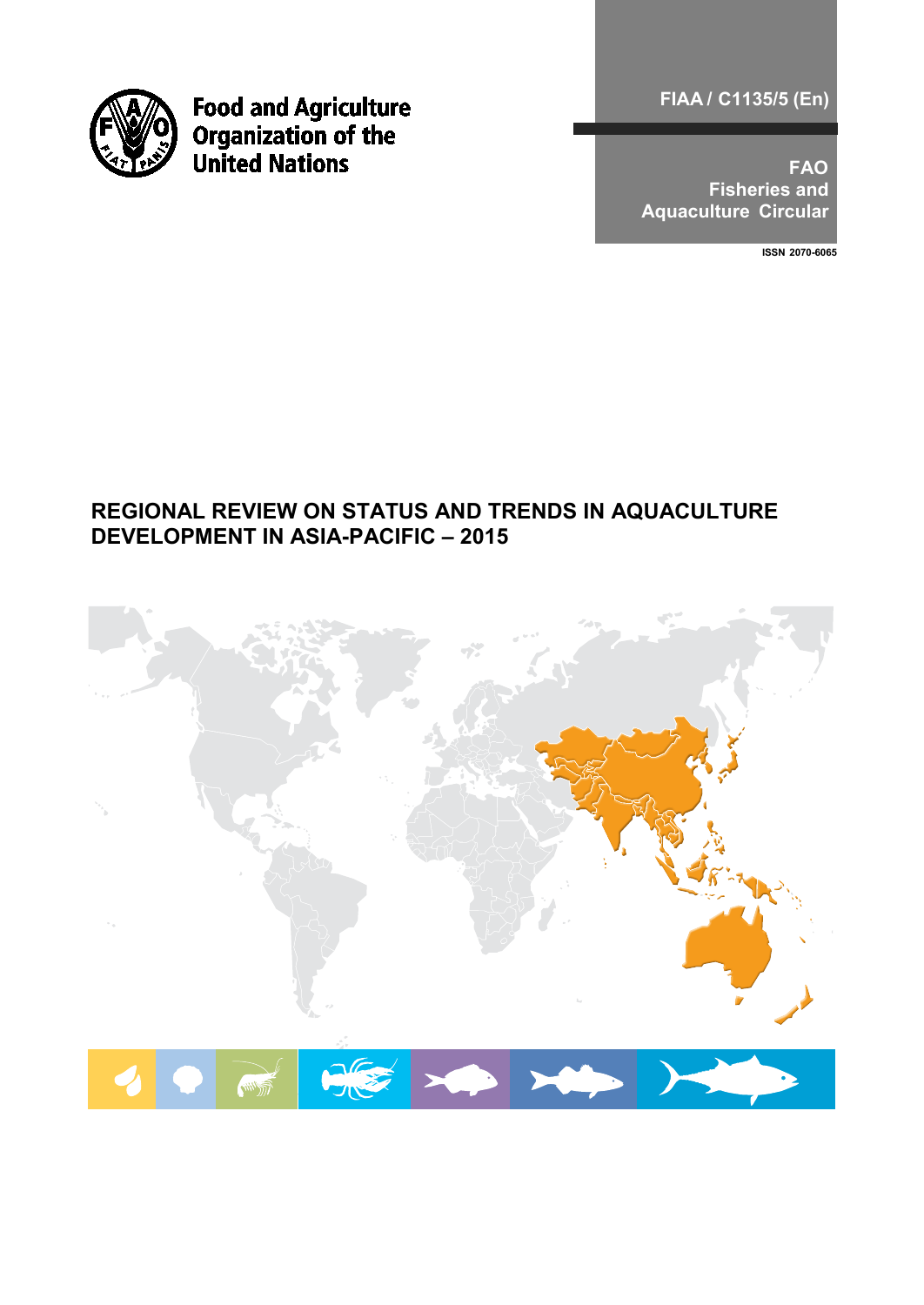Food and Agriculture Organization of the United Nations

FIAA / C1135/5 (En)

FAO Fisheries and Aquaculture Circular

ISSN 2070-6065

# REGIONAL REVIEW ON STATUS AND TRENDS IN AQUACULTURE DEVELOPMENT IN ASIA-PACIFIC – 2015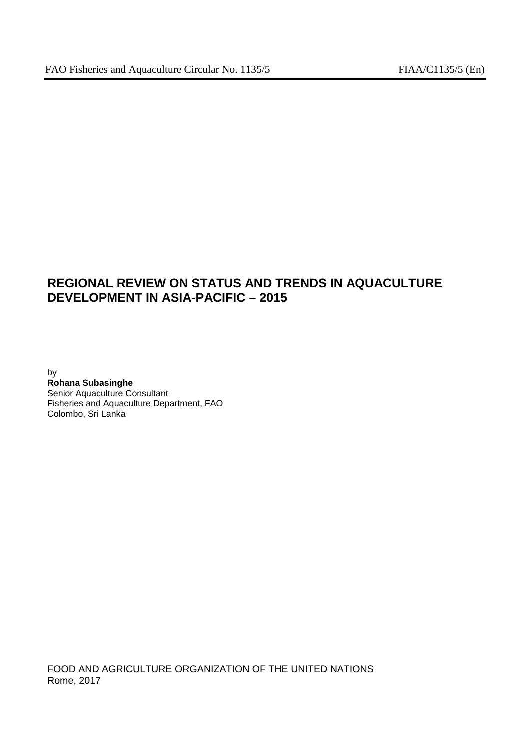# REGIONAL REVIEW ON STATUS AND TRENDS IN AQUACULTURE DEVELOPMENT IN ASIA-PACIFIC – 2015

by
**Rohana Subasinghe**
Senior Aquaculture Consultant
Fisheries and Aquaculture Department, FAO
Colombo, Sri Lanka

FOOD AND AGRICULTURE ORGANIZATION OF THE UNITED NATIONS
Rome, 2017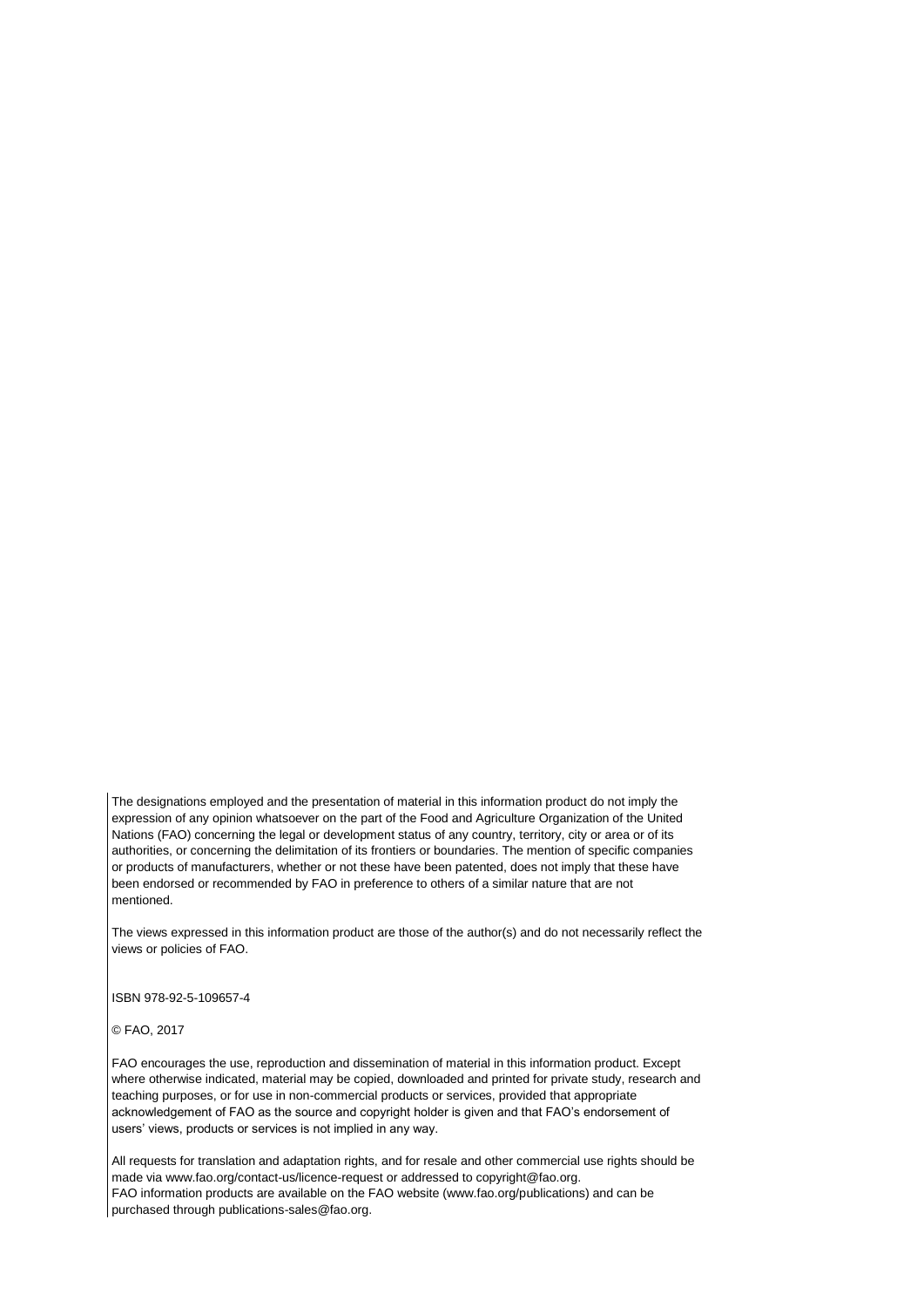The designations employed and the presentation of material in this information product do not imply the expression of any opinion whatsoever on the part of the Food and Agriculture Organization of the United Nations (FAO) concerning the legal or development status of any country, territory, city or area or of its authorities, or concerning the delimitation of its frontiers or boundaries. The mention of specific companies or products of manufacturers, whether or not these have been patented, does not imply that these have been endorsed or recommended by FAO in preference to others of a similar nature that are not mentioned.

The views expressed in this information product are those of the author(s) and do not necessarily reflect the views or policies of FAO.

ISBN 978-92-5-109657-4

© FAO, 2017

FAO encourages the use, reproduction and dissemination of material in this information product. Except where otherwise indicated, material may be copied, downloaded and printed for private study, research and teaching purposes, or for use in non-commercial products or services, provided that appropriate acknowledgement of FAO as the source and copyright holder is given and that FAO's endorsement of users' views, products or services is not implied in any way.

All requests for translation and adaptation rights, and for resale and other commercial use rights should be made via www.fao.org/contact-us/licence-request or addressed to copyright@fao.org.
FAO information products are available on the FAO website (www.fao.org/publications) and can be purchased through publications-sales@fao.org.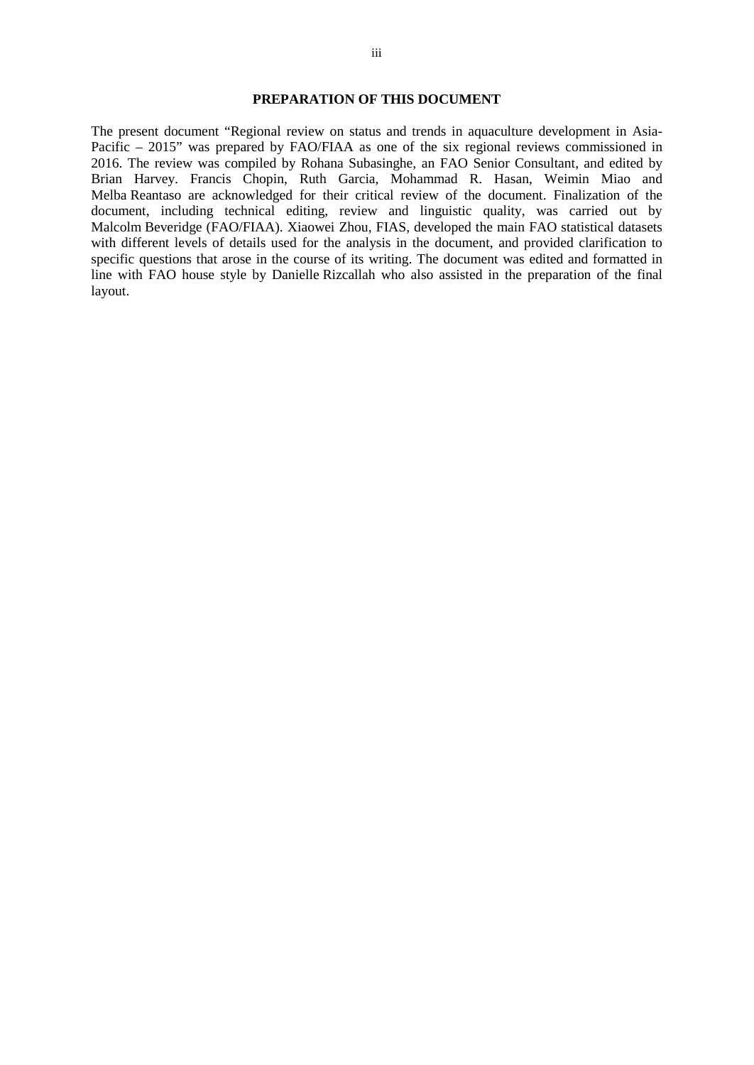## PREPARATION OF THIS DOCUMENT

The present document "Regional review on status and trends in aquaculture development in Asia-Pacific – 2015" was prepared by FAO/FIAA as one of the six regional reviews commissioned in 2016. The review was compiled by Rohana Subasinghe, an FAO Senior Consultant, and edited by Brian Harvey. Francis Chopin, Ruth Garcia, Mohammad R. Hasan, Weimin Miao and Melba Reantaso are acknowledged for their critical review of the document. Finalization of the document, including technical editing, review and linguistic quality, was carried out by Malcolm Beveridge (FAO/FIAA). Xiaowei Zhou, FIAS, developed the main FAO statistical datasets with different levels of details used for the analysis in the document, and provided clarification to specific questions that arose in the course of its writing. The document was edited and formatted in line with FAO house style by Danielle Rizcallah who also assisted in the preparation of the final layout.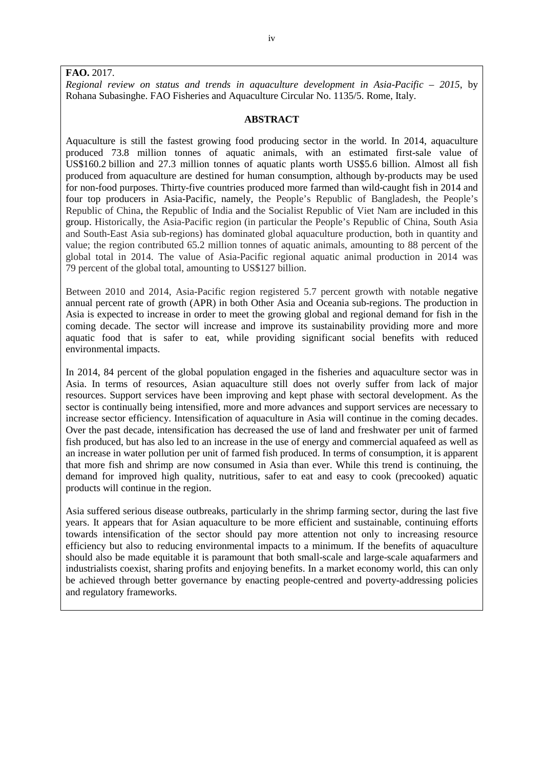**FAO.** 2017.
*Regional review on status and trends in aquaculture development in Asia-Pacific – 2015*, by Rohana Subasinghe. FAO Fisheries and Aquaculture Circular No. 1135/5. Rome, Italy.

## ABSTRACT

Aquaculture is still the fastest growing food producing sector in the world. In 2014, aquaculture produced 73.8 million tonnes of aquatic animals, with an estimated first-sale value of US$160.2 billion and 27.3 million tonnes of aquatic plants worth US$5.6 billion. Almost all fish produced from aquaculture are destined for human consumption, although by-products may be used for non-food purposes. Thirty-five countries produced more farmed than wild-caught fish in 2014 and four top producers in Asia-Pacific, namely, the People's Republic of Bangladesh, the People's Republic of China, the Republic of India and the Socialist Republic of Viet Nam are included in this group. Historically, the Asia-Pacific region (in particular the People's Republic of China, South Asia and South-East Asia sub-regions) has dominated global aquaculture production, both in quantity and value; the region contributed 65.2 million tonnes of aquatic animals, amounting to 88 percent of the global total in 2014. The value of Asia-Pacific regional aquatic animal production in 2014 was 79 percent of the global total, amounting to US$127 billion.

Between 2010 and 2014, Asia-Pacific region registered 5.7 percent growth with notable negative annual percent rate of growth (APR) in both Other Asia and Oceania sub-regions. The production in Asia is expected to increase in order to meet the growing global and regional demand for fish in the coming decade. The sector will increase and improve its sustainability providing more and more aquatic food that is safer to eat, while providing significant social benefits with reduced environmental impacts.

In 2014, 84 percent of the global population engaged in the fisheries and aquaculture sector was in Asia. In terms of resources, Asian aquaculture still does not overly suffer from lack of major resources. Support services have been improving and kept phase with sectoral development. As the sector is continually being intensified, more and more advances and support services are necessary to increase sector efficiency. Intensification of aquaculture in Asia will continue in the coming decades. Over the past decade, intensification has decreased the use of land and freshwater per unit of farmed fish produced, but has also led to an increase in the use of energy and commercial aquafeed as well as an increase in water pollution per unit of farmed fish produced. In terms of consumption, it is apparent that more fish and shrimp are now consumed in Asia than ever. While this trend is continuing, the demand for improved high quality, nutritious, safer to eat and easy to cook (precooked) aquatic products will continue in the region.

Asia suffered serious disease outbreaks, particularly in the shrimp farming sector, during the last five years. It appears that for Asian aquaculture to be more efficient and sustainable, continuing efforts towards intensification of the sector should pay more attention not only to increasing resource efficiency but also to reducing environmental impacts to a minimum. If the benefits of aquaculture should also be made equitable it is paramount that both small-scale and large-scale aquafarmers and industrialists coexist, sharing profits and enjoying benefits. In a market economy world, this can only be achieved through better governance by enacting people-centred and poverty-addressing policies and regulatory frameworks.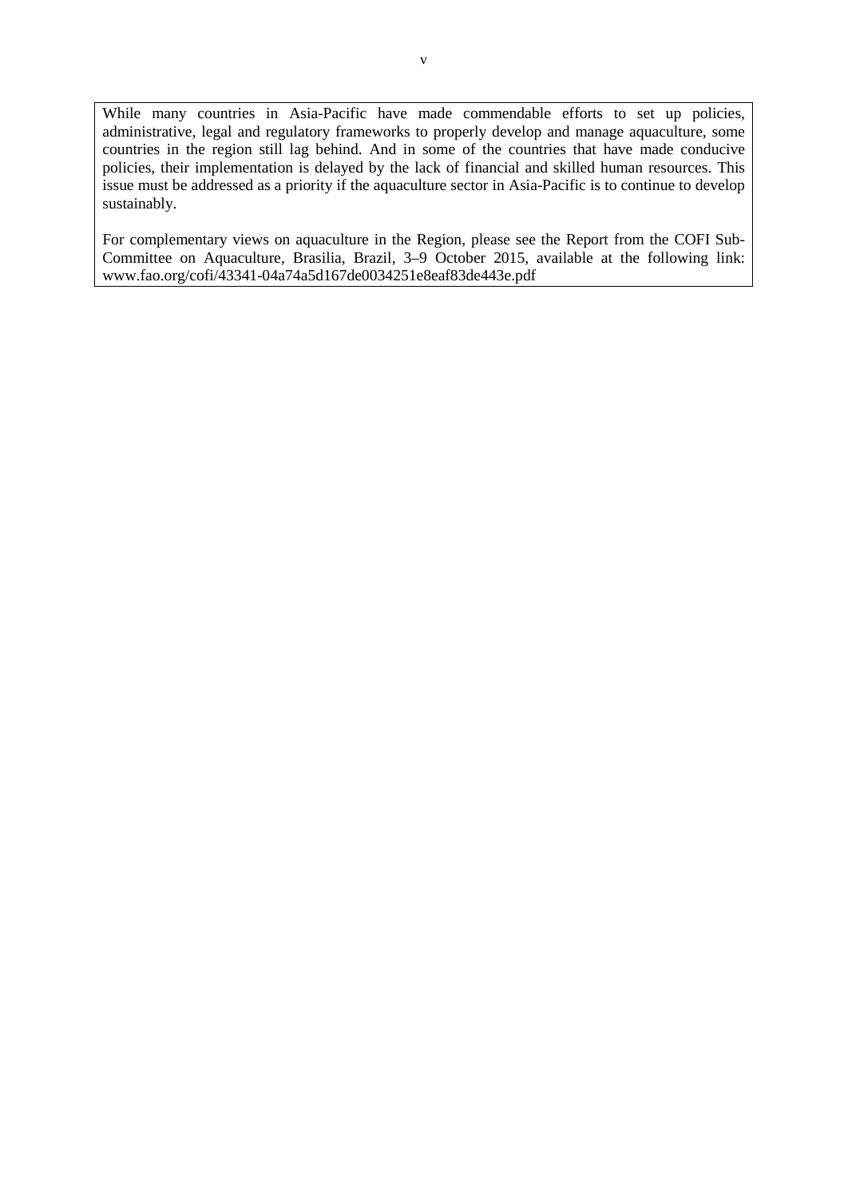While many countries in Asia-Pacific have made commendable efforts to set up policies, administrative, legal and regulatory frameworks to properly develop and manage aquaculture, some countries in the region still lag behind. And in some of the countries that have made conducive policies, their implementation is delayed by the lack of financial and skilled human resources. This issue must be addressed as a priority if the aquaculture sector in Asia-Pacific is to continue to develop sustainably.

For complementary views on aquaculture in the Region, please see the Report from the COFI Sub-Committee on Aquaculture, Brasilia, Brazil, 3–9 October 2015, available at the following link: www.fao.org/cofi/43341-04a74a5d167de0034251e8eaf83de443e.pdf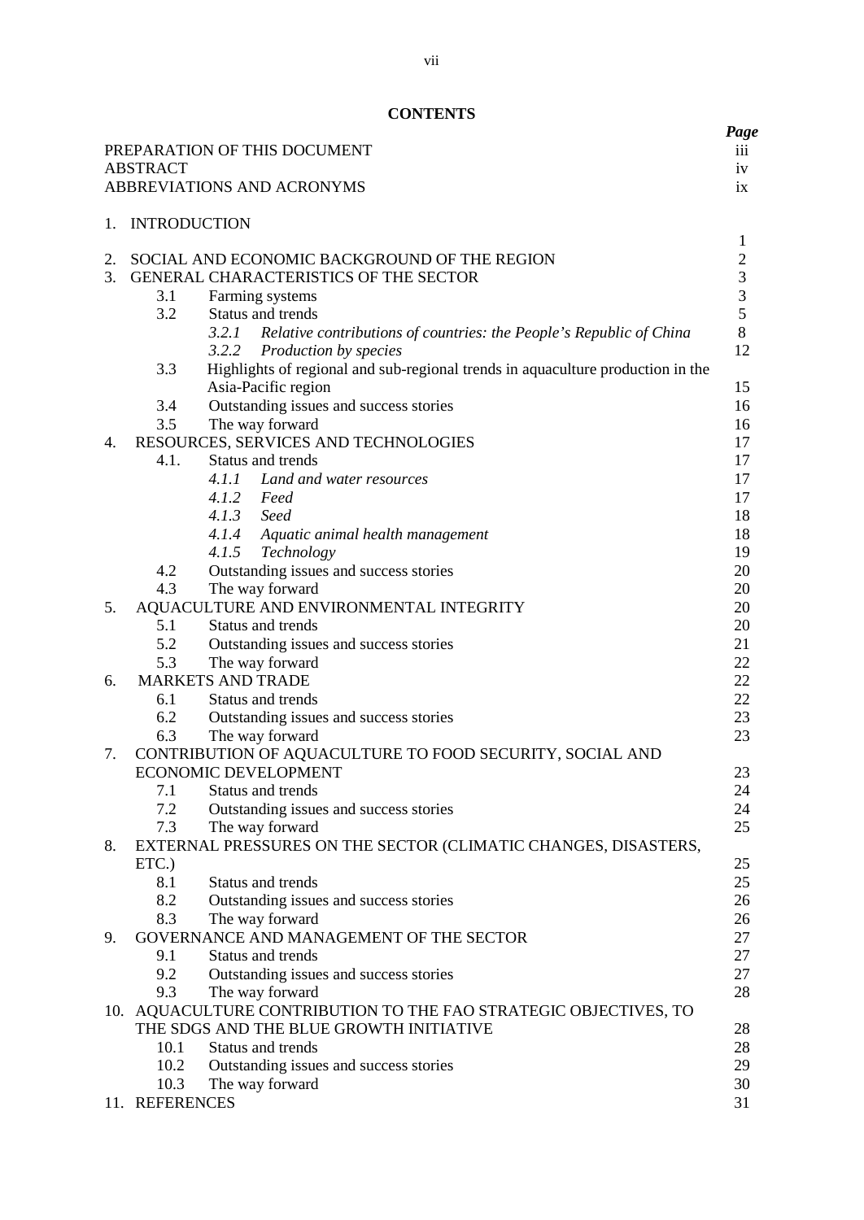# CONTENTS

| | Page |
|---|---|
| PREPARATION OF THIS DOCUMENT | iii |
| ABSTRACT | iv |
| ABBREVIATIONS AND ACRONYMS | ix |
| 1. INTRODUCTION | 1 |
| 2. SOCIAL AND ECONOMIC BACKGROUND OF THE REGION | 2 |
| 3. GENERAL CHARACTERISTICS OF THE SECTOR | 3 |
| 3.1 Farming systems | 3 |
| 3.2 Status and trends | 5 |
| *3.2.1 Relative contributions of countries: the People's Republic of China* | 8 |
| *3.2.2 Production by species* | 12 |
| 3.3 Highlights of regional and sub-regional trends in aquaculture production in the Asia-Pacific region | 15 |
| 3.4 Outstanding issues and success stories | 16 |
| 3.5 The way forward | 16 |
| 4. RESOURCES, SERVICES AND TECHNOLOGIES | 17 |
| 4.1. Status and trends | 17 |
| *4.1.1 Land and water resources* | 17 |
| *4.1.2 Feed* | 17 |
| *4.1.3 Seed* | 18 |
| *4.1.4 Aquatic animal health management* | 18 |
| *4.1.5 Technology* | 19 |
| 4.2 Outstanding issues and success stories | 20 |
| 4.3 The way forward | 20 |
| 5. AQUACULTURE AND ENVIRONMENTAL INTEGRITY | 20 |
| 5.1 Status and trends | 20 |
| 5.2 Outstanding issues and success stories | 21 |
| 5.3 The way forward | 22 |
| 6. MARKETS AND TRADE | 22 |
| 6.1 Status and trends | 22 |
| 6.2 Outstanding issues and success stories | 23 |
| 6.3 The way forward | 23 |
| 7. CONTRIBUTION OF AQUACULTURE TO FOOD SECURITY, SOCIAL AND ECONOMIC DEVELOPMENT | 23 |
| 7.1 Status and trends | 24 |
| 7.2 Outstanding issues and success stories | 24 |
| 7.3 The way forward | 25 |
| 8. EXTERNAL PRESSURES ON THE SECTOR (CLIMATIC CHANGES, DISASTERS, ETC.) | 25 |
| 8.1 Status and trends | 25 |
| 8.2 Outstanding issues and success stories | 26 |
| 8.3 The way forward | 26 |
| 9. GOVERNANCE AND MANAGEMENT OF THE SECTOR | 27 |
| 9.1 Status and trends | 27 |
| 9.2 Outstanding issues and success stories | 27 |
| 9.3 The way forward | 28 |
| 10. AQUACULTURE CONTRIBUTION TO THE FAO STRATEGIC OBJECTIVES, TO THE SDGS AND THE BLUE GROWTH INITIATIVE | 28 |
| 10.1 Status and trends | 28 |
| 10.2 Outstanding issues and success stories | 29 |
| 10.3 The way forward | 30 |
| 11. REFERENCES | 31 |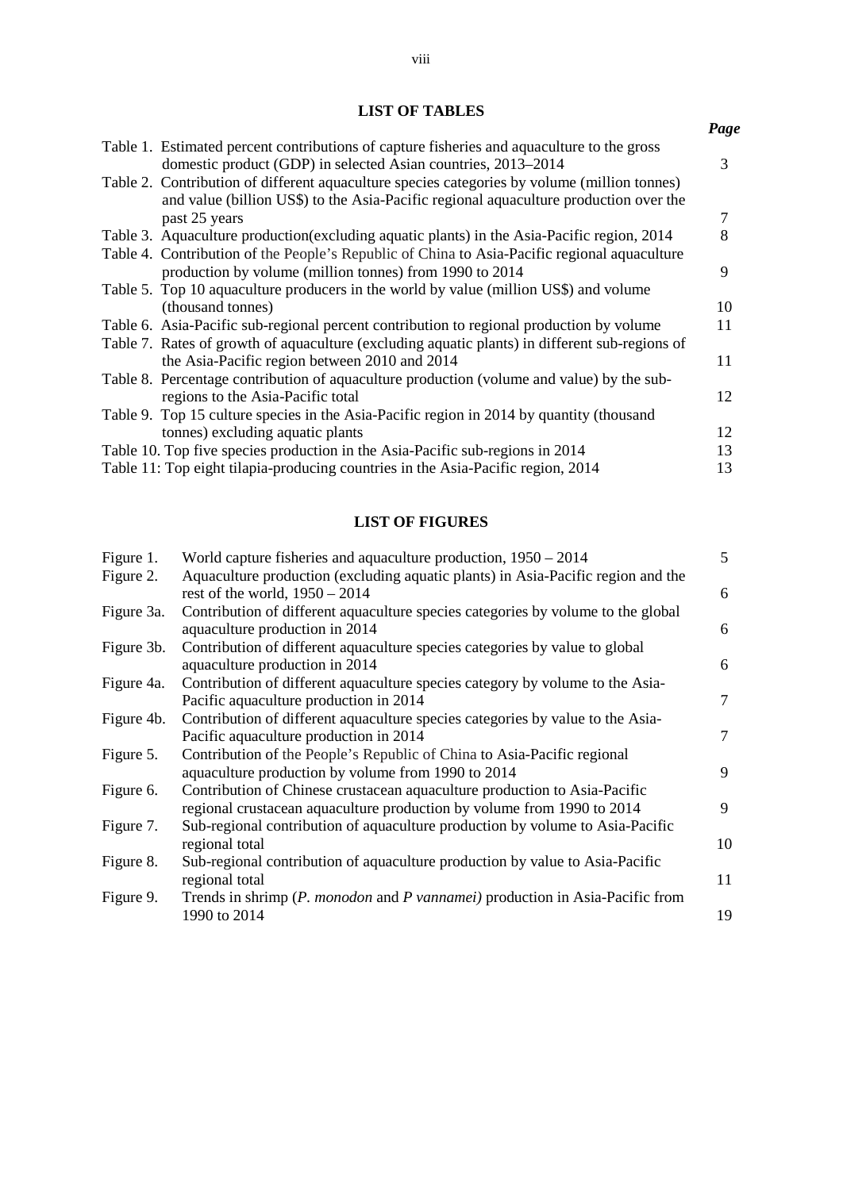## LIST OF TABLES

| | *Page* |
|---|---|
| Table 1. Estimated percent contributions of capture fisheries and aquaculture to the gross domestic product (GDP) in selected Asian countries, 2013–2014 | 3 |
| Table 2. Contribution of different aquaculture species categories by volume (million tonnes) and value (billion US$) to the Asia-Pacific regional aquaculture production over the past 25 years | 7 |
| Table 3. Aquaculture production(excluding aquatic plants) in the Asia-Pacific region, 2014 | 8 |
| Table 4. Contribution of the People's Republic of China to Asia-Pacific regional aquaculture production by volume (million tonnes) from 1990 to 2014 | 9 |
| Table 5. Top 10 aquaculture producers in the world by value (million US$) and volume (thousand tonnes) | 10 |
| Table 6. Asia-Pacific sub-regional percent contribution to regional production by volume | 11 |
| Table 7. Rates of growth of aquaculture (excluding aquatic plants) in different sub-regions of the Asia-Pacific region between 2010 and 2014 | 11 |
| Table 8. Percentage contribution of aquaculture production (volume and value) by the sub-regions to the Asia-Pacific total | 12 |
| Table 9. Top 15 culture species in the Asia-Pacific region in 2014 by quantity (thousand tonnes) excluding aquatic plants | 12 |
| Table 10. Top five species production in the Asia-Pacific sub-regions in 2014 | 13 |
| Table 11: Top eight tilapia-producing countries in the Asia-Pacific region, 2014 | 13 |

## LIST OF FIGURES

| | | |
|---|---|---|
| Figure 1. | World capture fisheries and aquaculture production, 1950 – 2014 | 5 |
| Figure 2. | Aquaculture production (excluding aquatic plants) in Asia-Pacific region and the rest of the world, 1950 – 2014 | 6 |
| Figure 3a. | Contribution of different aquaculture species categories by volume to the global aquaculture production in 2014 | 6 |
| Figure 3b. | Contribution of different aquaculture species categories by value to global aquaculture production in 2014 | 6 |
| Figure 4a. | Contribution of different aquaculture species category by volume to the Asia-Pacific aquaculture production in 2014 | 7 |
| Figure 4b. | Contribution of different aquaculture species categories by value to the Asia-Pacific aquaculture production in 2014 | 7 |
| Figure 5. | Contribution of the People's Republic of China to Asia-Pacific regional aquaculture production by volume from 1990 to 2014 | 9 |
| Figure 6. | Contribution of Chinese crustacean aquaculture production to Asia-Pacific regional crustacean aquaculture production by volume from 1990 to 2014 | 9 |
| Figure 7. | Sub-regional contribution of aquaculture production by volume to Asia-Pacific regional total | 10 |
| Figure 8. | Sub-regional contribution of aquaculture production by value to Asia-Pacific regional total | 11 |
| Figure 9. | Trends in shrimp (*P. monodon* and *P vannamei)* production in Asia-Pacific from 1990 to 2014 | 19 |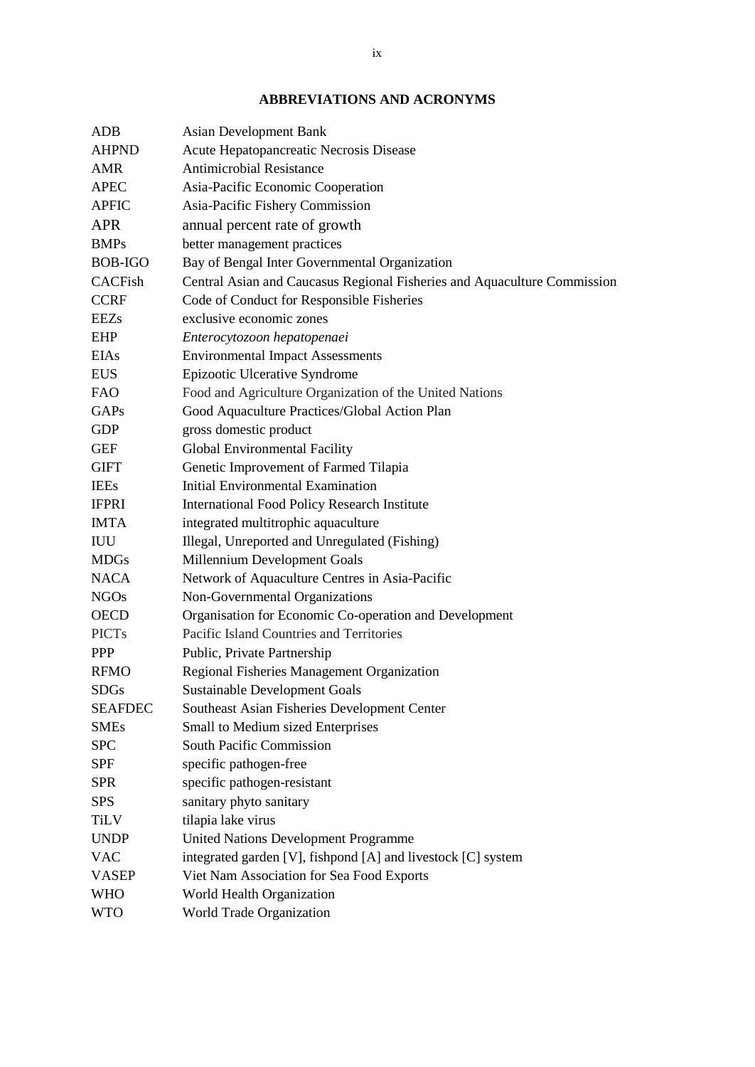## ABBREVIATIONS AND ACRONYMS

| | |
|---|---|
| ADB | Asian Development Bank |
| AHPND | Acute Hepatopancreatic Necrosis Disease |
| AMR | Antimicrobial Resistance |
| APEC | Asia-Pacific Economic Cooperation |
| APFIC | Asia-Pacific Fishery Commission |
| APR | annual percent rate of growth |
| BMPs | better management practices |
| BOB-IGO | Bay of Bengal Inter Governmental Organization |
| CACFish | Central Asian and Caucasus Regional Fisheries and Aquaculture Commission |
| CCRF | Code of Conduct for Responsible Fisheries |
| EEZs | exclusive economic zones |
| EHP | *Enterocytozoon hepatopenaei* |
| EIAs | Environmental Impact Assessments |
| EUS | Epizootic Ulcerative Syndrome |
| FAO | Food and Agriculture Organization of the United Nations |
| GAPs | Good Aquaculture Practices/Global Action Plan |
| GDP | gross domestic product |
| GEF | Global Environmental Facility |
| GIFT | Genetic Improvement of Farmed Tilapia |
| IEEs | Initial Environmental Examination |
| IFPRI | International Food Policy Research Institute |
| IMTA | integrated multitrophic aquaculture |
| IUU | Illegal, Unreported and Unregulated (Fishing) |
| MDGs | Millennium Development Goals |
| NACA | Network of Aquaculture Centres in Asia-Pacific |
| NGOs | Non-Governmental Organizations |
| OECD | Organisation for Economic Co-operation and Development |
| PICTs | Pacific Island Countries and Territories |
| PPP | Public, Private Partnership |
| RFMO | Regional Fisheries Management Organization |
| SDGs | Sustainable Development Goals |
| SEAFDEC | Southeast Asian Fisheries Development Center |
| SMEs | Small to Medium sized Enterprises |
| SPC | South Pacific Commission |
| SPF | specific pathogen-free |
| SPR | specific pathogen-resistant |
| SPS | sanitary phyto sanitary |
| TiLV | tilapia lake virus |
| UNDP | United Nations Development Programme |
| VAC | integrated garden [V], fishpond [A] and livestock [C] system |
| VASEP | Viet Nam Association for Sea Food Exports |
| WHO | World Health Organization |
| WTO | World Trade Organization |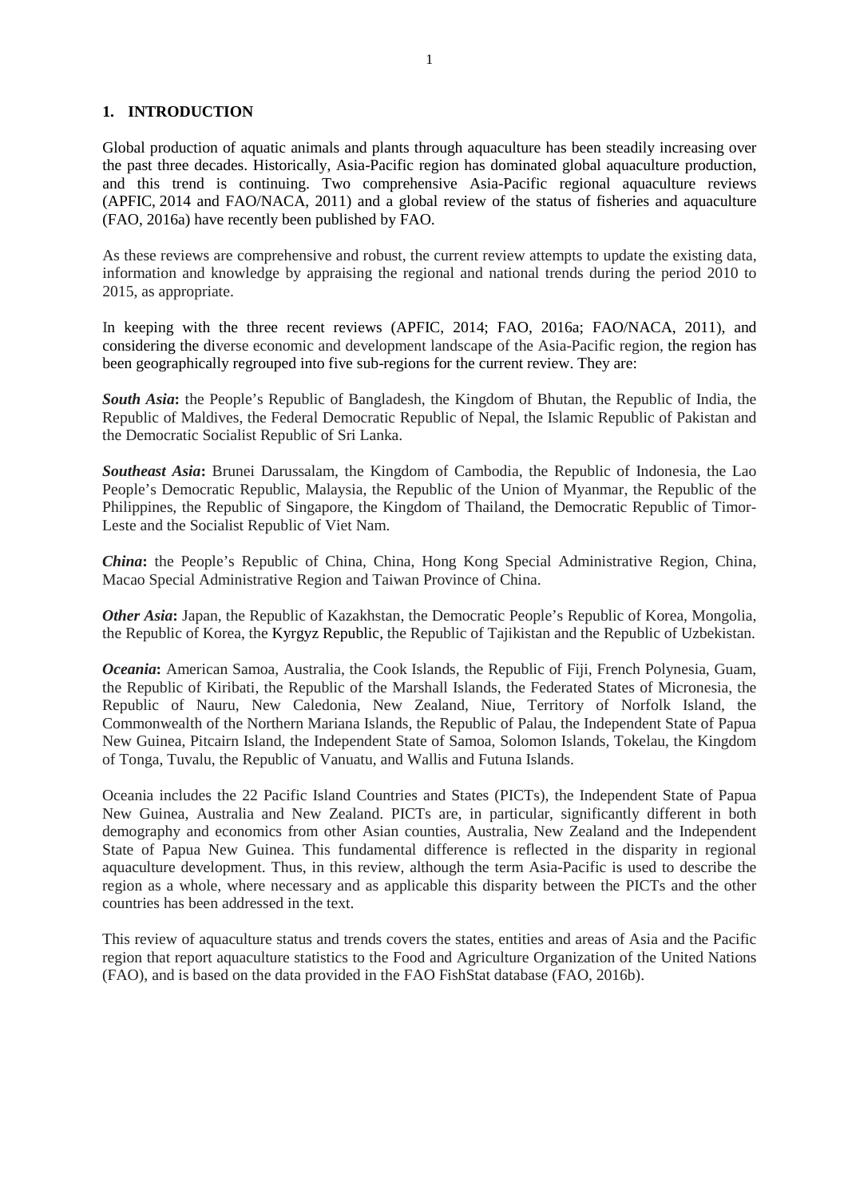# 1. INTRODUCTION

Global production of aquatic animals and plants through aquaculture has been steadily increasing over the past three decades. Historically, Asia-Pacific region has dominated global aquaculture production, and this trend is continuing. Two comprehensive Asia-Pacific regional aquaculture reviews (APFIC, 2014 and FAO/NACA, 2011) and a global review of the status of fisheries and aquaculture (FAO, 2016a) have recently been published by FAO.

As these reviews are comprehensive and robust, the current review attempts to update the existing data, information and knowledge by appraising the regional and national trends during the period 2010 to 2015, as appropriate.

In keeping with the three recent reviews (APFIC, 2014; FAO, 2016a; FAO/NACA, 2011), and considering the diverse economic and development landscape of the Asia-Pacific region, the region has been geographically regrouped into five sub-regions for the current review. They are:

***South Asia*:** the People's Republic of Bangladesh, the Kingdom of Bhutan, the Republic of India, the Republic of Maldives, the Federal Democratic Republic of Nepal, the Islamic Republic of Pakistan and the Democratic Socialist Republic of Sri Lanka.

***Southeast Asia*:** Brunei Darussalam, the Kingdom of Cambodia, the Republic of Indonesia, the Lao People's Democratic Republic, Malaysia, the Republic of the Union of Myanmar, the Republic of the Philippines, the Republic of Singapore, the Kingdom of Thailand, the Democratic Republic of Timor-Leste and the Socialist Republic of Viet Nam.

***China*:** the People's Republic of China, China, Hong Kong Special Administrative Region, China, Macao Special Administrative Region and Taiwan Province of China.

***Other Asia*:** Japan, the Republic of Kazakhstan, the Democratic People's Republic of Korea, Mongolia, the Republic of Korea, the Kyrgyz Republic, the Republic of Tajikistan and the Republic of Uzbekistan.

***Oceania*:** American Samoa, Australia, the Cook Islands, the Republic of Fiji, French Polynesia, Guam, the Republic of Kiribati, the Republic of the Marshall Islands, the Federated States of Micronesia, the Republic of Nauru, New Caledonia, New Zealand, Niue, Territory of Norfolk Island, the Commonwealth of the Northern Mariana Islands, the Republic of Palau, the Independent State of Papua New Guinea, Pitcairn Island, the Independent State of Samoa, Solomon Islands, Tokelau, the Kingdom of Tonga, Tuvalu, the Republic of Vanuatu, and Wallis and Futuna Islands.

Oceania includes the 22 Pacific Island Countries and States (PICTs), the Independent State of Papua New Guinea, Australia and New Zealand. PICTs are, in particular, significantly different in both demography and economics from other Asian counties, Australia, New Zealand and the Independent State of Papua New Guinea. This fundamental difference is reflected in the disparity in regional aquaculture development. Thus, in this review, although the term Asia-Pacific is used to describe the region as a whole, where necessary and as applicable this disparity between the PICTs and the other countries has been addressed in the text.

This review of aquaculture status and trends covers the states, entities and areas of Asia and the Pacific region that report aquaculture statistics to the Food and Agriculture Organization of the United Nations (FAO), and is based on the data provided in the FAO FishStat database (FAO, 2016b).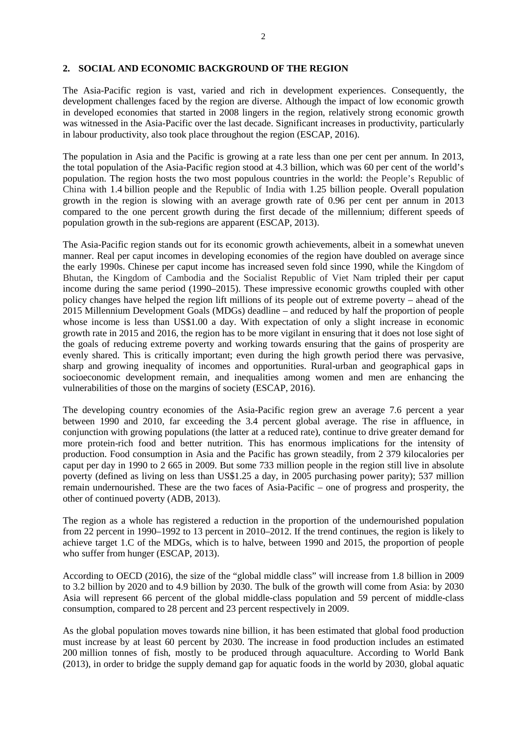## 2. SOCIAL AND ECONOMIC BACKGROUND OF THE REGION

The Asia-Pacific region is vast, varied and rich in development experiences. Consequently, the development challenges faced by the region are diverse. Although the impact of low economic growth in developed economies that started in 2008 lingers in the region, relatively strong economic growth was witnessed in the Asia-Pacific over the last decade. Significant increases in productivity, particularly in labour productivity, also took place throughout the region (ESCAP, 2016).

The population in Asia and the Pacific is growing at a rate less than one per cent per annum. In 2013, the total population of the Asia-Pacific region stood at 4.3 billion, which was 60 per cent of the world's population. The region hosts the two most populous countries in the world: the People's Republic of China with 1.4 billion people and the Republic of India with 1.25 billion people. Overall population growth in the region is slowing with an average growth rate of 0.96 per cent per annum in 2013 compared to the one percent growth during the first decade of the millennium; different speeds of population growth in the sub-regions are apparent (ESCAP, 2013).

The Asia-Pacific region stands out for its economic growth achievements, albeit in a somewhat uneven manner. Real per caput incomes in developing economies of the region have doubled on average since the early 1990s. Chinese per caput income has increased seven fold since 1990, while the Kingdom of Bhutan, the Kingdom of Cambodia and the Socialist Republic of Viet Nam tripled their per caput income during the same period (1990–2015). These impressive economic growths coupled with other policy changes have helped the region lift millions of its people out of extreme poverty – ahead of the 2015 Millennium Development Goals (MDGs) deadline – and reduced by half the proportion of people whose income is less than US$1.00 a day. With expectation of only a slight increase in economic growth rate in 2015 and 2016, the region has to be more vigilant in ensuring that it does not lose sight of the goals of reducing extreme poverty and working towards ensuring that the gains of prosperity are evenly shared. This is critically important; even during the high growth period there was pervasive, sharp and growing inequality of incomes and opportunities. Rural-urban and geographical gaps in socioeconomic development remain, and inequalities among women and men are enhancing the vulnerabilities of those on the margins of society (ESCAP, 2016).

The developing country economies of the Asia-Pacific region grew an average 7.6 percent a year between 1990 and 2010, far exceeding the 3.4 percent global average. The rise in affluence, in conjunction with growing populations (the latter at a reduced rate), continue to drive greater demand for more protein-rich food and better nutrition. This has enormous implications for the intensity of production. Food consumption in Asia and the Pacific has grown steadily, from 2 379 kilocalories per caput per day in 1990 to 2 665 in 2009. But some 733 million people in the region still live in absolute poverty (defined as living on less than US$1.25 a day, in 2005 purchasing power parity); 537 million remain undernourished. These are the two faces of Asia-Pacific – one of progress and prosperity, the other of continued poverty (ADB, 2013).

The region as a whole has registered a reduction in the proportion of the undernourished population from 22 percent in 1990–1992 to 13 percent in 2010–2012. If the trend continues, the region is likely to achieve target 1.C of the MDGs, which is to halve, between 1990 and 2015, the proportion of people who suffer from hunger (ESCAP, 2013).

According to OECD (2016), the size of the "global middle class" will increase from 1.8 billion in 2009 to 3.2 billion by 2020 and to 4.9 billion by 2030. The bulk of the growth will come from Asia: by 2030 Asia will represent 66 percent of the global middle-class population and 59 percent of middle-class consumption, compared to 28 percent and 23 percent respectively in 2009.

As the global population moves towards nine billion, it has been estimated that global food production must increase by at least 60 percent by 2030. The increase in food production includes an estimated 200 million tonnes of fish, mostly to be produced through aquaculture. According to World Bank (2013), in order to bridge the supply demand gap for aquatic foods in the world by 2030, global aquatic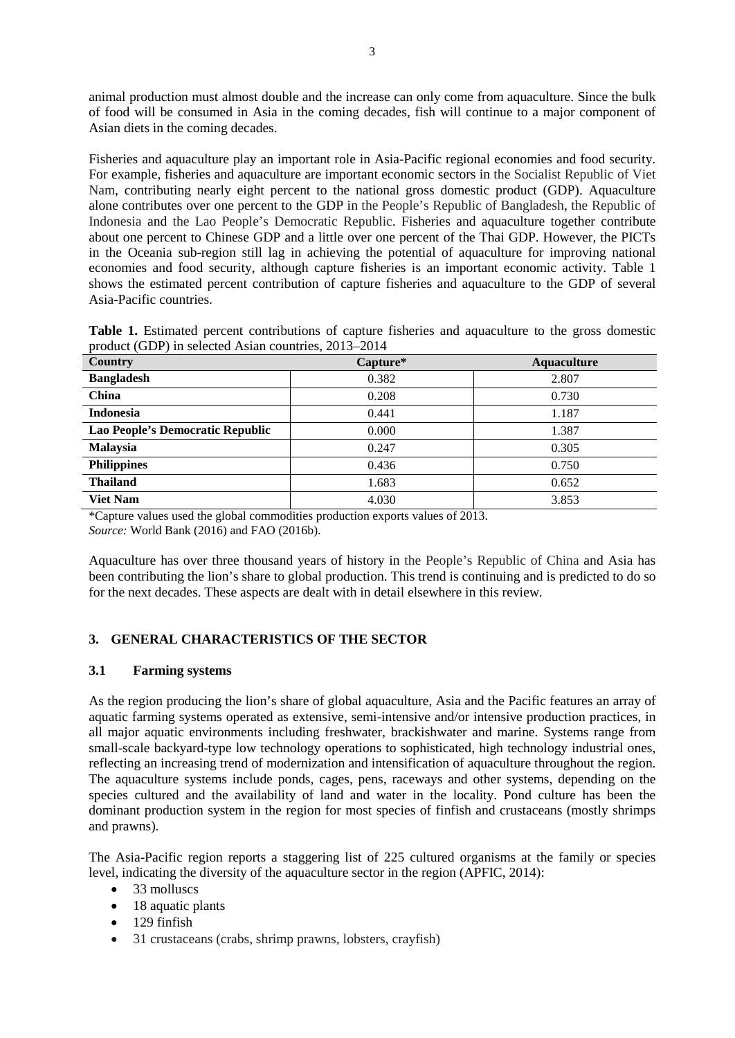animal production must almost double and the increase can only come from aquaculture. Since the bulk of food will be consumed in Asia in the coming decades, fish will continue to a major component of Asian diets in the coming decades.

Fisheries and aquaculture play an important role in Asia-Pacific regional economies and food security. For example, fisheries and aquaculture are important economic sectors in the Socialist Republic of Viet Nam, contributing nearly eight percent to the national gross domestic product (GDP). Aquaculture alone contributes over one percent to the GDP in the People's Republic of Bangladesh, the Republic of Indonesia and the Lao People's Democratic Republic. Fisheries and aquaculture together contribute about one percent to Chinese GDP and a little over one percent of the Thai GDP. However, the PICTs in the Oceania sub-region still lag in achieving the potential of aquaculture for improving national economies and food security, although capture fisheries is an important economic activity. Table 1 shows the estimated percent contribution of capture fisheries and aquaculture to the GDP of several Asia-Pacific countries.

**Table 1.** Estimated percent contributions of capture fisheries and aquaculture to the gross domestic product (GDP) in selected Asian countries, 2013–2014

| Country | Capture* | Aquaculture |
|---|---|---|
| **Bangladesh** | 0.382 | 2.807 |
| **China** | 0.208 | 0.730 |
| **Indonesia** | 0.441 | 1.187 |
| **Lao People's Democratic Republic** | 0.000 | 1.387 |
| **Malaysia** | 0.247 | 0.305 |
| **Philippines** | 0.436 | 0.750 |
| **Thailand** | 1.683 | 0.652 |
| **Viet Nam** | 4.030 | 3.853 |

*Capture values used the global commodities production exports values of 2013.
*Source:* World Bank (2016) and FAO (2016b).

Aquaculture has over three thousand years of history in the People's Republic of China and Asia has been contributing the lion's share to global production. This trend is continuing and is predicted to do so for the next decades. These aspects are dealt with in detail elsewhere in this review.

## 3. GENERAL CHARACTERISTICS OF THE SECTOR

### 3.1 Farming systems

As the region producing the lion's share of global aquaculture, Asia and the Pacific features an array of aquatic farming systems operated as extensive, semi-intensive and/or intensive production practices, in all major aquatic environments including freshwater, brackishwater and marine. Systems range from small-scale backyard-type low technology operations to sophisticated, high technology industrial ones, reflecting an increasing trend of modernization and intensification of aquaculture throughout the region. The aquaculture systems include ponds, cages, pens, raceways and other systems, depending on the species cultured and the availability of land and water in the locality. Pond culture has been the dominant production system in the region for most species of finfish and crustaceans (mostly shrimps and prawns).

The Asia-Pacific region reports a staggering list of 225 cultured organisms at the family or species level, indicating the diversity of the aquaculture sector in the region (APFIC, 2014):

- 33 molluscs
- 18 aquatic plants
- 129 finfish
- 31 crustaceans (crabs, shrimp prawns, lobsters, crayfish)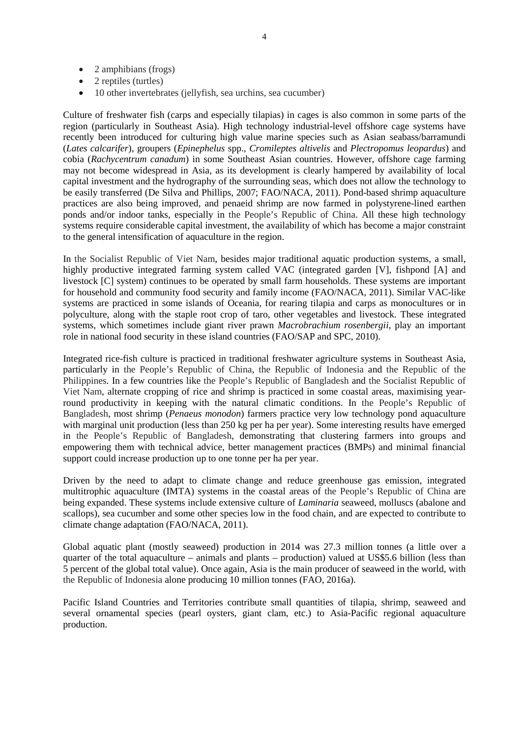- 2 amphibians (frogs)
- 2 reptiles (turtles)
- 10 other invertebrates (jellyfish, sea urchins, sea cucumber)

Culture of freshwater fish (carps and especially tilapias) in cages is also common in some parts of the region (particularly in Southeast Asia). High technology industrial-level offshore cage systems have recently been introduced for culturing high value marine species such as Asian seabass/barramundi (*Lates calcarifer*), groupers (*Epinephelus* spp., *Cromileptes altivelis* and *Plectropomus leopardus*) and cobia (*Rachycentrum canadum*) in some Southeast Asian countries. However, offshore cage farming may not become widespread in Asia, as its development is clearly hampered by availability of local capital investment and the hydrography of the surrounding seas, which does not allow the technology to be easily transferred (De Silva and Phillips, 2007; FAO/NACA, 2011). Pond-based shrimp aquaculture practices are also being improved, and penaeid shrimp are now farmed in polystyrene-lined earthen ponds and/or indoor tanks, especially in the People's Republic of China. All these high technology systems require considerable capital investment, the availability of which has become a major constraint to the general intensification of aquaculture in the region.

In the Socialist Republic of Viet Nam, besides major traditional aquatic production systems, a small, highly productive integrated farming system called VAC (integrated garden [V], fishpond [A] and livestock [C] system) continues to be operated by small farm households. These systems are important for household and community food security and family income (FAO/NACA, 2011). Similar VAC-like systems are practiced in some islands of Oceania, for rearing tilapia and carps as monocultures or in polyculture, along with the staple root crop of taro, other vegetables and livestock. These integrated systems, which sometimes include giant river prawn *Macrobrachium rosenbergii*, play an important role in national food security in these island countries (FAO/SAP and SPC, 2010).

Integrated rice-fish culture is practiced in traditional freshwater agriculture systems in Southeast Asia, particularly in the People's Republic of China, the Republic of Indonesia and the Republic of the Philippines. In a few countries like the People's Republic of Bangladesh and the Socialist Republic of Viet Nam, alternate cropping of rice and shrimp is practiced in some coastal areas, maximising year-round productivity in keeping with the natural climatic conditions. In the People's Republic of Bangladesh, most shrimp (*Penaeus monodon*) farmers practice very low technology pond aquaculture with marginal unit production (less than 250 kg per ha per year). Some interesting results have emerged in the People's Republic of Bangladesh, demonstrating that clustering farmers into groups and empowering them with technical advice, better management practices (BMPs) and minimal financial support could increase production up to one tonne per ha per year.

Driven by the need to adapt to climate change and reduce greenhouse gas emission, integrated multitrophic aquaculture (IMTA) systems in the coastal areas of the People's Republic of China are being expanded. These systems include extensive culture of *Laminaria* seaweed, molluscs (abalone and scallops), sea cucumber and some other species low in the food chain, and are expected to contribute to climate change adaptation (FAO/NACA, 2011).

Global aquatic plant (mostly seaweed) production in 2014 was 27.3 million tonnes (a little over a quarter of the total aquaculture – animals and plants – production) valued at US$5.6 billion (less than 5 percent of the global total value). Once again, Asia is the main producer of seaweed in the world, with the Republic of Indonesia alone producing 10 million tonnes (FAO, 2016a).

Pacific Island Countries and Territories contribute small quantities of tilapia, shrimp, seaweed and several ornamental species (pearl oysters, giant clam, etc.) to Asia-Pacific regional aquaculture production.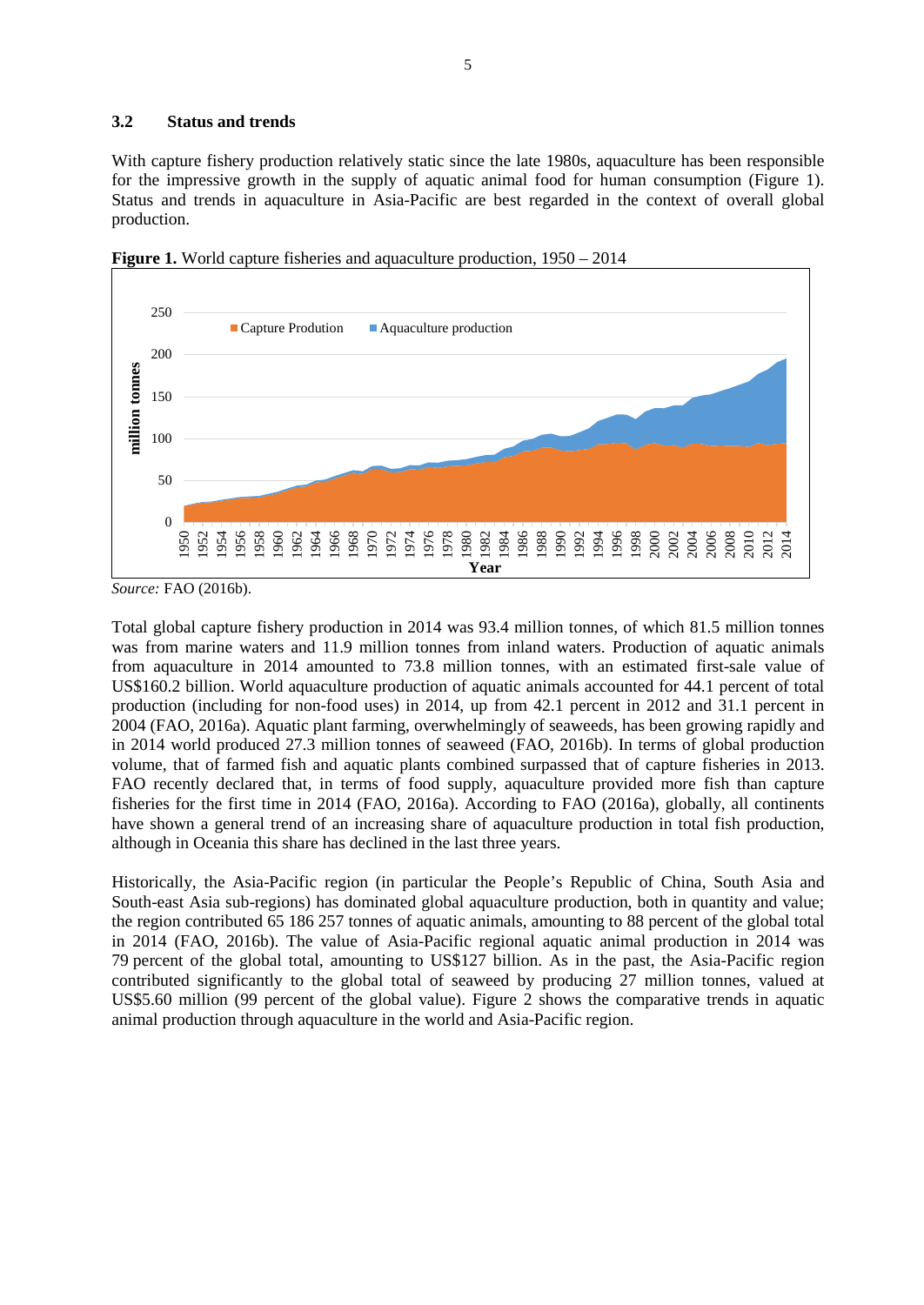### 3.2 Status and trends

With capture fishery production relatively static since the late 1980s, aquaculture has been responsible for the impressive growth in the supply of aquatic animal food for human consumption (Figure 1). Status and trends in aquaculture in Asia-Pacific are best regarded in the context of overall global production.

**Figure 1.** World capture fisheries and aquaculture production, 1950 – 2014

*Source:* FAO (2016b).

Total global capture fishery production in 2014 was 93.4 million tonnes, of which 81.5 million tonnes was from marine waters and 11.9 million tonnes from inland waters. Production of aquatic animals from aquaculture in 2014 amounted to 73.8 million tonnes, with an estimated first-sale value of US$160.2 billion. World aquaculture production of aquatic animals accounted for 44.1 percent of total production (including for non-food uses) in 2014, up from 42.1 percent in 2012 and 31.1 percent in 2004 (FAO, 2016a). Aquatic plant farming, overwhelmingly of seaweeds, has been growing rapidly and in 2014 world produced 27.3 million tonnes of seaweed (FAO, 2016b). In terms of global production volume, that of farmed fish and aquatic plants combined surpassed that of capture fisheries in 2013. FAO recently declared that, in terms of food supply, aquaculture provided more fish than capture fisheries for the first time in 2014 (FAO, 2016a). According to FAO (2016a), globally, all continents have shown a general trend of an increasing share of aquaculture production in total fish production, although in Oceania this share has declined in the last three years.

Historically, the Asia-Pacific region (in particular the People's Republic of China, South Asia and South-east Asia sub-regions) has dominated global aquaculture production, both in quantity and value; the region contributed 65 186 257 tonnes of aquatic animals, amounting to 88 percent of the global total in 2014 (FAO, 2016b). The value of Asia-Pacific regional aquatic animal production in 2014 was 79 percent of the global total, amounting to US$127 billion. As in the past, the Asia-Pacific region contributed significantly to the global total of seaweed by producing 27 million tonnes, valued at US$5.60 million (99 percent of the global value). Figure 2 shows the comparative trends in aquatic animal production through aquaculture in the world and Asia-Pacific region.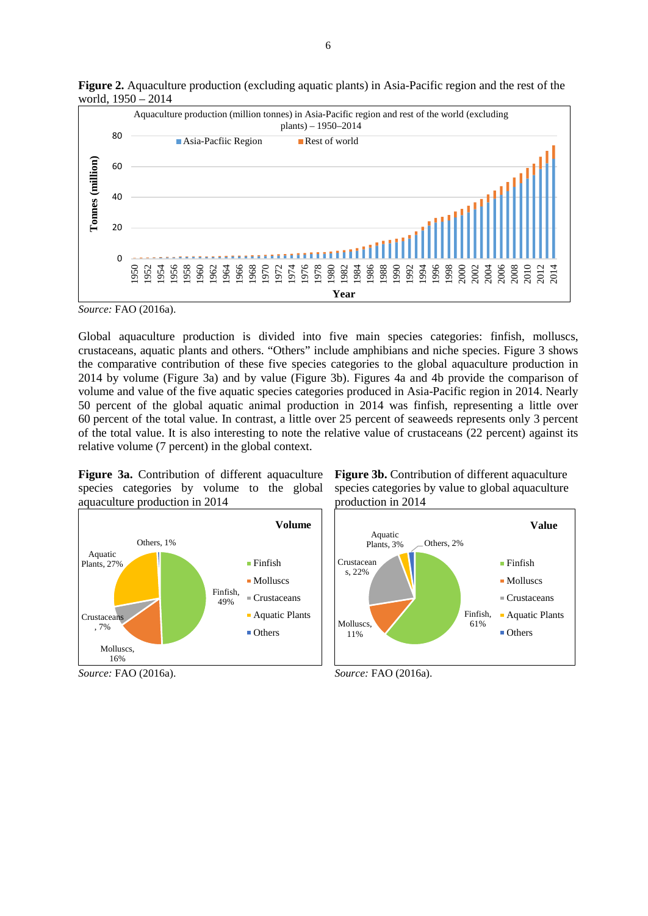**Figure 2.** Aquaculture production (excluding aquatic plants) in Asia-Pacific region and the rest of the world, 1950 – 2014

*Source:* FAO (2016a).

Global aquaculture production is divided into five main species categories: finfish, molluscs, crustaceans, aquatic plants and others. "Others" include amphibians and niche species. Figure 3 shows the comparative contribution of these five species categories to the global aquaculture production in 2014 by volume (Figure 3a) and by value (Figure 3b). Figures 4a and 4b provide the comparison of volume and value of the five aquatic species categories produced in Asia-Pacific region in 2014. Nearly 50 percent of the global aquatic animal production in 2014 was finfish, representing a little over 60 percent of the total value. In contrast, a little over 25 percent of seaweeds represents only 3 percent of the total value. It is also interesting to note the relative value of crustaceans (22 percent) against its relative volume (7 percent) in the global context.

**Figure 3a.** Contribution of different aquaculture species categories by volume to the global aquaculture production in 2014

*Source:* FAO (2016a).

**Figure 3b.** Contribution of different aquaculture species categories by value to global aquaculture production in 2014

*Source:* FAO (2016a).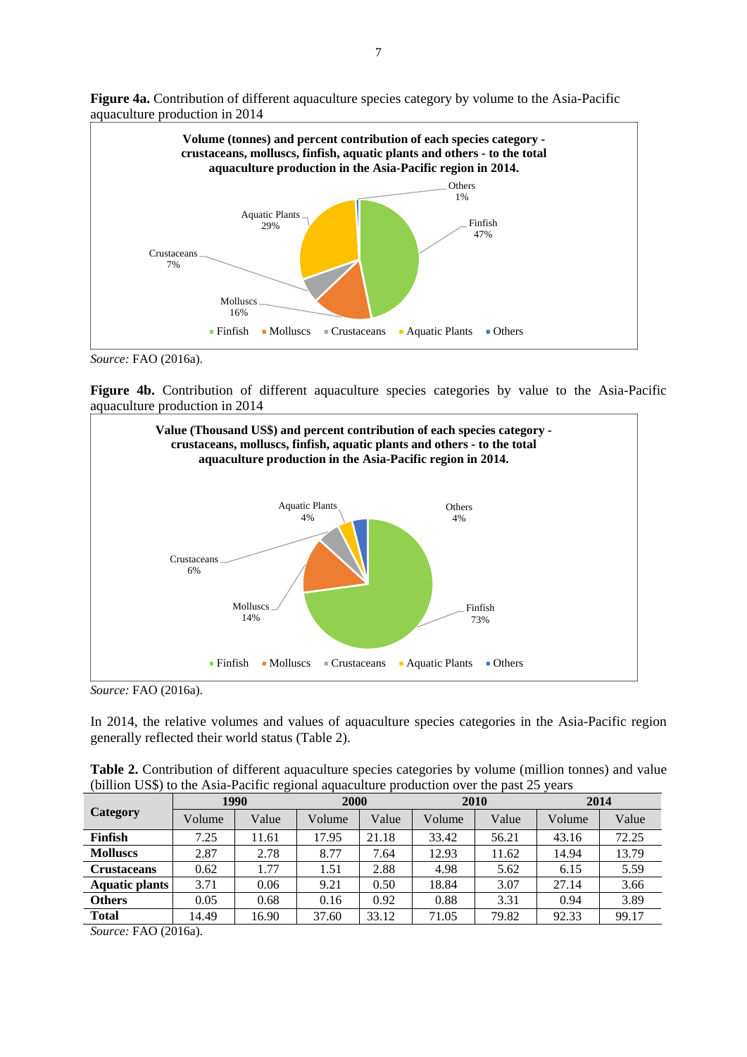**Figure 4a.** Contribution of different aquaculture species category by volume to the Asia-Pacific aquaculture production in 2014

Volume (tonnes) and percent contribution of each species category - crustaceans, molluscs, finfish, aquatic plants and others - to the total aquaculture production in the Asia-Pacific region in 2014.

Others 1%; Finfish 47%; Aquatic Plants 29%; Crustaceans 7%; Molluscs 16%

Finfish · Molluscs · Crustaceans · Aquatic Plants · Others

*Source:* FAO (2016a).

**Figure 4b.** Contribution of different aquaculture species categories by value to the Asia-Pacific aquaculture production in 2014

Value (Thousand US$) and percent contribution of each species category - crustaceans, molluscs, finfish, aquatic plants and others - to the total aquaculture production in the Asia-Pacific region in 2014.

Aquatic Plants 4%; Others 4%; Crustaceans 6%; Molluscs 14%; Finfish 73%

Finfish · Molluscs · Crustaceans · Aquatic Plants · Others

*Source:* FAO (2016a).

In 2014, the relative volumes and values of aquaculture species categories in the Asia-Pacific region generally reflected their world status (Table 2).

**Table 2.** Contribution of different aquaculture species categories by volume (million tonnes) and value (billion US$) to the Asia-Pacific regional aquaculture production over the past 25 years

| Category | 1990 | | 2000 | | 2010 | | 2014 | |
|---|---|---|---|---|---|---|---|---|
| | Volume | Value | Volume | Value | Volume | Value | Volume | Value |
| **Finfish** | 7.25 | 11.61 | 17.95 | 21.18 | 33.42 | 56.21 | 43.16 | 72.25 |
| **Molluscs** | 2.87 | 2.78 | 8.77 | 7.64 | 12.93 | 11.62 | 14.94 | 13.79 |
| **Crustaceans** | 0.62 | 1.77 | 1.51 | 2.88 | 4.98 | 5.62 | 6.15 | 5.59 |
| **Aquatic plants** | 3.71 | 0.06 | 9.21 | 0.50 | 18.84 | 3.07 | 27.14 | 3.66 |
| **Others** | 0.05 | 0.68 | 0.16 | 0.92 | 0.88 | 3.31 | 0.94 | 3.89 |
| **Total** | 14.49 | 16.90 | 37.60 | 33.12 | 71.05 | 79.82 | 92.33 | 99.17 |

*Source:* FAO (2016a).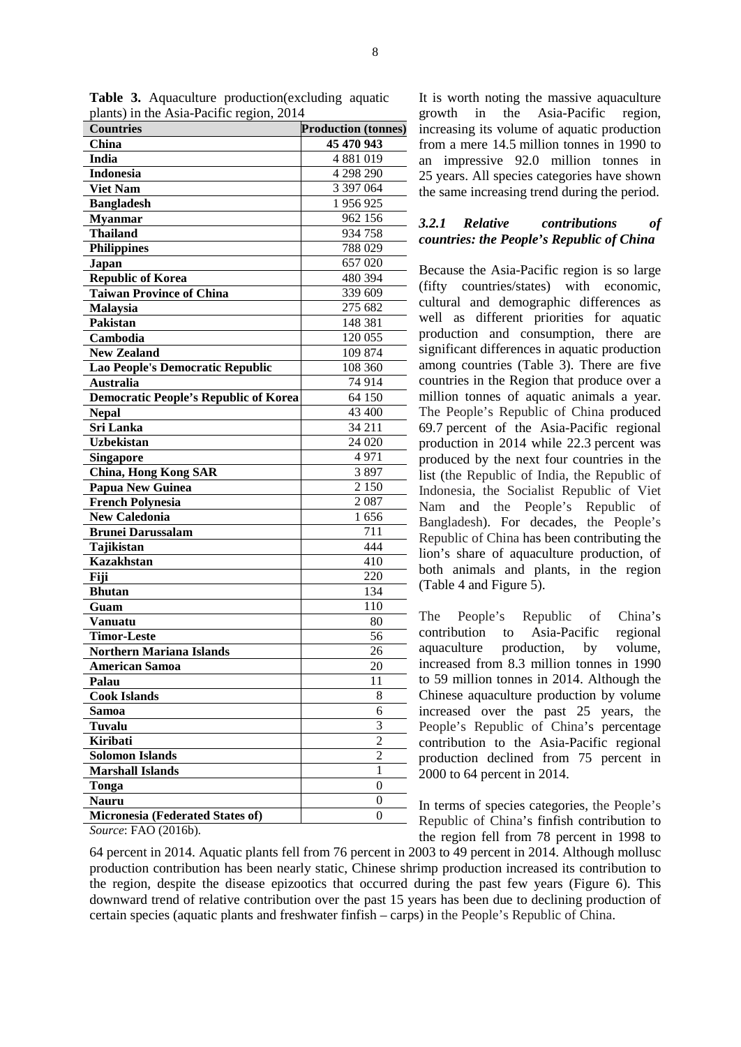**Table 3.** Aquaculture production(excluding aquatic plants) in the Asia-Pacific region, 2014

| Countries | Production (tonnes) |
|---|---|
| China | **45 470 943** |
| India | 4 881 019 |
| Indonesia | 4 298 290 |
| Viet Nam | 3 397 064 |
| Bangladesh | 1 956 925 |
| Myanmar | 962 156 |
| Thailand | 934 758 |
| Philippines | 788 029 |
| Japan | 657 020 |
| Republic of Korea | 480 394 |
| Taiwan Province of China | 339 609 |
| Malaysia | 275 682 |
| Pakistan | 148 381 |
| Cambodia | 120 055 |
| New Zealand | 109 874 |
| Lao People's Democratic Republic | 108 360 |
| Australia | 74 914 |
| Democratic People's Republic of Korea | 64 150 |
| Nepal | 43 400 |
| Sri Lanka | 34 211 |
| Uzbekistan | 24 020 |
| Singapore | 4 971 |
| China, Hong Kong SAR | 3 897 |
| Papua New Guinea | 2 150 |
| French Polynesia | 2 087 |
| New Caledonia | 1 656 |
| Brunei Darussalam | 711 |
| Tajikistan | 444 |
| Kazakhstan | 410 |
| Fiji | 220 |
| Bhutan | 134 |
| Guam | 110 |
| Vanuatu | 80 |
| Timor-Leste | 56 |
| Northern Mariana Islands | 26 |
| American Samoa | 20 |
| Palau | 11 |
| Cook Islands | 8 |
| Samoa | 6 |
| Tuvalu | 3 |
| Kiribati | 2 |
| Solomon Islands | 2 |
| Marshall Islands | 1 |
| Tonga | 0 |
| Nauru | 0 |
| Micronesia (Federated States of) | 0 |

*Source*: FAO (2016b).

It is worth noting the massive aquaculture growth in the Asia-Pacific region, increasing its volume of aquatic production from a mere 14.5 million tonnes in 1990 to an impressive 92.0 million tonnes in 25 years. All species categories have shown the same increasing trend during the period.

### *3.2.1 Relative contributions of countries: the People's Republic of China*

Because the Asia-Pacific region is so large (fifty countries/states) with economic, cultural and demographic differences as well as different priorities for aquatic production and consumption, there are significant differences in aquatic production among countries (Table 3). There are five countries in the Region that produce over a million tonnes of aquatic animals a year. The People's Republic of China produced 69.7 percent of the Asia-Pacific regional production in 2014 while 22.3 percent was produced by the next four countries in the list (the Republic of India, the Republic of Indonesia, the Socialist Republic of Viet Nam and the People's Republic of Bangladesh). For decades, the People's Republic of China has been contributing the lion's share of aquaculture production, of both animals and plants, in the region (Table 4 and Figure 5).

The People's Republic of China's contribution to Asia-Pacific regional aquaculture production, by volume, increased from 8.3 million tonnes in 1990 to 59 million tonnes in 2014. Although the Chinese aquaculture production by volume increased over the past 25 years, the People's Republic of China's percentage contribution to the Asia-Pacific regional production declined from 75 percent in 2000 to 64 percent in 2014.

In terms of species categories, the People's Republic of China's finfish contribution to the region fell from 78 percent in 1998 to 64 percent in 2014. Aquatic plants fell from 76 percent in 2003 to 49 percent in 2014. Although mollusc production contribution has been nearly static, Chinese shrimp production increased its contribution to the region, despite the disease epizootics that occurred during the past few years (Figure 6). This downward trend of relative contribution over the past 15 years has been due to declining production of certain species (aquatic plants and freshwater finfish – carps) in the People's Republic of China.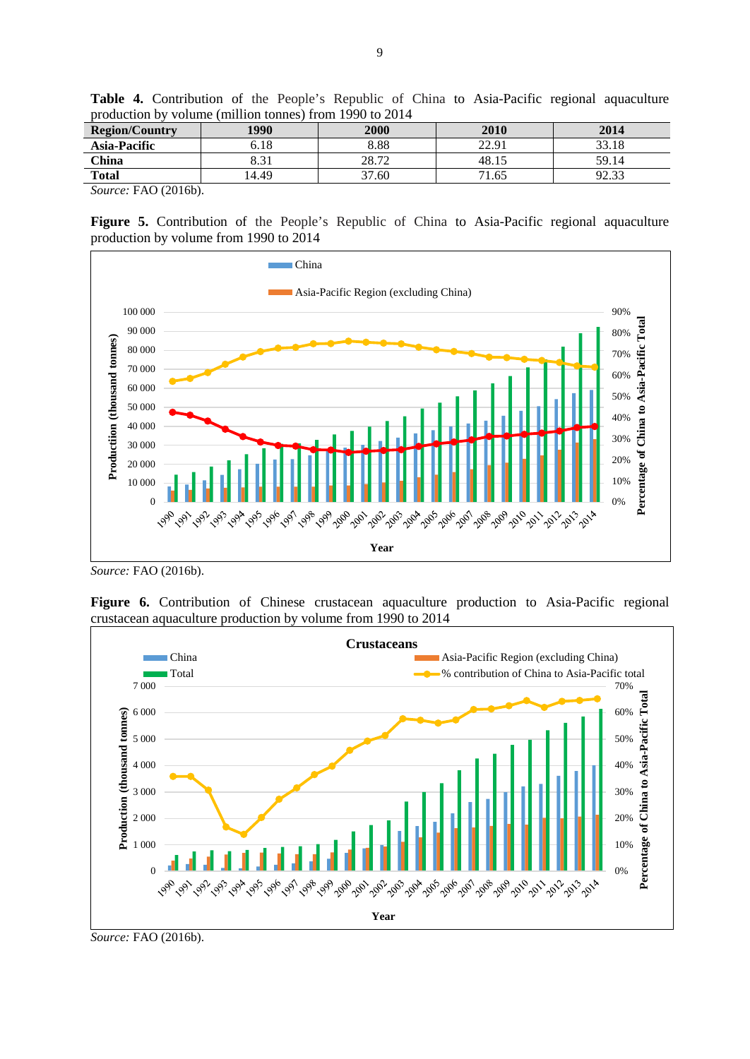**Table 4.** Contribution of the People's Republic of China to Asia-Pacific regional aquaculture production by volume (million tonnes) from 1990 to 2014

| Region/Country | 1990 | 2000 | 2010 | 2014 |
|---|---|---|---|---|
| Asia-Pacific | 6.18 | 8.88 | 22.91 | 33.18 |
| China | 8.31 | 28.72 | 48.15 | 59.14 |
| Total | 14.49 | 37.60 | 71.65 | 92.33 |

*Source:* FAO (2016b).

**Figure 5.** Contribution of the People's Republic of China to Asia-Pacific regional aquaculture production by volume from 1990 to 2014

*Source:* FAO (2016b).

**Figure 6.** Contribution of Chinese crustacean aquaculture production to Asia-Pacific regional crustacean aquaculture production by volume from 1990 to 2014

*Source:* FAO (2016b).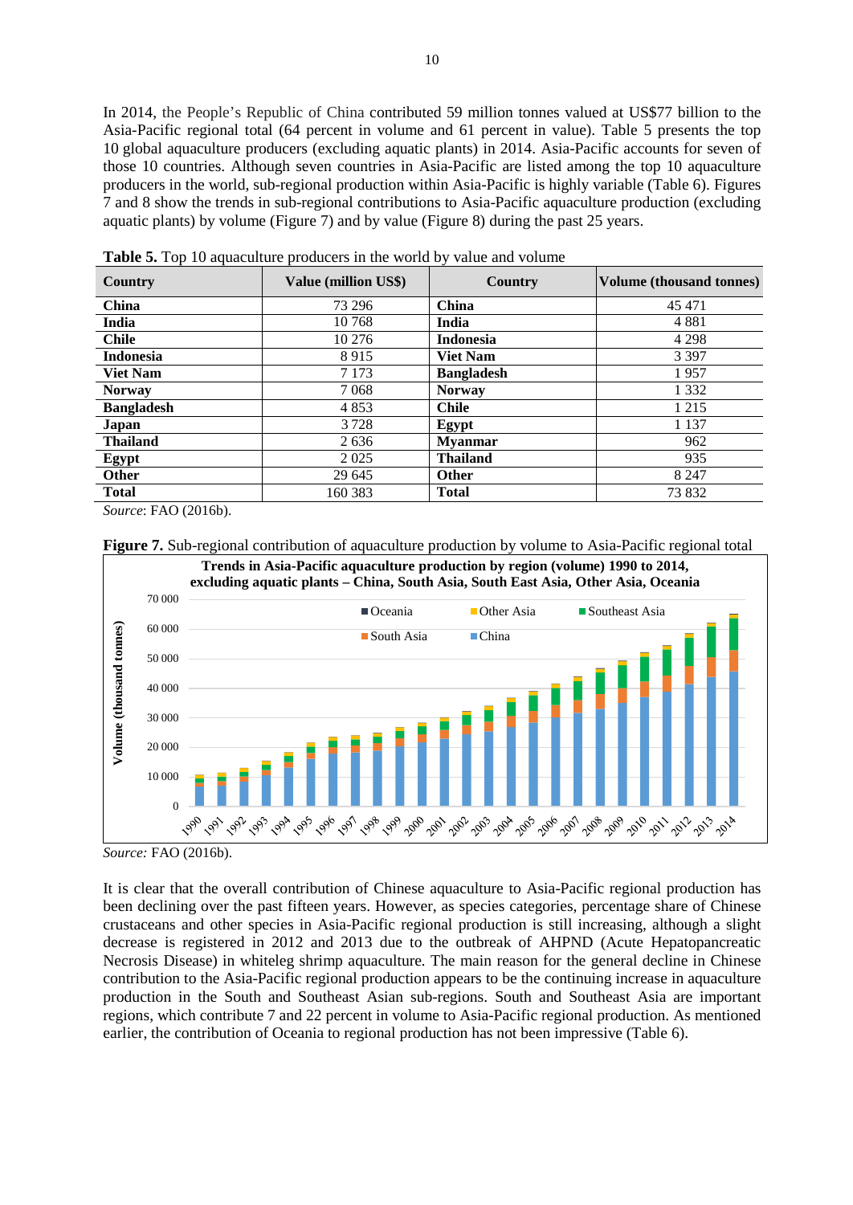In 2014, the People's Republic of China contributed 59 million tonnes valued at US$77 billion to the Asia-Pacific regional total (64 percent in volume and 61 percent in value). Table 5 presents the top 10 global aquaculture producers (excluding aquatic plants) in 2014. Asia-Pacific accounts for seven of those 10 countries. Although seven countries in Asia-Pacific are listed among the top 10 aquaculture producers in the world, sub-regional production within Asia-Pacific is highly variable (Table 6). Figures 7 and 8 show the trends in sub-regional contributions to Asia-Pacific aquaculture production (excluding aquatic plants) by volume (Figure 7) and by value (Figure 8) during the past 25 years.

**Table 5.** Top 10 aquaculture producers in the world by value and volume

| Country | Value (million US$) | Country | Volume (thousand tonnes) |
|---|---|---|---|
| **China** | 73 296 | **China** | 45 471 |
| **India** | 10 768 | **India** | 4 881 |
| **Chile** | 10 276 | **Indonesia** | 4 298 |
| **Indonesia** | 8 915 | **Viet Nam** | 3 397 |
| **Viet Nam** | 7 173 | **Bangladesh** | 1 957 |
| **Norway** | 7 068 | **Norway** | 1 332 |
| **Bangladesh** | 4 853 | **Chile** | 1 215 |
| **Japan** | 3 728 | **Egypt** | 1 137 |
| **Thailand** | 2 636 | **Myanmar** | 962 |
| **Egypt** | 2 025 | **Thailand** | 935 |
| **Other** | 29 645 | **Other** | 8 247 |
| **Total** | 160 383 | **Total** | 73 832 |

*Source*: FAO (2016b).

**Figure 7.** Sub-regional contribution of aquaculture production by volume to Asia-Pacific regional total

*Source:* FAO (2016b).

It is clear that the overall contribution of Chinese aquaculture to Asia-Pacific regional production has been declining over the past fifteen years. However, as species categories, percentage share of Chinese crustaceans and other species in Asia-Pacific regional production is still increasing, although a slight decrease is registered in 2012 and 2013 due to the outbreak of AHPND (Acute Hepatopancreatic Necrosis Disease) in whiteleg shrimp aquaculture. The main reason for the general decline in Chinese contribution to the Asia-Pacific regional production appears to be the continuing increase in aquaculture production in the South and Southeast Asian sub-regions. South and Southeast Asia are important regions, which contribute 7 and 22 percent in volume to Asia-Pacific regional production. As mentioned earlier, the contribution of Oceania to regional production has not been impressive (Table 6).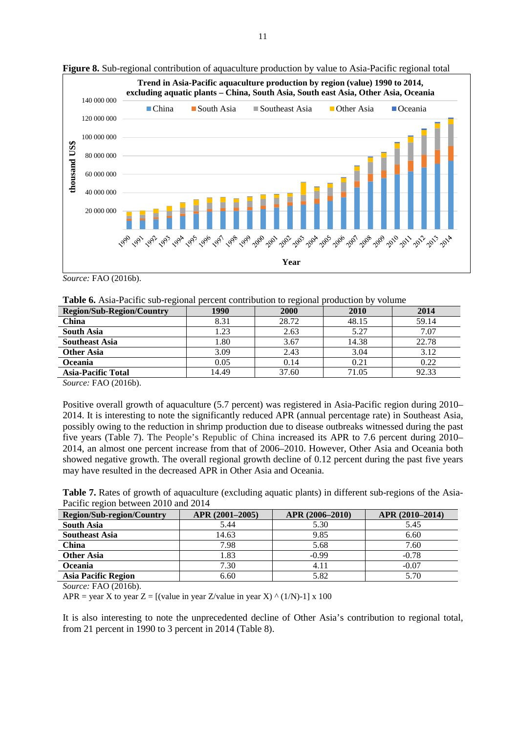**Figure 8.** Sub-regional contribution of aquaculture production by value to Asia-Pacific regional total

*Source:* FAO (2016b).

**Table 6.** Asia-Pacific sub-regional percent contribution to regional production by volume

| Region/Sub-Region/Country | 1990 | 2000 | 2010 | 2014 |
|---|---|---|---|---|
| **China** | 8.31 | 28.72 | 48.15 | 59.14 |
| **South Asia** | 1.23 | 2.63 | 5.27 | 7.07 |
| **Southeast Asia** | 1.80 | 3.67 | 14.38 | 22.78 |
| **Other Asia** | 3.09 | 2.43 | 3.04 | 3.12 |
| **Oceania** | 0.05 | 0.14 | 0.21 | 0.22 |
| **Asia-Pacific Total** | 14.49 | 37.60 | 71.05 | 92.33 |

*Source:* FAO (2016b).

Positive overall growth of aquaculture (5.7 percent) was registered in Asia-Pacific region during 2010–2014. It is interesting to note the significantly reduced APR (annual percentage rate) in Southeast Asia, possibly owing to the reduction in shrimp production due to disease outbreaks witnessed during the past five years (Table 7). The People's Republic of China increased its APR to 7.6 percent during 2010–2014, an almost one percent increase from that of 2006–2010. However, Other Asia and Oceania both showed negative growth. The overall regional growth decline of 0.12 percent during the past five years may have resulted in the decreased APR in Other Asia and Oceania.

**Table 7.** Rates of growth of aquaculture (excluding aquatic plants) in different sub-regions of the Asia-Pacific region between 2010 and 2014

| Region/Sub-region/Country | APR (2001–2005) | APR (2006–2010) | APR (2010–2014) |
|---|---|---|---|
| **South Asia** | 5.44 | 5.30 | 5.45 |
| **Southeast Asia** | 14.63 | 9.85 | 6.60 |
| **China** | 7.98 | 5.68 | 7.60 |
| **Other Asia** | 1.83 | -0.99 | -0.78 |
| **Oceania** | 7.30 | 4.11 | -0.07 |
| **Asia Pacific Region** | 6.60 | 5.82 | 5.70 |

*Source:* FAO (2016b).

APR = year X to year Z = [(value in year Z/value in year X) ^ (1/N)-1] x 100

It is also interesting to note the unprecedented decline of Other Asia's contribution to regional total, from 21 percent in 1990 to 3 percent in 2014 (Table 8).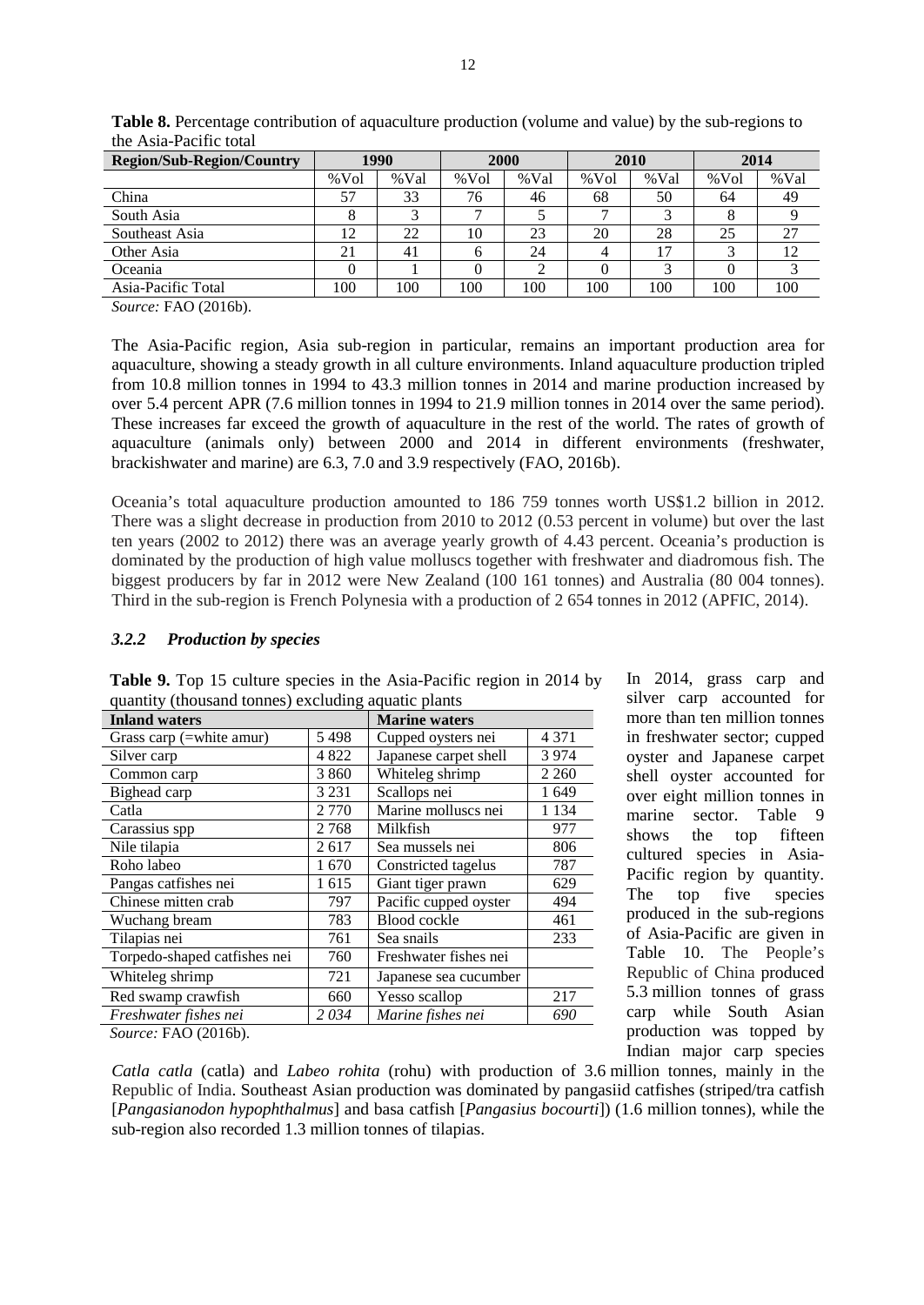**Table 8.** Percentage contribution of aquaculture production (volume and value) by the sub-regions to the Asia-Pacific total

| Region/Sub-Region/Country | 1990 | | 2000 | | 2010 | | 2014 | |
|---|---|---|---|---|---|---|---|---|
| | %Vol | %Val | %Vol | %Val | %Vol | %Val | %Vol | %Val |
| China | 57 | 33 | 76 | 46 | 68 | 50 | 64 | 49 |
| South Asia | 8 | 3 | 7 | 5 | 7 | 3 | 8 | 9 |
| Southeast Asia | 12 | 22 | 10 | 23 | 20 | 28 | 25 | 27 |
| Other Asia | 21 | 41 | 6 | 24 | 4 | 17 | 3 | 12 |
| Oceania | 0 | 1 | 0 | 2 | 0 | 3 | 0 | 3 |
| Asia-Pacific Total | 100 | 100 | 100 | 100 | 100 | 100 | 100 | 100 |

*Source:* FAO (2016b).

The Asia-Pacific region, Asia sub-region in particular, remains an important production area for aquaculture, showing a steady growth in all culture environments. Inland aquaculture production tripled from 10.8 million tonnes in 1994 to 43.3 million tonnes in 2014 and marine production increased by over 5.4 percent APR (7.6 million tonnes in 1994 to 21.9 million tonnes in 2014 over the same period). These increases far exceed the growth of aquaculture in the rest of the world. The rates of growth of aquaculture (animals only) between 2000 and 2014 in different environments (freshwater, brackishwater and marine) are 6.3, 7.0 and 3.9 respectively (FAO, 2016b).

Oceania's total aquaculture production amounted to 186 759 tonnes worth US$1.2 billion in 2012. There was a slight decrease in production from 2010 to 2012 (0.53 percent in volume) but over the last ten years (2002 to 2012) there was an average yearly growth of 4.43 percent. Oceania's production is dominated by the production of high value molluscs together with freshwater and diadromous fish. The biggest producers by far in 2012 were New Zealand (100 161 tonnes) and Australia (80 004 tonnes). Third in the sub-region is French Polynesia with a production of 2 654 tonnes in 2012 (APFIC, 2014).

### *3.2.2 Production by species*

**Table 9.** Top 15 culture species in the Asia-Pacific region in 2014 by quantity (thousand tonnes) excluding aquatic plants

| Inland waters | | Marine waters | |
|---|---|---|---|
| Grass carp (=white amur) | 5 498 | Cupped oysters nei | 4 371 |
| Silver carp | 4 822 | Japanese carpet shell | 3 974 |
| Common carp | 3 860 | Whiteleg shrimp | 2 260 |
| Bighead carp | 3 231 | Scallops nei | 1 649 |
| Catla | 2 770 | Marine molluscs nei | 1 134 |
| Carassius spp | 2 768 | Milkfish | 977 |
| Nile tilapia | 2 617 | Sea mussels nei | 806 |
| Roho labeo | 1 670 | Constricted tagelus | 787 |
| Pangas catfishes nei | 1 615 | Giant tiger prawn | 629 |
| Chinese mitten crab | 797 | Pacific cupped oyster | 494 |
| Wuchang bream | 783 | Blood cockle | 461 |
| Tilapias nei | 761 | Sea snails | 233 |
| Torpedo-shaped catfishes nei | 760 | Freshwater fishes nei | |
| Whiteleg shrimp | 721 | Japanese sea cucumber | |
| Red swamp crawfish | 660 | Yesso scallop | 217 |
| *Freshwater fishes nei* | *2 034* | *Marine fishes nei* | *690* |

*Source:* FAO (2016b).

In 2014, grass carp and silver carp accounted for more than ten million tonnes in freshwater sector; cupped oyster and Japanese carpet shell oyster accounted for over eight million tonnes in marine sector. Table 9 shows the top fifteen cultured species in Asia-Pacific region by quantity. The top five species produced in the sub-regions of Asia-Pacific are given in Table 10. The People's Republic of China produced 5.3 million tonnes of grass carp while South Asian production was topped by Indian major carp species *Catla catla* (catla) and *Labeo rohita* (rohu) with production of 3.6 million tonnes, mainly in the Republic of India. Southeast Asian production was dominated by pangasiid catfishes (striped/tra catfish [*Pangasianodon hypophthalmus*] and basa catfish [*Pangasius bocourti*]) (1.6 million tonnes), while the sub-region also recorded 1.3 million tonnes of tilapias.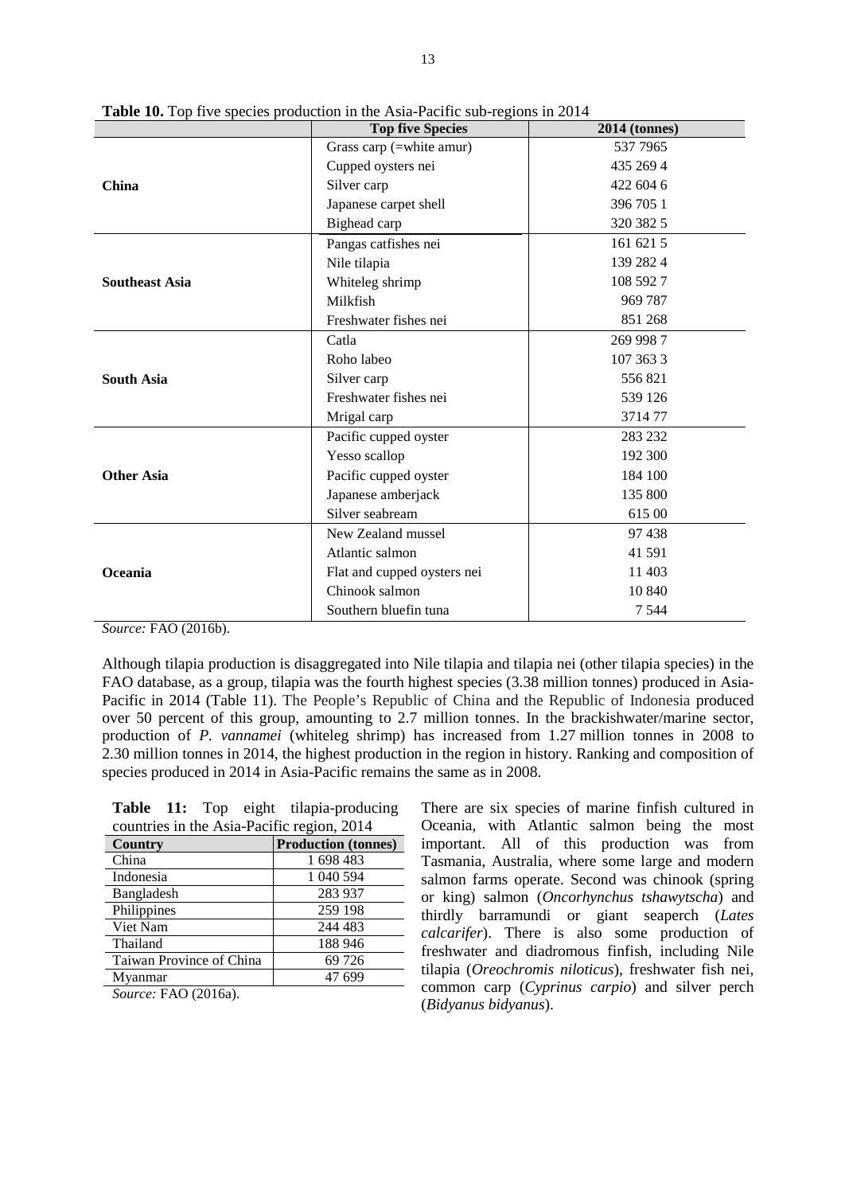**Table 10.** Top five species production in the Asia-Pacific sub-regions in 2014

| | Top five Species | 2014 (tonnes) |
|---|---|---|
| **China** | Grass carp (=white amur) | 537 7965 |
| | Cupped oysters nei | 435 269 4 |
| | Silver carp | 422 604 6 |
| | Japanese carpet shell | 396 705 1 |
| | Bighead carp | 320 382 5 |
| **Southeast Asia** | Pangas catfishes nei | 161 621 5 |
| | Nile tilapia | 139 282 4 |
| | Whiteleg shrimp | 108 592 7 |
| | Milkfish | 969 787 |
| | Freshwater fishes nei | 851 268 |
| **South Asia** | Catla | 269 998 7 |
| | Roho labeo | 107 363 3 |
| | Silver carp | 556 821 |
| | Freshwater fishes nei | 539 126 |
| | Mrigal carp | 3714 77 |
| **Other Asia** | Pacific cupped oyster | 283 232 |
| | Yesso scallop | 192 300 |
| | Pacific cupped oyster | 184 100 |
| | Japanese amberjack | 135 800 |
| | Silver seabream | 615 00 |
| **Oceania** | New Zealand mussel | 97 438 |
| | Atlantic salmon | 41 591 |
| | Flat and cupped oysters nei | 11 403 |
| | Chinook salmon | 10 840 |
| | Southern bluefin tuna | 7 544 |

*Source:* FAO (2016b).

Although tilapia production is disaggregated into Nile tilapia and tilapia nei (other tilapia species) in the FAO database, as a group, tilapia was the fourth highest species (3.38 million tonnes) produced in Asia-Pacific in 2014 (Table 11). The People's Republic of China and the Republic of Indonesia produced over 50 percent of this group, amounting to 2.7 million tonnes. In the brackishwater/marine sector, production of *P. vannamei* (whiteleg shrimp) has increased from 1.27 million tonnes in 2008 to 2.30 million tonnes in 2014, the highest production in the region in history. Ranking and composition of species produced in 2014 in Asia-Pacific remains the same as in 2008.

**Table 11:** Top eight tilapia-producing countries in the Asia-Pacific region, 2014

| Country | Production (tonnes) |
|---|---|
| China | 1 698 483 |
| Indonesia | 1 040 594 |
| Bangladesh | 283 937 |
| Philippines | 259 198 |
| Viet Nam | 244 483 |
| Thailand | 188 946 |
| Taiwan Province of China | 69 726 |
| Myanmar | 47 699 |

*Source:* FAO (2016a).

There are six species of marine finfish cultured in Oceania, with Atlantic salmon being the most important. All of this production was from Tasmania, Australia, where some large and modern salmon farms operate. Second was chinook (spring or king) salmon (*Oncorhynchus tshawytscha*) and thirdly barramundi or giant seaperch (*Lates calcarifer*). There is also some production of freshwater and diadromous finfish, including Nile tilapia (*Oreochromis niloticus*), freshwater fish nei, common carp (*Cyprinus carpio*) and silver perch (*Bidyanus bidyanus*).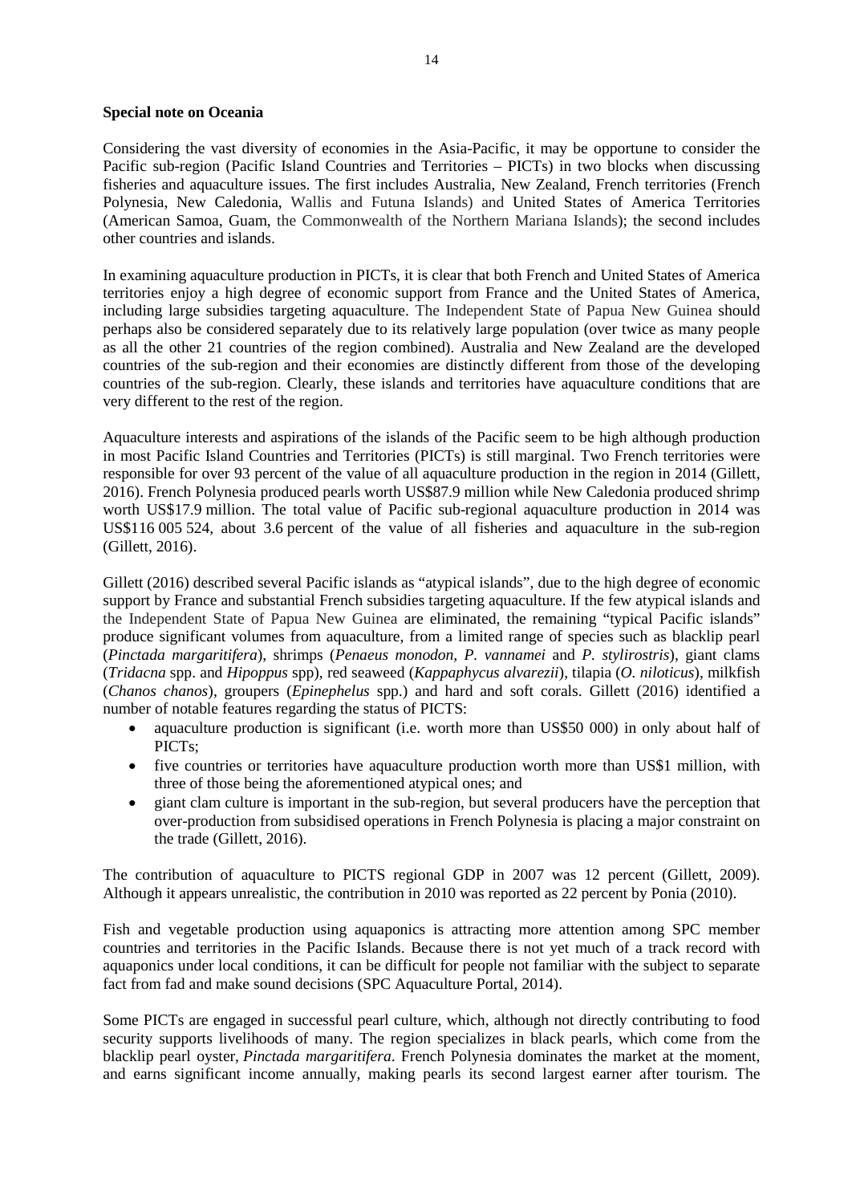**Special note on Oceania**

Considering the vast diversity of economies in the Asia-Pacific, it may be opportune to consider the Pacific sub-region (Pacific Island Countries and Territories – PICTs) in two blocks when discussing fisheries and aquaculture issues. The first includes Australia, New Zealand, French territories (French Polynesia, New Caledonia, Wallis and Futuna Islands) and United States of America Territories (American Samoa, Guam, the Commonwealth of the Northern Mariana Islands); the second includes other countries and islands.

In examining aquaculture production in PICTs, it is clear that both French and United States of America territories enjoy a high degree of economic support from France and the United States of America, including large subsidies targeting aquaculture. The Independent State of Papua New Guinea should perhaps also be considered separately due to its relatively large population (over twice as many people as all the other 21 countries of the region combined). Australia and New Zealand are the developed countries of the sub-region and their economies are distinctly different from those of the developing countries of the sub-region. Clearly, these islands and territories have aquaculture conditions that are very different to the rest of the region.

Aquaculture interests and aspirations of the islands of the Pacific seem to be high although production in most Pacific Island Countries and Territories (PICTs) is still marginal. Two French territories were responsible for over 93 percent of the value of all aquaculture production in the region in 2014 (Gillett, 2016). French Polynesia produced pearls worth US$87.9 million while New Caledonia produced shrimp worth US$17.9 million. The total value of Pacific sub-regional aquaculture production in 2014 was US$116 005 524, about 3.6 percent of the value of all fisheries and aquaculture in the sub-region (Gillett, 2016).

Gillett (2016) described several Pacific islands as "atypical islands", due to the high degree of economic support by France and substantial French subsidies targeting aquaculture. If the few atypical islands and the Independent State of Papua New Guinea are eliminated, the remaining "typical Pacific islands" produce significant volumes from aquaculture, from a limited range of species such as blacklip pearl (*Pinctada margaritifera*), shrimps (*Penaeus monodon, P. vannamei* and *P. stylirostris*), giant clams (*Tridacna* spp. and *Hipoppus* spp), red seaweed (*Kappaphycus alvarezii*), tilapia (*O. niloticus*), milkfish (*Chanos chanos*), groupers (*Epinephelus* spp.) and hard and soft corals. Gillett (2016) identified a number of notable features regarding the status of PICTS:

- aquaculture production is significant (i.e. worth more than US$50 000) in only about half of PICTs;
- five countries or territories have aquaculture production worth more than US$1 million, with three of those being the aforementioned atypical ones; and
- giant clam culture is important in the sub-region, but several producers have the perception that over-production from subsidised operations in French Polynesia is placing a major constraint on the trade (Gillett, 2016).

The contribution of aquaculture to PICTS regional GDP in 2007 was 12 percent (Gillett, 2009). Although it appears unrealistic, the contribution in 2010 was reported as 22 percent by Ponia (2010).

Fish and vegetable production using aquaponics is attracting more attention among SPC member countries and territories in the Pacific Islands. Because there is not yet much of a track record with aquaponics under local conditions, it can be difficult for people not familiar with the subject to separate fact from fad and make sound decisions (SPC Aquaculture Portal, 2014).

Some PICTs are engaged in successful pearl culture, which, although not directly contributing to food security supports livelihoods of many. The region specializes in black pearls, which come from the blacklip pearl oyster, *Pinctada margaritifera*. French Polynesia dominates the market at the moment, and earns significant income annually, making pearls its second largest earner after tourism. The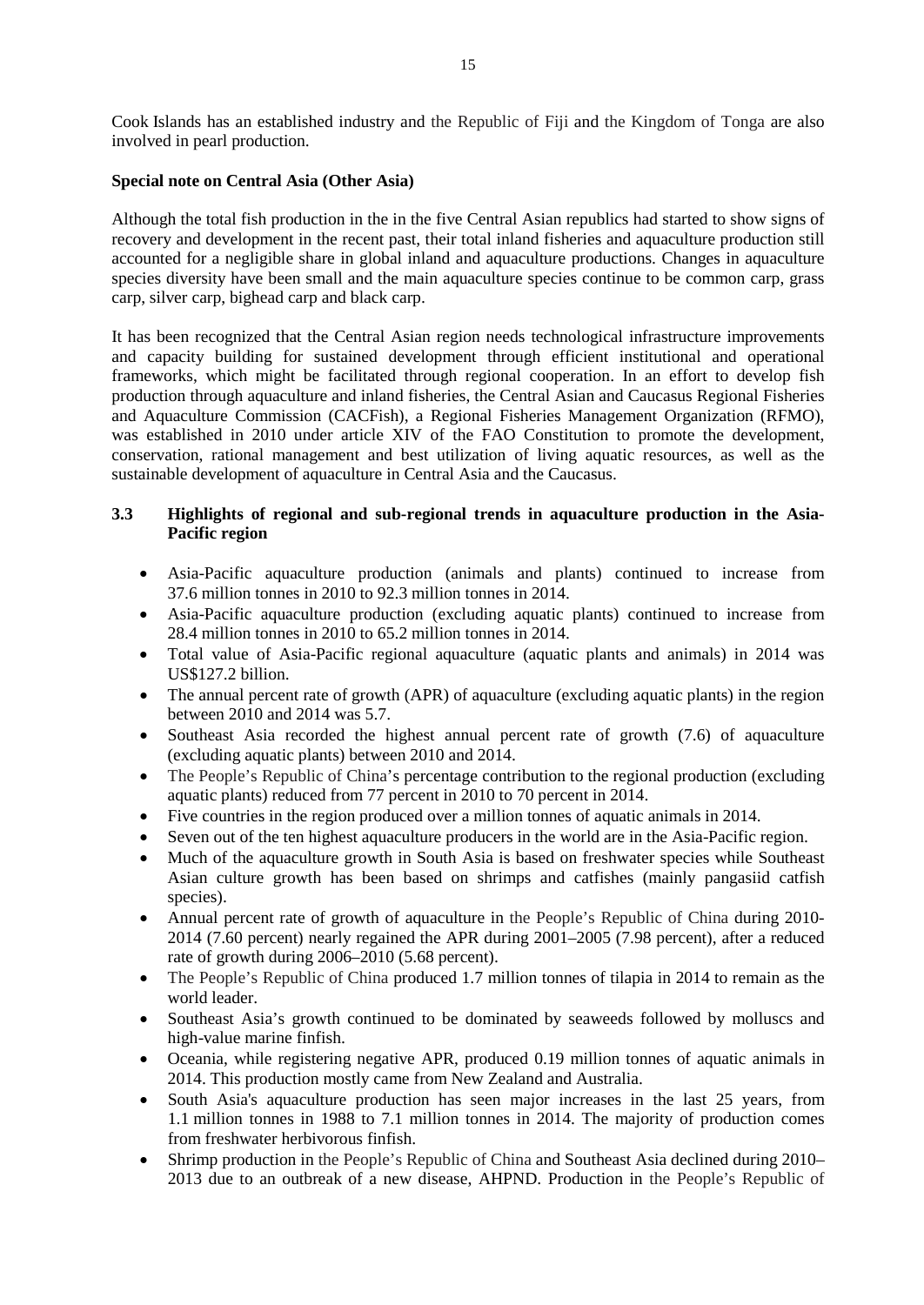Cook Islands has an established industry and the Republic of Fiji and the Kingdom of Tonga are also involved in pearl production.

**Special note on Central Asia (Other Asia)**

Although the total fish production in the in the five Central Asian republics had started to show signs of recovery and development in the recent past, their total inland fisheries and aquaculture production still accounted for a negligible share in global inland and aquaculture productions. Changes in aquaculture species diversity have been small and the main aquaculture species continue to be common carp, grass carp, silver carp, bighead carp and black carp.

It has been recognized that the Central Asian region needs technological infrastructure improvements and capacity building for sustained development through efficient institutional and operational frameworks, which might be facilitated through regional cooperation. In an effort to develop fish production through aquaculture and inland fisheries, the Central Asian and Caucasus Regional Fisheries and Aquaculture Commission (CACFish), a Regional Fisheries Management Organization (RFMO), was established in 2010 under article XIV of the FAO Constitution to promote the development, conservation, rational management and best utilization of living aquatic resources, as well as the sustainable development of aquaculture in Central Asia and the Caucasus.

### 3.3 Highlights of regional and sub-regional trends in aquaculture production in the Asia-Pacific region

- Asia-Pacific aquaculture production (animals and plants) continued to increase from 37.6 million tonnes in 2010 to 92.3 million tonnes in 2014.
- Asia-Pacific aquaculture production (excluding aquatic plants) continued to increase from 28.4 million tonnes in 2010 to 65.2 million tonnes in 2014.
- Total value of Asia-Pacific regional aquaculture (aquatic plants and animals) in 2014 was US$127.2 billion.
- The annual percent rate of growth (APR) of aquaculture (excluding aquatic plants) in the region between 2010 and 2014 was 5.7.
- Southeast Asia recorded the highest annual percent rate of growth (7.6) of aquaculture (excluding aquatic plants) between 2010 and 2014.
- The People's Republic of China's percentage contribution to the regional production (excluding aquatic plants) reduced from 77 percent in 2010 to 70 percent in 2014.
- Five countries in the region produced over a million tonnes of aquatic animals in 2014.
- Seven out of the ten highest aquaculture producers in the world are in the Asia-Pacific region.
- Much of the aquaculture growth in South Asia is based on freshwater species while Southeast Asian culture growth has been based on shrimps and catfishes (mainly pangasiid catfish species).
- Annual percent rate of growth of aquaculture in the People's Republic of China during 2010-2014 (7.60 percent) nearly regained the APR during 2001–2005 (7.98 percent), after a reduced rate of growth during 2006–2010 (5.68 percent).
- The People's Republic of China produced 1.7 million tonnes of tilapia in 2014 to remain as the world leader.
- Southeast Asia's growth continued to be dominated by seaweeds followed by molluscs and high-value marine finfish.
- Oceania, while registering negative APR, produced 0.19 million tonnes of aquatic animals in 2014. This production mostly came from New Zealand and Australia.
- South Asia's aquaculture production has seen major increases in the last 25 years, from 1.1 million tonnes in 1988 to 7.1 million tonnes in 2014. The majority of production comes from freshwater herbivorous finfish.
- Shrimp production in the People's Republic of China and Southeast Asia declined during 2010–2013 due to an outbreak of a new disease, AHPND. Production in the People's Republic of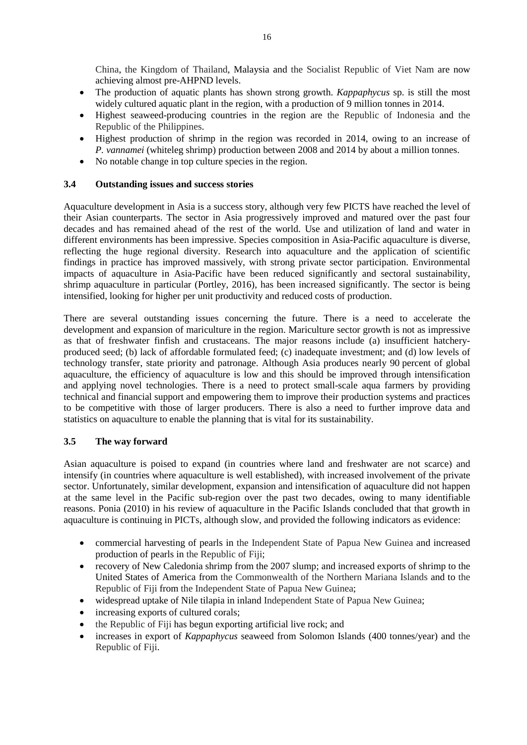China, the Kingdom of Thailand, Malaysia and the Socialist Republic of Viet Nam are now achieving almost pre-AHPND levels.

- The production of aquatic plants has shown strong growth. *Kappaphycus* sp. is still the most widely cultured aquatic plant in the region, with a production of 9 million tonnes in 2014.
- Highest seaweed-producing countries in the region are the Republic of Indonesia and the Republic of the Philippines.
- Highest production of shrimp in the region was recorded in 2014, owing to an increase of *P. vannamei* (whiteleg shrimp) production between 2008 and 2014 by about a million tonnes.
- No notable change in top culture species in the region.

### 3.4 Outstanding issues and success stories

Aquaculture development in Asia is a success story, although very few PICTS have reached the level of their Asian counterparts. The sector in Asia progressively improved and matured over the past four decades and has remained ahead of the rest of the world. Use and utilization of land and water in different environments has been impressive. Species composition in Asia-Pacific aquaculture is diverse, reflecting the huge regional diversity. Research into aquaculture and the application of scientific findings in practice has improved massively, with strong private sector participation. Environmental impacts of aquaculture in Asia-Pacific have been reduced significantly and sectoral sustainability, shrimp aquaculture in particular (Portley, 2016), has been increased significantly. The sector is being intensified, looking for higher per unit productivity and reduced costs of production.

There are several outstanding issues concerning the future. There is a need to accelerate the development and expansion of mariculture in the region. Mariculture sector growth is not as impressive as that of freshwater finfish and crustaceans. The major reasons include (a) insufficient hatchery-produced seed; (b) lack of affordable formulated feed; (c) inadequate investment; and (d) low levels of technology transfer, state priority and patronage. Although Asia produces nearly 90 percent of global aquaculture, the efficiency of aquaculture is low and this should be improved through intensification and applying novel technologies. There is a need to protect small-scale aqua farmers by providing technical and financial support and empowering them to improve their production systems and practices to be competitive with those of larger producers. There is also a need to further improve data and statistics on aquaculture to enable the planning that is vital for its sustainability.

### 3.5 The way forward

Asian aquaculture is poised to expand (in countries where land and freshwater are not scarce) and intensify (in countries where aquaculture is well established), with increased involvement of the private sector. Unfortunately, similar development, expansion and intensification of aquaculture did not happen at the same level in the Pacific sub-region over the past two decades, owing to many identifiable reasons. Ponia (2010) in his review of aquaculture in the Pacific Islands concluded that that growth in aquaculture is continuing in PICTs, although slow, and provided the following indicators as evidence:

- commercial harvesting of pearls in the Independent State of Papua New Guinea and increased production of pearls in the Republic of Fiji;
- recovery of New Caledonia shrimp from the 2007 slump; and increased exports of shrimp to the United States of America from the Commonwealth of the Northern Mariana Islands and to the Republic of Fiji from the Independent State of Papua New Guinea;
- widespread uptake of Nile tilapia in inland Independent State of Papua New Guinea;
- increasing exports of cultured corals;
- the Republic of Fiji has begun exporting artificial live rock; and
- increases in export of *Kappaphycus* seaweed from Solomon Islands (400 tonnes/year) and the Republic of Fiji.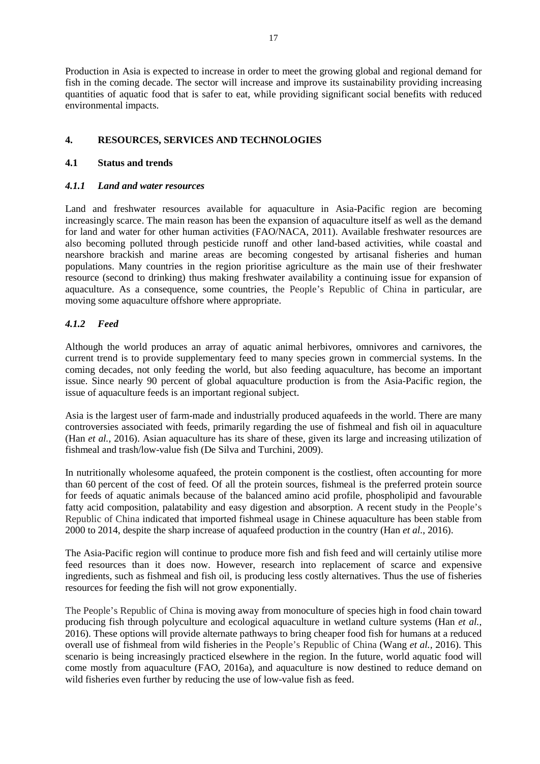Production in Asia is expected to increase in order to meet the growing global and regional demand for fish in the coming decade. The sector will increase and improve its sustainability providing increasing quantities of aquatic food that is safer to eat, while providing significant social benefits with reduced environmental impacts.

# 4. RESOURCES, SERVICES AND TECHNOLOGIES

## 4.1 Status and trends

### *4.1.1 Land and water resources*

Land and freshwater resources available for aquaculture in Asia-Pacific region are becoming increasingly scarce. The main reason has been the expansion of aquaculture itself as well as the demand for land and water for other human activities (FAO/NACA, 2011). Available freshwater resources are also becoming polluted through pesticide runoff and other land-based activities, while coastal and nearshore brackish and marine areas are becoming congested by artisanal fisheries and human populations. Many countries in the region prioritise agriculture as the main use of their freshwater resource (second to drinking) thus making freshwater availability a continuing issue for expansion of aquaculture. As a consequence, some countries, the People's Republic of China in particular, are moving some aquaculture offshore where appropriate.

### *4.1.2 Feed*

Although the world produces an array of aquatic animal herbivores, omnivores and carnivores, the current trend is to provide supplementary feed to many species grown in commercial systems. In the coming decades, not only feeding the world, but also feeding aquaculture, has become an important issue. Since nearly 90 percent of global aquaculture production is from the Asia-Pacific region, the issue of aquaculture feeds is an important regional subject.

Asia is the largest user of farm-made and industrially produced aquafeeds in the world. There are many controversies associated with feeds, primarily regarding the use of fishmeal and fish oil in aquaculture (Han *et al.*, 2016). Asian aquaculture has its share of these, given its large and increasing utilization of fishmeal and trash/low-value fish (De Silva and Turchini, 2009).

In nutritionally wholesome aquafeed, the protein component is the costliest, often accounting for more than 60 percent of the cost of feed. Of all the protein sources, fishmeal is the preferred protein source for feeds of aquatic animals because of the balanced amino acid profile, phospholipid and favourable fatty acid composition, palatability and easy digestion and absorption. A recent study in the People's Republic of China indicated that imported fishmeal usage in Chinese aquaculture has been stable from 2000 to 2014, despite the sharp increase of aquafeed production in the country (Han *et al*., 2016).

The Asia-Pacific region will continue to produce more fish and fish feed and will certainly utilise more feed resources than it does now. However, research into replacement of scarce and expensive ingredients, such as fishmeal and fish oil, is producing less costly alternatives. Thus the use of fisheries resources for feeding the fish will not grow exponentially.

The People's Republic of China is moving away from monoculture of species high in food chain toward producing fish through polyculture and ecological aquaculture in wetland culture systems (Han *et al.*, 2016). These options will provide alternate pathways to bring cheaper food fish for humans at a reduced overall use of fishmeal from wild fisheries in the People's Republic of China (Wang *et al.*, 2016). This scenario is being increasingly practiced elsewhere in the region. In the future, world aquatic food will come mostly from aquaculture (FAO, 2016a), and aquaculture is now destined to reduce demand on wild fisheries even further by reducing the use of low-value fish as feed.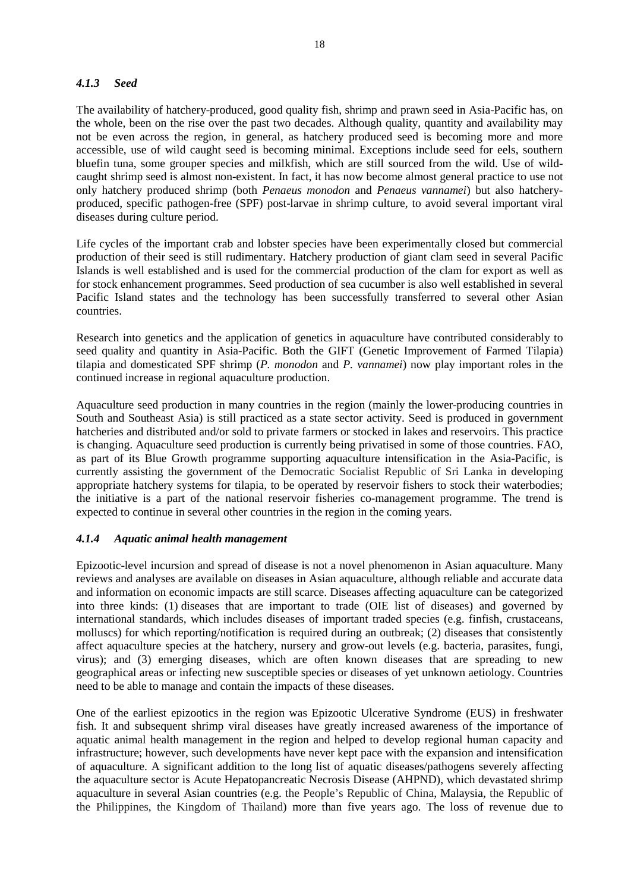### *4.1.3 Seed*

The availability of hatchery-produced, good quality fish, shrimp and prawn seed in Asia-Pacific has, on the whole, been on the rise over the past two decades. Although quality, quantity and availability may not be even across the region, in general, as hatchery produced seed is becoming more and more accessible, use of wild caught seed is becoming minimal. Exceptions include seed for eels, southern bluefin tuna, some grouper species and milkfish, which are still sourced from the wild. Use of wild-caught shrimp seed is almost non-existent. In fact, it has now become almost general practice to use not only hatchery produced shrimp (both *Penaeus monodon* and *Penaeus vannamei*) but also hatchery-produced, specific pathogen-free (SPF) post-larvae in shrimp culture, to avoid several important viral diseases during culture period.

Life cycles of the important crab and lobster species have been experimentally closed but commercial production of their seed is still rudimentary. Hatchery production of giant clam seed in several Pacific Islands is well established and is used for the commercial production of the clam for export as well as for stock enhancement programmes. Seed production of sea cucumber is also well established in several Pacific Island states and the technology has been successfully transferred to several other Asian countries.

Research into genetics and the application of genetics in aquaculture have contributed considerably to seed quality and quantity in Asia-Pacific. Both the GIFT (Genetic Improvement of Farmed Tilapia) tilapia and domesticated SPF shrimp (*P. monodon* and *P. vannamei*) now play important roles in the continued increase in regional aquaculture production.

Aquaculture seed production in many countries in the region (mainly the lower-producing countries in South and Southeast Asia) is still practiced as a state sector activity. Seed is produced in government hatcheries and distributed and/or sold to private farmers or stocked in lakes and reservoirs. This practice is changing. Aquaculture seed production is currently being privatised in some of those countries. FAO, as part of its Blue Growth programme supporting aquaculture intensification in the Asia-Pacific, is currently assisting the government of the Democratic Socialist Republic of Sri Lanka in developing appropriate hatchery systems for tilapia, to be operated by reservoir fishers to stock their waterbodies; the initiative is a part of the national reservoir fisheries co-management programme. The trend is expected to continue in several other countries in the region in the coming years.

### *4.1.4 Aquatic animal health management*

Epizootic-level incursion and spread of disease is not a novel phenomenon in Asian aquaculture. Many reviews and analyses are available on diseases in Asian aquaculture, although reliable and accurate data and information on economic impacts are still scarce. Diseases affecting aquaculture can be categorized into three kinds: (1) diseases that are important to trade (OIE list of diseases) and governed by international standards, which includes diseases of important traded species (e.g. finfish, crustaceans, molluscs) for which reporting/notification is required during an outbreak; (2) diseases that consistently affect aquaculture species at the hatchery, nursery and grow-out levels (e.g. bacteria, parasites, fungi, virus); and (3) emerging diseases, which are often known diseases that are spreading to new geographical areas or infecting new susceptible species or diseases of yet unknown aetiology. Countries need to be able to manage and contain the impacts of these diseases.

One of the earliest epizootics in the region was Epizootic Ulcerative Syndrome (EUS) in freshwater fish. It and subsequent shrimp viral diseases have greatly increased awareness of the importance of aquatic animal health management in the region and helped to develop regional human capacity and infrastructure; however, such developments have never kept pace with the expansion and intensification of aquaculture. A significant addition to the long list of aquatic diseases/pathogens severely affecting the aquaculture sector is Acute Hepatopancreatic Necrosis Disease (AHPND), which devastated shrimp aquaculture in several Asian countries (e.g. the People's Republic of China, Malaysia, the Republic of the Philippines, the Kingdom of Thailand) more than five years ago. The loss of revenue due to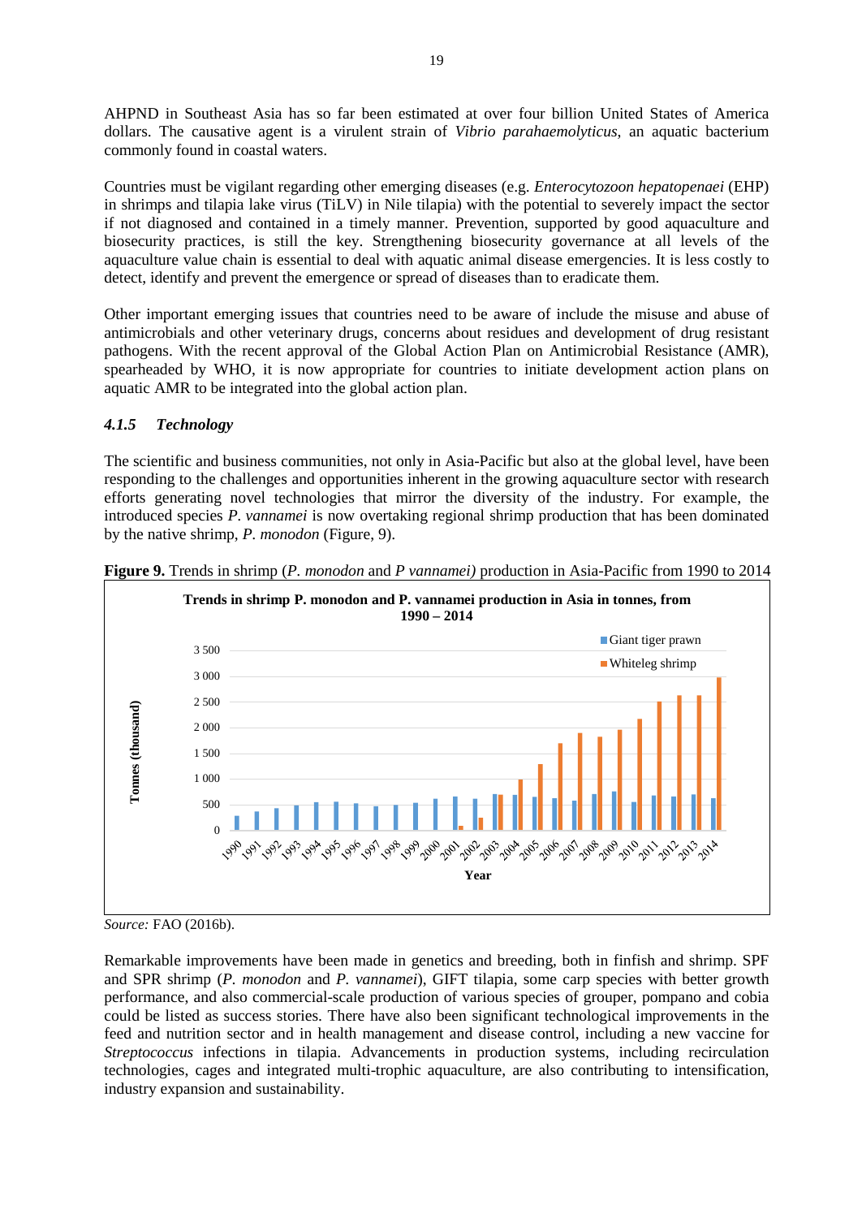AHPND in Southeast Asia has so far been estimated at over four billion United States of America dollars. The causative agent is a virulent strain of *Vibrio parahaemolyticus*, an aquatic bacterium commonly found in coastal waters.

Countries must be vigilant regarding other emerging diseases (e.g. *Enterocytozoon hepatopenaei* (EHP) in shrimps and tilapia lake virus (TiLV) in Nile tilapia) with the potential to severely impact the sector if not diagnosed and contained in a timely manner. Prevention, supported by good aquaculture and biosecurity practices, is still the key. Strengthening biosecurity governance at all levels of the aquaculture value chain is essential to deal with aquatic animal disease emergencies. It is less costly to detect, identify and prevent the emergence or spread of diseases than to eradicate them.

Other important emerging issues that countries need to be aware of include the misuse and abuse of antimicrobials and other veterinary drugs, concerns about residues and development of drug resistant pathogens. With the recent approval of the Global Action Plan on Antimicrobial Resistance (AMR), spearheaded by WHO, it is now appropriate for countries to initiate development action plans on aquatic AMR to be integrated into the global action plan.

### *4.1.5 Technology*

The scientific and business communities, not only in Asia-Pacific but also at the global level, have been responding to the challenges and opportunities inherent in the growing aquaculture sector with research efforts generating novel technologies that mirror the diversity of the industry. For example, the introduced species *P. vannamei* is now overtaking regional shrimp production that has been dominated by the native shrimp, *P. monodon* (Figure, 9).

**Figure 9.** Trends in shrimp (*P. monodon* and *P vannamei)* production in Asia-Pacific from 1990 to 2014

*Source:* FAO (2016b).

Remarkable improvements have been made in genetics and breeding, both in finfish and shrimp. SPF and SPR shrimp (*P. monodon* and *P. vannamei*), GIFT tilapia, some carp species with better growth performance, and also commercial-scale production of various species of grouper, pompano and cobia could be listed as success stories. There have also been significant technological improvements in the feed and nutrition sector and in health management and disease control, including a new vaccine for *Streptococcus* infections in tilapia. Advancements in production systems, including recirculation technologies, cages and integrated multi-trophic aquaculture, are also contributing to intensification, industry expansion and sustainability.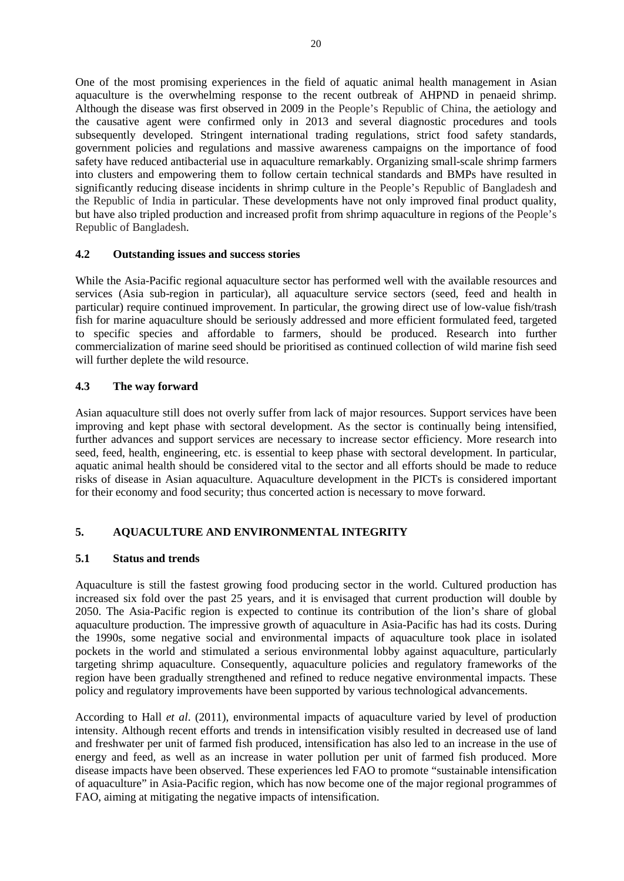One of the most promising experiences in the field of aquatic animal health management in Asian aquaculture is the overwhelming response to the recent outbreak of AHPND in penaeid shrimp. Although the disease was first observed in 2009 in the People's Republic of China, the aetiology and the causative agent were confirmed only in 2013 and several diagnostic procedures and tools subsequently developed. Stringent international trading regulations, strict food safety standards, government policies and regulations and massive awareness campaigns on the importance of food safety have reduced antibacterial use in aquaculture remarkably. Organizing small-scale shrimp farmers into clusters and empowering them to follow certain technical standards and BMPs have resulted in significantly reducing disease incidents in shrimp culture in the People's Republic of Bangladesh and the Republic of India in particular. These developments have not only improved final product quality, but have also tripled production and increased profit from shrimp aquaculture in regions of the People's Republic of Bangladesh.

### 4.2 Outstanding issues and success stories

While the Asia-Pacific regional aquaculture sector has performed well with the available resources and services (Asia sub-region in particular), all aquaculture service sectors (seed, feed and health in particular) require continued improvement. In particular, the growing direct use of low-value fish/trash fish for marine aquaculture should be seriously addressed and more efficient formulated feed, targeted to specific species and affordable to farmers, should be produced. Research into further commercialization of marine seed should be prioritised as continued collection of wild marine fish seed will further deplete the wild resource.

### 4.3 The way forward

Asian aquaculture still does not overly suffer from lack of major resources. Support services have been improving and kept phase with sectoral development. As the sector is continually being intensified, further advances and support services are necessary to increase sector efficiency. More research into seed, feed, health, engineering, etc. is essential to keep phase with sectoral development. In particular, aquatic animal health should be considered vital to the sector and all efforts should be made to reduce risks of disease in Asian aquaculture. Aquaculture development in the PICTs is considered important for their economy and food security; thus concerted action is necessary to move forward.

## 5. AQUACULTURE AND ENVIRONMENTAL INTEGRITY

### 5.1 Status and trends

Aquaculture is still the fastest growing food producing sector in the world. Cultured production has increased six fold over the past 25 years, and it is envisaged that current production will double by 2050. The Asia-Pacific region is expected to continue its contribution of the lion's share of global aquaculture production. The impressive growth of aquaculture in Asia-Pacific has had its costs. During the 1990s, some negative social and environmental impacts of aquaculture took place in isolated pockets in the world and stimulated a serious environmental lobby against aquaculture, particularly targeting shrimp aquaculture. Consequently, aquaculture policies and regulatory frameworks of the region have been gradually strengthened and refined to reduce negative environmental impacts. These policy and regulatory improvements have been supported by various technological advancements.

According to Hall *et al*. (2011), environmental impacts of aquaculture varied by level of production intensity. Although recent efforts and trends in intensification visibly resulted in decreased use of land and freshwater per unit of farmed fish produced, intensification has also led to an increase in the use of energy and feed, as well as an increase in water pollution per unit of farmed fish produced. More disease impacts have been observed. These experiences led FAO to promote "sustainable intensification of aquaculture" in Asia-Pacific region, which has now become one of the major regional programmes of FAO, aiming at mitigating the negative impacts of intensification.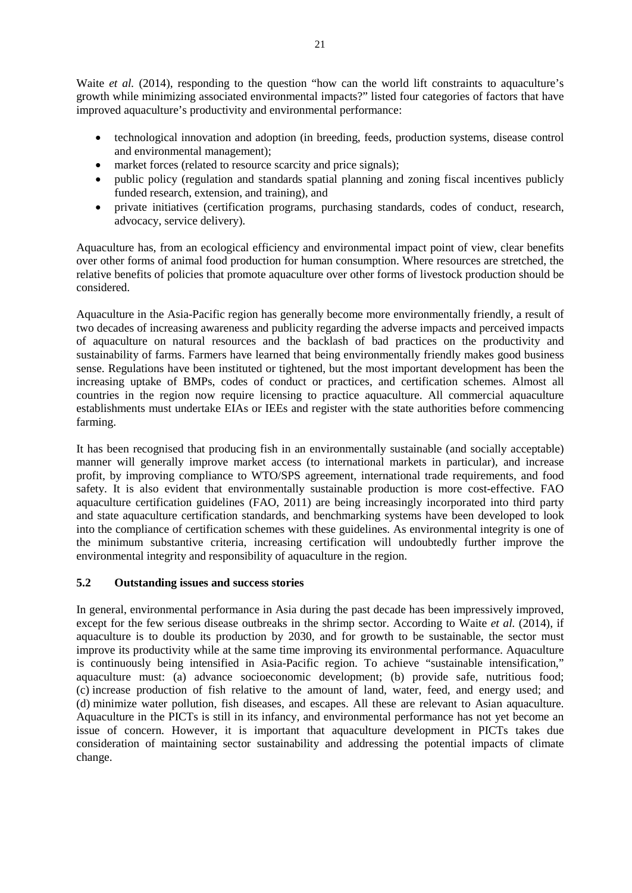Waite *et al.* (2014), responding to the question "how can the world lift constraints to aquaculture's growth while minimizing associated environmental impacts?" listed four categories of factors that have improved aquaculture's productivity and environmental performance:

- technological innovation and adoption (in breeding, feeds, production systems, disease control and environmental management);
- market forces (related to resource scarcity and price signals);
- public policy (regulation and standards spatial planning and zoning fiscal incentives publicly funded research, extension, and training), and
- private initiatives (certification programs, purchasing standards, codes of conduct, research, advocacy, service delivery).

Aquaculture has, from an ecological efficiency and environmental impact point of view, clear benefits over other forms of animal food production for human consumption. Where resources are stretched, the relative benefits of policies that promote aquaculture over other forms of livestock production should be considered.

Aquaculture in the Asia-Pacific region has generally become more environmentally friendly, a result of two decades of increasing awareness and publicity regarding the adverse impacts and perceived impacts of aquaculture on natural resources and the backlash of bad practices on the productivity and sustainability of farms. Farmers have learned that being environmentally friendly makes good business sense. Regulations have been instituted or tightened, but the most important development has been the increasing uptake of BMPs, codes of conduct or practices, and certification schemes. Almost all countries in the region now require licensing to practice aquaculture. All commercial aquaculture establishments must undertake EIAs or IEEs and register with the state authorities before commencing farming.

It has been recognised that producing fish in an environmentally sustainable (and socially acceptable) manner will generally improve market access (to international markets in particular), and increase profit, by improving compliance to WTO/SPS agreement, international trade requirements, and food safety. It is also evident that environmentally sustainable production is more cost-effective. FAO aquaculture certification guidelines (FAO, 2011) are being increasingly incorporated into third party and state aquaculture certification standards, and benchmarking systems have been developed to look into the compliance of certification schemes with these guidelines. As environmental integrity is one of the minimum substantive criteria, increasing certification will undoubtedly further improve the environmental integrity and responsibility of aquaculture in the region.

## 5.2 Outstanding issues and success stories

In general, environmental performance in Asia during the past decade has been impressively improved, except for the few serious disease outbreaks in the shrimp sector. According to Waite *et al.* (2014), if aquaculture is to double its production by 2030, and for growth to be sustainable, the sector must improve its productivity while at the same time improving its environmental performance. Aquaculture is continuously being intensified in Asia-Pacific region. To achieve "sustainable intensification," aquaculture must: (a) advance socioeconomic development; (b) provide safe, nutritious food; (c) increase production of fish relative to the amount of land, water, feed, and energy used; and (d) minimize water pollution, fish diseases, and escapes. All these are relevant to Asian aquaculture. Aquaculture in the PICTs is still in its infancy, and environmental performance has not yet become an issue of concern. However, it is important that aquaculture development in PICTs takes due consideration of maintaining sector sustainability and addressing the potential impacts of climate change.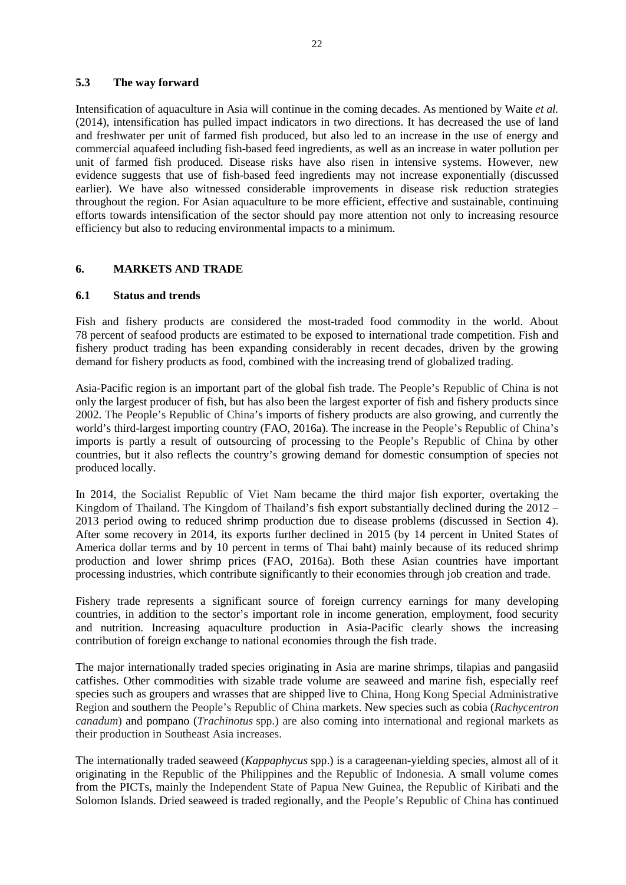### 5.3 The way forward

Intensification of aquaculture in Asia will continue in the coming decades. As mentioned by Waite *et al.* (2014), intensification has pulled impact indicators in two directions. It has decreased the use of land and freshwater per unit of farmed fish produced, but also led to an increase in the use of energy and commercial aquafeed including fish-based feed ingredients, as well as an increase in water pollution per unit of farmed fish produced. Disease risks have also risen in intensive systems. However, new evidence suggests that use of fish-based feed ingredients may not increase exponentially (discussed earlier). We have also witnessed considerable improvements in disease risk reduction strategies throughout the region. For Asian aquaculture to be more efficient, effective and sustainable, continuing efforts towards intensification of the sector should pay more attention not only to increasing resource efficiency but also to reducing environmental impacts to a minimum.

## 6. MARKETS AND TRADE

### 6.1 Status and trends

Fish and fishery products are considered the most-traded food commodity in the world. About 78 percent of seafood products are estimated to be exposed to international trade competition. Fish and fishery product trading has been expanding considerably in recent decades, driven by the growing demand for fishery products as food, combined with the increasing trend of globalized trading.

Asia-Pacific region is an important part of the global fish trade. The People's Republic of China is not only the largest producer of fish, but has also been the largest exporter of fish and fishery products since 2002. The People's Republic of China's imports of fishery products are also growing, and currently the world's third-largest importing country (FAO, 2016a). The increase in the People's Republic of China's imports is partly a result of outsourcing of processing to the People's Republic of China by other countries, but it also reflects the country's growing demand for domestic consumption of species not produced locally.

In 2014, the Socialist Republic of Viet Nam became the third major fish exporter, overtaking the Kingdom of Thailand. The Kingdom of Thailand's fish export substantially declined during the 2012 – 2013 period owing to reduced shrimp production due to disease problems (discussed in Section 4). After some recovery in 2014, its exports further declined in 2015 (by 14 percent in United States of America dollar terms and by 10 percent in terms of Thai baht) mainly because of its reduced shrimp production and lower shrimp prices (FAO, 2016a). Both these Asian countries have important processing industries, which contribute significantly to their economies through job creation and trade.

Fishery trade represents a significant source of foreign currency earnings for many developing countries, in addition to the sector's important role in income generation, employment, food security and nutrition. Increasing aquaculture production in Asia-Pacific clearly shows the increasing contribution of foreign exchange to national economies through the fish trade.

The major internationally traded species originating in Asia are marine shrimps, tilapias and pangasiid catfishes. Other commodities with sizable trade volume are seaweed and marine fish, especially reef species such as groupers and wrasses that are shipped live to China, Hong Kong Special Administrative Region and southern the People's Republic of China markets. New species such as cobia (*Rachycentron canadum*) and pompano (*Trachinotus* spp.) are also coming into international and regional markets as their production in Southeast Asia increases.

The internationally traded seaweed (*Kappaphycus* spp.) is a carageenan-yielding species, almost all of it originating in the Republic of the Philippines and the Republic of Indonesia. A small volume comes from the PICTs, mainly the Independent State of Papua New Guinea, the Republic of Kiribati and the Solomon Islands. Dried seaweed is traded regionally, and the People's Republic of China has continued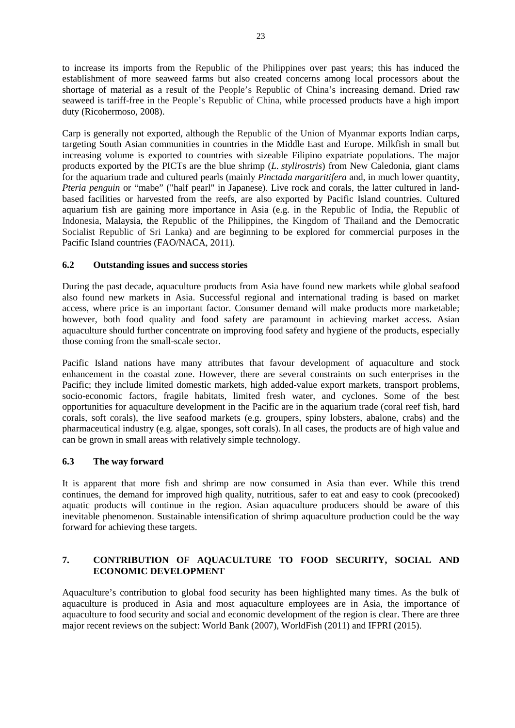to increase its imports from the Republic of the Philippines over past years; this has induced the establishment of more seaweed farms but also created concerns among local processors about the shortage of material as a result of the People's Republic of China's increasing demand. Dried raw seaweed is tariff-free in the People's Republic of China, while processed products have a high import duty (Ricohermoso, 2008).

Carp is generally not exported, although the Republic of the Union of Myanmar exports Indian carps, targeting South Asian communities in countries in the Middle East and Europe. Milkfish in small but increasing volume is exported to countries with sizeable Filipino expatriate populations. The major products exported by the PICTs are the blue shrimp (*L. stylirostris*) from New Caledonia, giant clams for the aquarium trade and cultured pearls (mainly *Pinctada margaritifera* and, in much lower quantity, *Pteria penguin* or "mabe" ("half pearl" in Japanese). Live rock and corals, the latter cultured in land-based facilities or harvested from the reefs, are also exported by Pacific Island countries. Cultured aquarium fish are gaining more importance in Asia (e.g. in the Republic of India, the Republic of Indonesia, Malaysia, the Republic of the Philippines, the Kingdom of Thailand and the Democratic Socialist Republic of Sri Lanka) and are beginning to be explored for commercial purposes in the Pacific Island countries (FAO/NACA, 2011).

### 6.2 Outstanding issues and success stories

During the past decade, aquaculture products from Asia have found new markets while global seafood also found new markets in Asia. Successful regional and international trading is based on market access, where price is an important factor. Consumer demand will make products more marketable; however, both food quality and food safety are paramount in achieving market access. Asian aquaculture should further concentrate on improving food safety and hygiene of the products, especially those coming from the small-scale sector.

Pacific Island nations have many attributes that favour development of aquaculture and stock enhancement in the coastal zone. However, there are several constraints on such enterprises in the Pacific; they include limited domestic markets, high added-value export markets, transport problems, socio-economic factors, fragile habitats, limited fresh water, and cyclones. Some of the best opportunities for aquaculture development in the Pacific are in the aquarium trade (coral reef fish, hard corals, soft corals), the live seafood markets (e.g. groupers, spiny lobsters, abalone, crabs) and the pharmaceutical industry (e.g. algae, sponges, soft corals). In all cases, the products are of high value and can be grown in small areas with relatively simple technology.

### 6.3 The way forward

It is apparent that more fish and shrimp are now consumed in Asia than ever. While this trend continues, the demand for improved high quality, nutritious, safer to eat and easy to cook (precooked) aquatic products will continue in the region. Asian aquaculture producers should be aware of this inevitable phenomenon. Sustainable intensification of shrimp aquaculture production could be the way forward for achieving these targets.

## 7. CONTRIBUTION OF AQUACULTURE TO FOOD SECURITY, SOCIAL AND ECONOMIC DEVELOPMENT

Aquaculture's contribution to global food security has been highlighted many times. As the bulk of aquaculture is produced in Asia and most aquaculture employees are in Asia, the importance of aquaculture to food security and social and economic development of the region is clear. There are three major recent reviews on the subject: World Bank (2007), WorldFish (2011) and IFPRI (2015).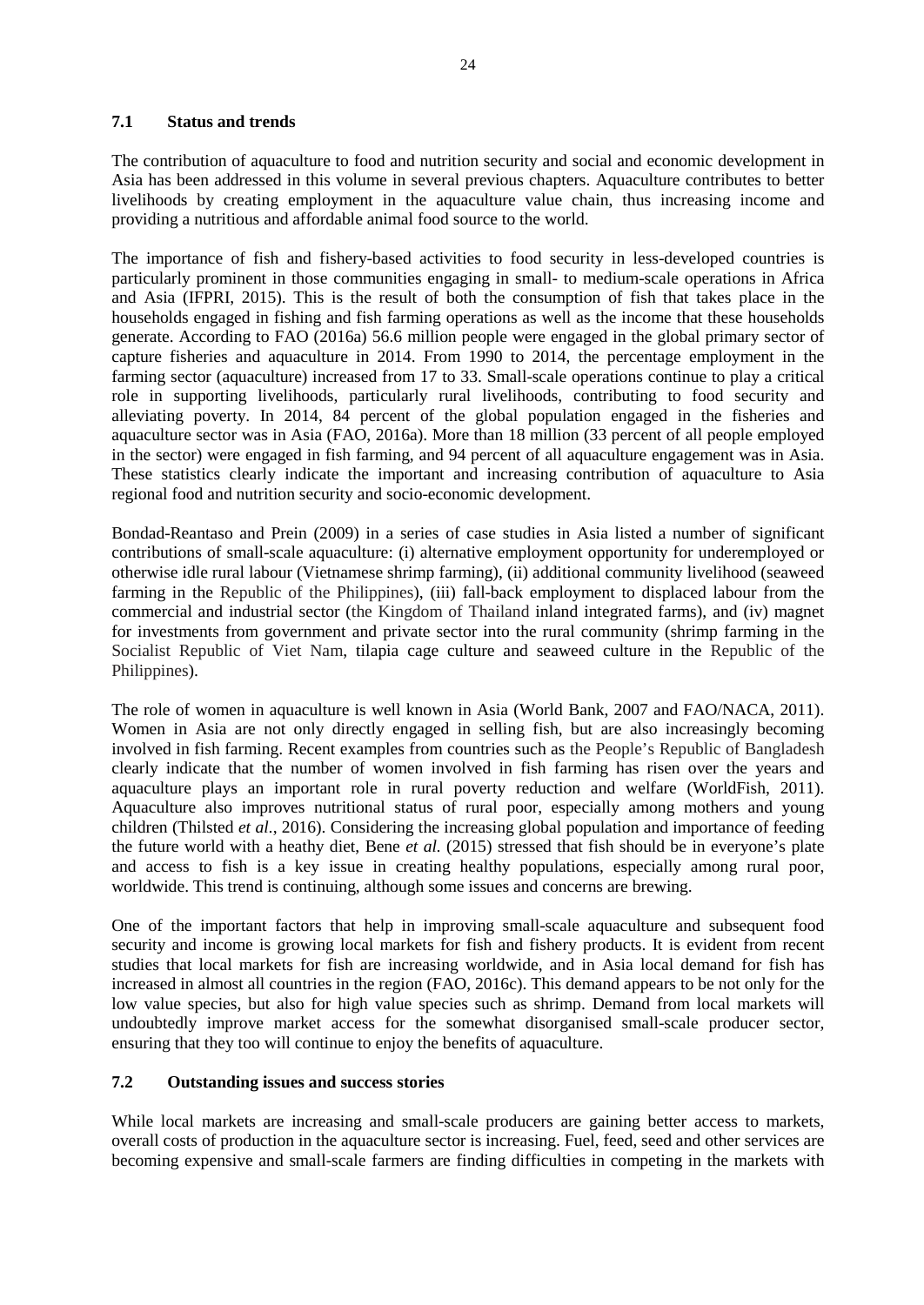## 7.1 Status and trends

The contribution of aquaculture to food and nutrition security and social and economic development in Asia has been addressed in this volume in several previous chapters. Aquaculture contributes to better livelihoods by creating employment in the aquaculture value chain, thus increasing income and providing a nutritious and affordable animal food source to the world.

The importance of fish and fishery-based activities to food security in less-developed countries is particularly prominent in those communities engaging in small- to medium-scale operations in Africa and Asia (IFPRI, 2015). This is the result of both the consumption of fish that takes place in the households engaged in fishing and fish farming operations as well as the income that these households generate. According to FAO (2016a) 56.6 million people were engaged in the global primary sector of capture fisheries and aquaculture in 2014. From 1990 to 2014, the percentage employment in the farming sector (aquaculture) increased from 17 to 33. Small-scale operations continue to play a critical role in supporting livelihoods, particularly rural livelihoods, contributing to food security and alleviating poverty. In 2014, 84 percent of the global population engaged in the fisheries and aquaculture sector was in Asia (FAO, 2016a). More than 18 million (33 percent of all people employed in the sector) were engaged in fish farming, and 94 percent of all aquaculture engagement was in Asia. These statistics clearly indicate the important and increasing contribution of aquaculture to Asia regional food and nutrition security and socio-economic development.

Bondad-Reantaso and Prein (2009) in a series of case studies in Asia listed a number of significant contributions of small-scale aquaculture: (i) alternative employment opportunity for underemployed or otherwise idle rural labour (Vietnamese shrimp farming), (ii) additional community livelihood (seaweed farming in the Republic of the Philippines), (iii) fall-back employment to displaced labour from the commercial and industrial sector (the Kingdom of Thailand inland integrated farms), and (iv) magnet for investments from government and private sector into the rural community (shrimp farming in the Socialist Republic of Viet Nam, tilapia cage culture and seaweed culture in the Republic of the Philippines).

The role of women in aquaculture is well known in Asia (World Bank, 2007 and FAO/NACA, 2011). Women in Asia are not only directly engaged in selling fish, but are also increasingly becoming involved in fish farming. Recent examples from countries such as the People's Republic of Bangladesh clearly indicate that the number of women involved in fish farming has risen over the years and aquaculture plays an important role in rural poverty reduction and welfare (WorldFish, 2011). Aquaculture also improves nutritional status of rural poor, especially among mothers and young children (Thilsted *et al.*, 2016). Considering the increasing global population and importance of feeding the future world with a heathy diet, Bene *et al.* (2015) stressed that fish should be in everyone's plate and access to fish is a key issue in creating healthy populations, especially among rural poor, worldwide. This trend is continuing, although some issues and concerns are brewing.

One of the important factors that help in improving small-scale aquaculture and subsequent food security and income is growing local markets for fish and fishery products. It is evident from recent studies that local markets for fish are increasing worldwide, and in Asia local demand for fish has increased in almost all countries in the region (FAO, 2016c). This demand appears to be not only for the low value species, but also for high value species such as shrimp. Demand from local markets will undoubtedly improve market access for the somewhat disorganised small-scale producer sector, ensuring that they too will continue to enjoy the benefits of aquaculture.

## 7.2 Outstanding issues and success stories

While local markets are increasing and small-scale producers are gaining better access to markets, overall costs of production in the aquaculture sector is increasing. Fuel, feed, seed and other services are becoming expensive and small-scale farmers are finding difficulties in competing in the markets with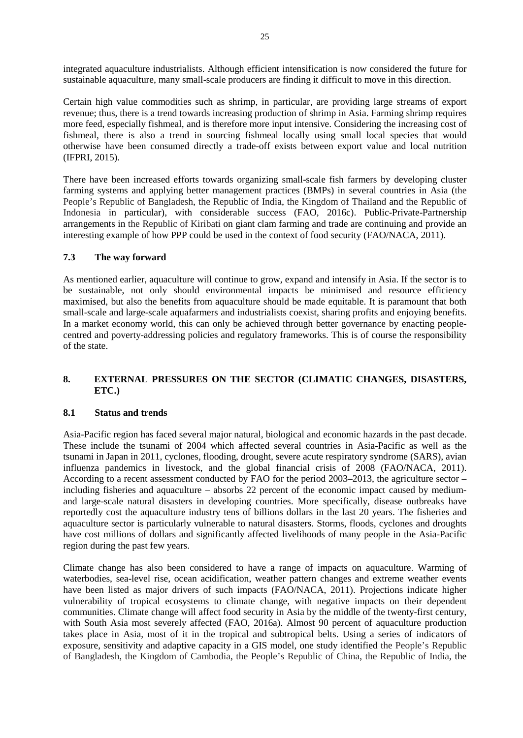integrated aquaculture industrialists. Although efficient intensification is now considered the future for sustainable aquaculture, many small-scale producers are finding it difficult to move in this direction.

Certain high value commodities such as shrimp, in particular, are providing large streams of export revenue; thus, there is a trend towards increasing production of shrimp in Asia. Farming shrimp requires more feed, especially fishmeal, and is therefore more input intensive. Considering the increasing cost of fishmeal, there is also a trend in sourcing fishmeal locally using small local species that would otherwise have been consumed directly a trade-off exists between export value and local nutrition (IFPRI, 2015).

There have been increased efforts towards organizing small-scale fish farmers by developing cluster farming systems and applying better management practices (BMPs) in several countries in Asia (the People's Republic of Bangladesh, the Republic of India, the Kingdom of Thailand and the Republic of Indonesia in particular), with considerable success (FAO, 2016c). Public-Private-Partnership arrangements in the Republic of Kiribati on giant clam farming and trade are continuing and provide an interesting example of how PPP could be used in the context of food security (FAO/NACA, 2011).

### 7.3 The way forward

As mentioned earlier, aquaculture will continue to grow, expand and intensify in Asia. If the sector is to be sustainable, not only should environmental impacts be minimised and resource efficiency maximised, but also the benefits from aquaculture should be made equitable. It is paramount that both small-scale and large-scale aquafarmers and industrialists coexist, sharing profits and enjoying benefits. In a market economy world, this can only be achieved through better governance by enacting people-centred and poverty-addressing policies and regulatory frameworks. This is of course the responsibility of the state.

## 8. EXTERNAL PRESSURES ON THE SECTOR (CLIMATIC CHANGES, DISASTERS, ETC.)

### 8.1 Status and trends

Asia-Pacific region has faced several major natural, biological and economic hazards in the past decade. These include the tsunami of 2004 which affected several countries in Asia-Pacific as well as the tsunami in Japan in 2011, cyclones, flooding, drought, severe acute respiratory syndrome (SARS), avian influenza pandemics in livestock, and the global financial crisis of 2008 (FAO/NACA, 2011). According to a recent assessment conducted by FAO for the period 2003–2013, the agriculture sector – including fisheries and aquaculture – absorbs 22 percent of the economic impact caused by medium- and large-scale natural disasters in developing countries. More specifically, disease outbreaks have reportedly cost the aquaculture industry tens of billions dollars in the last 20 years. The fisheries and aquaculture sector is particularly vulnerable to natural disasters. Storms, floods, cyclones and droughts have cost millions of dollars and significantly affected livelihoods of many people in the Asia-Pacific region during the past few years.

Climate change has also been considered to have a range of impacts on aquaculture. Warming of waterbodies, sea-level rise, ocean acidification, weather pattern changes and extreme weather events have been listed as major drivers of such impacts (FAO/NACA, 2011). Projections indicate higher vulnerability of tropical ecosystems to climate change, with negative impacts on their dependent communities. Climate change will affect food security in Asia by the middle of the twenty-first century, with South Asia most severely affected (FAO, 2016a). Almost 90 percent of aquaculture production takes place in Asia, most of it in the tropical and subtropical belts. Using a series of indicators of exposure, sensitivity and adaptive capacity in a GIS model, one study identified the People's Republic of Bangladesh, the Kingdom of Cambodia, the People's Republic of China, the Republic of India, the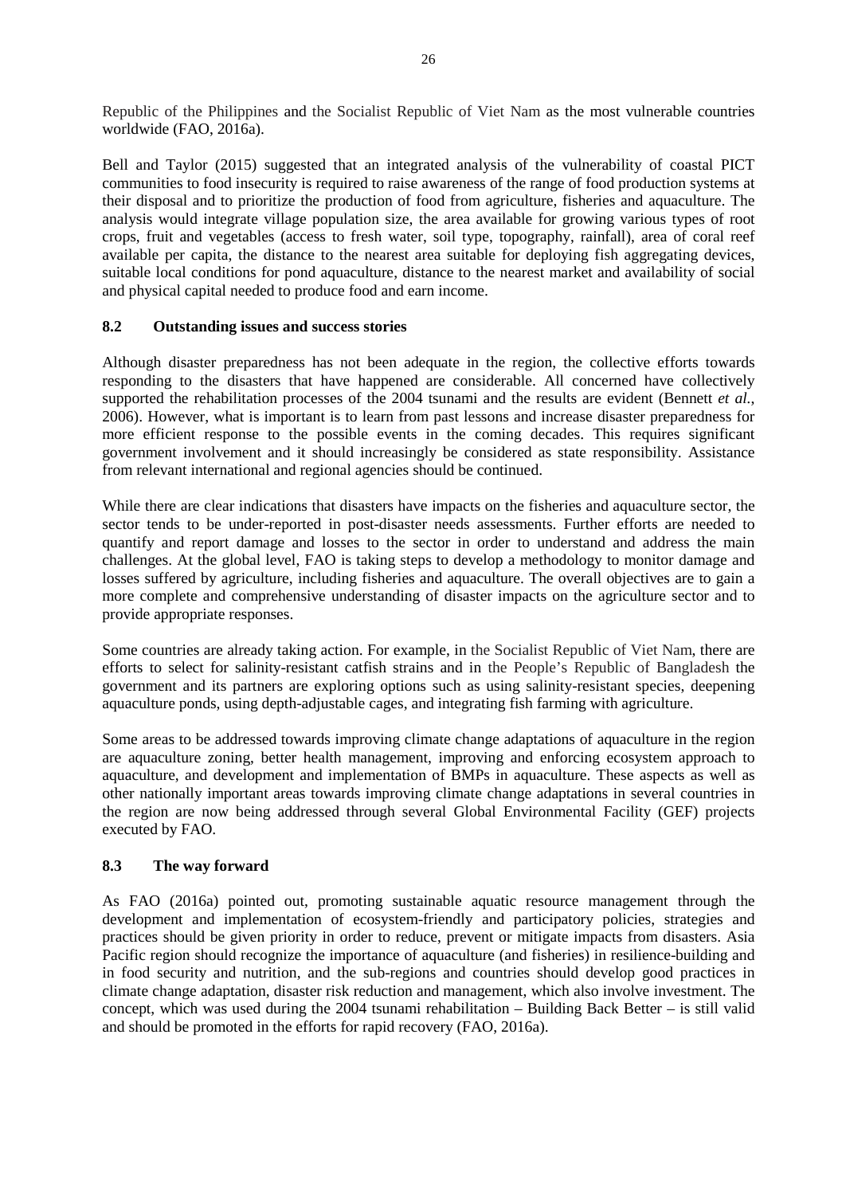Republic of the Philippines and the Socialist Republic of Viet Nam as the most vulnerable countries worldwide (FAO, 2016a).

Bell and Taylor (2015) suggested that an integrated analysis of the vulnerability of coastal PICT communities to food insecurity is required to raise awareness of the range of food production systems at their disposal and to prioritize the production of food from agriculture, fisheries and aquaculture. The analysis would integrate village population size, the area available for growing various types of root crops, fruit and vegetables (access to fresh water, soil type, topography, rainfall), area of coral reef available per capita, the distance to the nearest area suitable for deploying fish aggregating devices, suitable local conditions for pond aquaculture, distance to the nearest market and availability of social and physical capital needed to produce food and earn income.

## 8.2 Outstanding issues and success stories

Although disaster preparedness has not been adequate in the region, the collective efforts towards responding to the disasters that have happened are considerable. All concerned have collectively supported the rehabilitation processes of the 2004 tsunami and the results are evident (Bennett *et al.*, 2006). However, what is important is to learn from past lessons and increase disaster preparedness for more efficient response to the possible events in the coming decades. This requires significant government involvement and it should increasingly be considered as state responsibility. Assistance from relevant international and regional agencies should be continued.

While there are clear indications that disasters have impacts on the fisheries and aquaculture sector, the sector tends to be under-reported in post-disaster needs assessments. Further efforts are needed to quantify and report damage and losses to the sector in order to understand and address the main challenges. At the global level, FAO is taking steps to develop a methodology to monitor damage and losses suffered by agriculture, including fisheries and aquaculture. The overall objectives are to gain a more complete and comprehensive understanding of disaster impacts on the agriculture sector and to provide appropriate responses.

Some countries are already taking action. For example, in the Socialist Republic of Viet Nam, there are efforts to select for salinity-resistant catfish strains and in the People's Republic of Bangladesh the government and its partners are exploring options such as using salinity-resistant species, deepening aquaculture ponds, using depth-adjustable cages, and integrating fish farming with agriculture.

Some areas to be addressed towards improving climate change adaptations of aquaculture in the region are aquaculture zoning, better health management, improving and enforcing ecosystem approach to aquaculture, and development and implementation of BMPs in aquaculture. These aspects as well as other nationally important areas towards improving climate change adaptations in several countries in the region are now being addressed through several Global Environmental Facility (GEF) projects executed by FAO.

## 8.3 The way forward

As FAO (2016a) pointed out, promoting sustainable aquatic resource management through the development and implementation of ecosystem-friendly and participatory policies, strategies and practices should be given priority in order to reduce, prevent or mitigate impacts from disasters. Asia Pacific region should recognize the importance of aquaculture (and fisheries) in resilience-building and in food security and nutrition, and the sub-regions and countries should develop good practices in climate change adaptation, disaster risk reduction and management, which also involve investment. The concept, which was used during the 2004 tsunami rehabilitation – Building Back Better – is still valid and should be promoted in the efforts for rapid recovery (FAO, 2016a).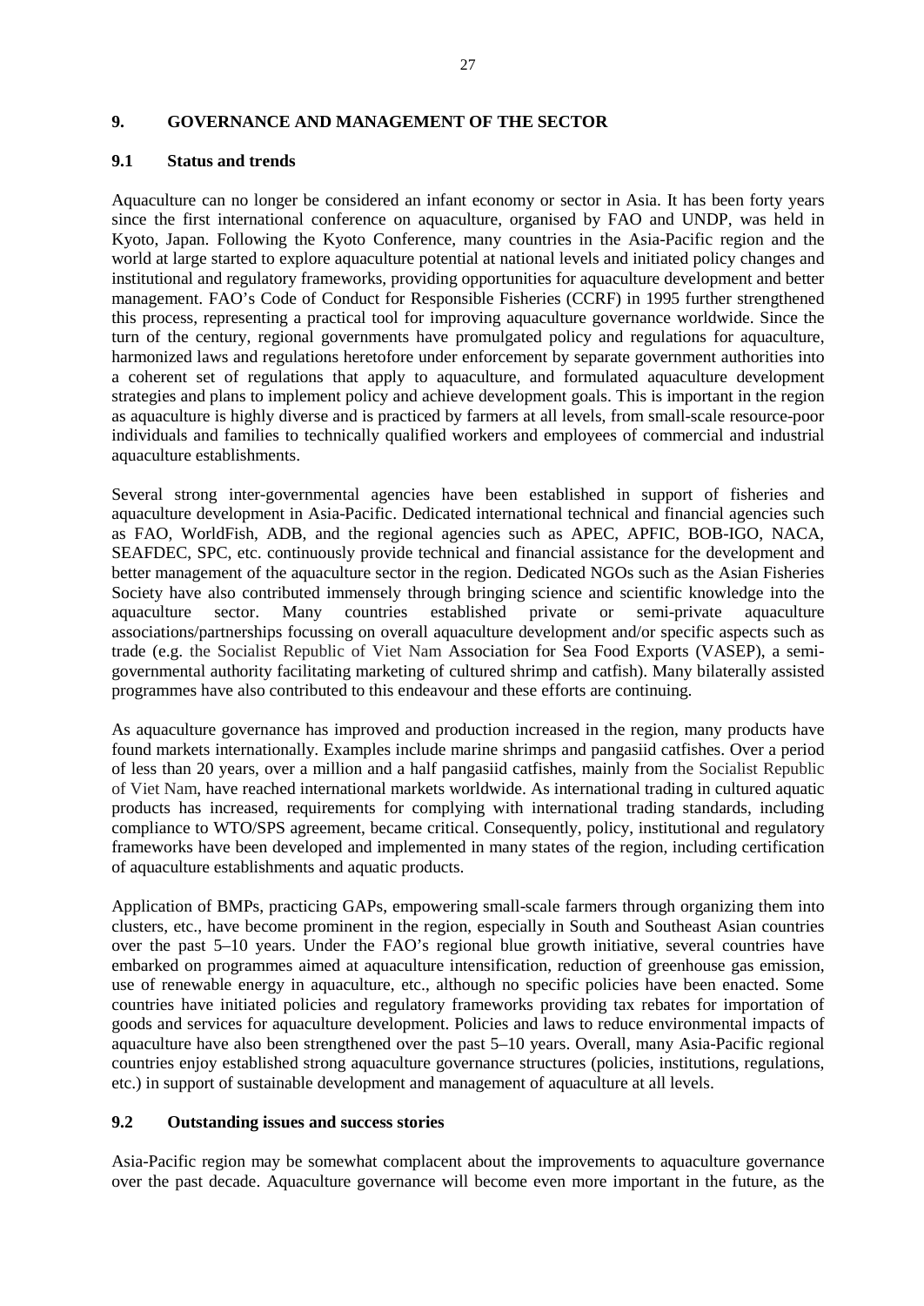# 9. GOVERNANCE AND MANAGEMENT OF THE SECTOR

## 9.1 Status and trends

Aquaculture can no longer be considered an infant economy or sector in Asia. It has been forty years since the first international conference on aquaculture, organised by FAO and UNDP, was held in Kyoto, Japan. Following the Kyoto Conference, many countries in the Asia-Pacific region and the world at large started to explore aquaculture potential at national levels and initiated policy changes and institutional and regulatory frameworks, providing opportunities for aquaculture development and better management. FAO's Code of Conduct for Responsible Fisheries (CCRF) in 1995 further strengthened this process, representing a practical tool for improving aquaculture governance worldwide. Since the turn of the century, regional governments have promulgated policy and regulations for aquaculture, harmonized laws and regulations heretofore under enforcement by separate government authorities into a coherent set of regulations that apply to aquaculture, and formulated aquaculture development strategies and plans to implement policy and achieve development goals. This is important in the region as aquaculture is highly diverse and is practiced by farmers at all levels, from small-scale resource-poor individuals and families to technically qualified workers and employees of commercial and industrial aquaculture establishments.

Several strong inter-governmental agencies have been established in support of fisheries and aquaculture development in Asia-Pacific. Dedicated international technical and financial agencies such as FAO, WorldFish, ADB, and the regional agencies such as APEC, APFIC, BOB-IGO, NACA, SEAFDEC, SPC, etc. continuously provide technical and financial assistance for the development and better management of the aquaculture sector in the region. Dedicated NGOs such as the Asian Fisheries Society have also contributed immensely through bringing science and scientific knowledge into the aquaculture sector. Many countries established private or semi-private aquaculture associations/partnerships focussing on overall aquaculture development and/or specific aspects such as trade (e.g. the Socialist Republic of Viet Nam Association for Sea Food Exports (VASEP), a semi-governmental authority facilitating marketing of cultured shrimp and catfish). Many bilaterally assisted programmes have also contributed to this endeavour and these efforts are continuing.

As aquaculture governance has improved and production increased in the region, many products have found markets internationally. Examples include marine shrimps and pangasiid catfishes. Over a period of less than 20 years, over a million and a half pangasiid catfishes, mainly from the Socialist Republic of Viet Nam, have reached international markets worldwide. As international trading in cultured aquatic products has increased, requirements for complying with international trading standards, including compliance to WTO/SPS agreement, became critical. Consequently, policy, institutional and regulatory frameworks have been developed and implemented in many states of the region, including certification of aquaculture establishments and aquatic products.

Application of BMPs, practicing GAPs, empowering small-scale farmers through organizing them into clusters, etc., have become prominent in the region, especially in South and Southeast Asian countries over the past 5–10 years. Under the FAO's regional blue growth initiative, several countries have embarked on programmes aimed at aquaculture intensification, reduction of greenhouse gas emission, use of renewable energy in aquaculture, etc., although no specific policies have been enacted. Some countries have initiated policies and regulatory frameworks providing tax rebates for importation of goods and services for aquaculture development. Policies and laws to reduce environmental impacts of aquaculture have also been strengthened over the past 5–10 years. Overall, many Asia-Pacific regional countries enjoy established strong aquaculture governance structures (policies, institutions, regulations, etc.) in support of sustainable development and management of aquaculture at all levels.

## 9.2 Outstanding issues and success stories

Asia-Pacific region may be somewhat complacent about the improvements to aquaculture governance over the past decade. Aquaculture governance will become even more important in the future, as the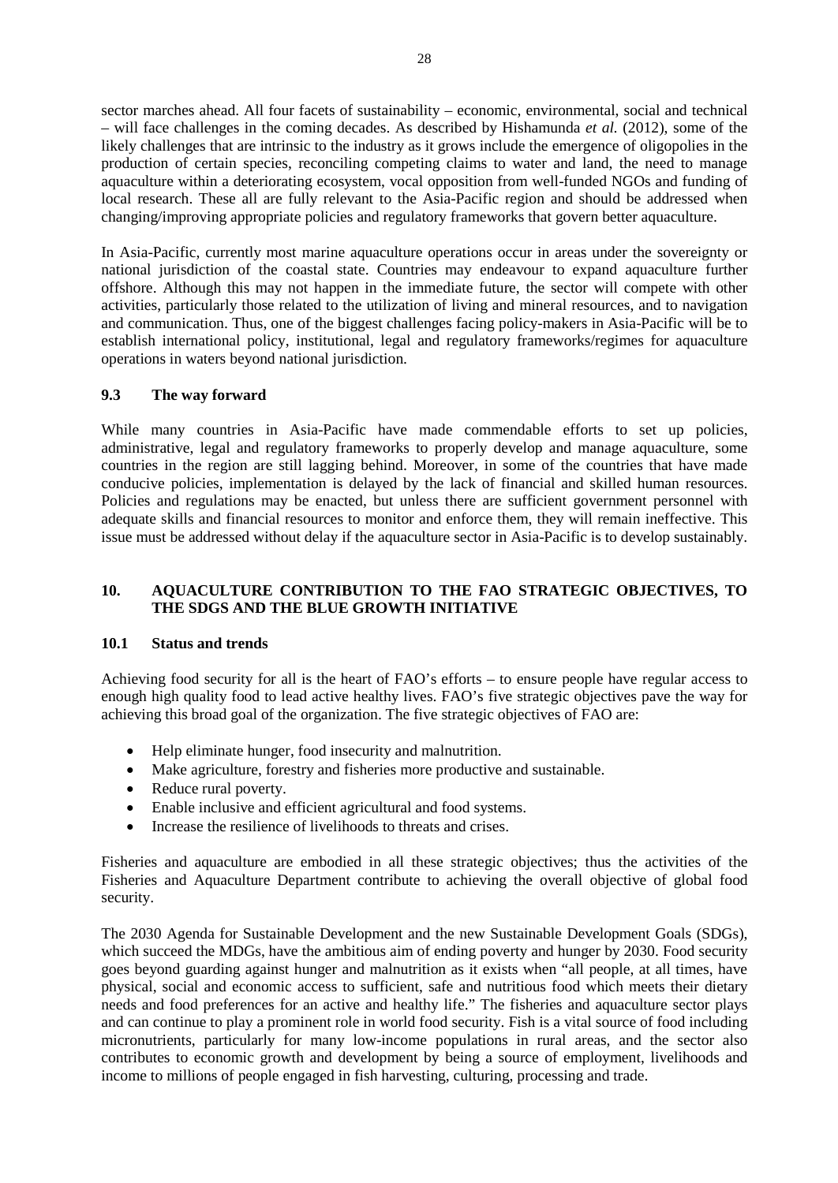sector marches ahead. All four facets of sustainability – economic, environmental, social and technical – will face challenges in the coming decades. As described by Hishamunda *et al.* (2012), some of the likely challenges that are intrinsic to the industry as it grows include the emergence of oligopolies in the production of certain species, reconciling competing claims to water and land, the need to manage aquaculture within a deteriorating ecosystem, vocal opposition from well-funded NGOs and funding of local research. These all are fully relevant to the Asia-Pacific region and should be addressed when changing/improving appropriate policies and regulatory frameworks that govern better aquaculture.

In Asia-Pacific, currently most marine aquaculture operations occur in areas under the sovereignty or national jurisdiction of the coastal state. Countries may endeavour to expand aquaculture further offshore. Although this may not happen in the immediate future, the sector will compete with other activities, particularly those related to the utilization of living and mineral resources, and to navigation and communication. Thus, one of the biggest challenges facing policy-makers in Asia-Pacific will be to establish international policy, institutional, legal and regulatory frameworks/regimes for aquaculture operations in waters beyond national jurisdiction.

### 9.3 The way forward

While many countries in Asia-Pacific have made commendable efforts to set up policies, administrative, legal and regulatory frameworks to properly develop and manage aquaculture, some countries in the region are still lagging behind. Moreover, in some of the countries that have made conducive policies, implementation is delayed by the lack of financial and skilled human resources. Policies and regulations may be enacted, but unless there are sufficient government personnel with adequate skills and financial resources to monitor and enforce them, they will remain ineffective. This issue must be addressed without delay if the aquaculture sector in Asia-Pacific is to develop sustainably.

## 10. AQUACULTURE CONTRIBUTION TO THE FAO STRATEGIC OBJECTIVES, TO THE SDGS AND THE BLUE GROWTH INITIATIVE

### 10.1 Status and trends

Achieving food security for all is the heart of FAO's efforts – to ensure people have regular access to enough high quality food to lead active healthy lives. FAO's five strategic objectives pave the way for achieving this broad goal of the organization. The five strategic objectives of FAO are:

- Help eliminate hunger, food insecurity and malnutrition.
- Make agriculture, forestry and fisheries more productive and sustainable.
- Reduce rural poverty.
- Enable inclusive and efficient agricultural and food systems.
- Increase the resilience of livelihoods to threats and crises.

Fisheries and aquaculture are embodied in all these strategic objectives; thus the activities of the Fisheries and Aquaculture Department contribute to achieving the overall objective of global food security.

The 2030 Agenda for Sustainable Development and the new Sustainable Development Goals (SDGs), which succeed the MDGs, have the ambitious aim of ending poverty and hunger by 2030. Food security goes beyond guarding against hunger and malnutrition as it exists when "all people, at all times, have physical, social and economic access to sufficient, safe and nutritious food which meets their dietary needs and food preferences for an active and healthy life." The fisheries and aquaculture sector plays and can continue to play a prominent role in world food security. Fish is a vital source of food including micronutrients, particularly for many low-income populations in rural areas, and the sector also contributes to economic growth and development by being a source of employment, livelihoods and income to millions of people engaged in fish harvesting, culturing, processing and trade.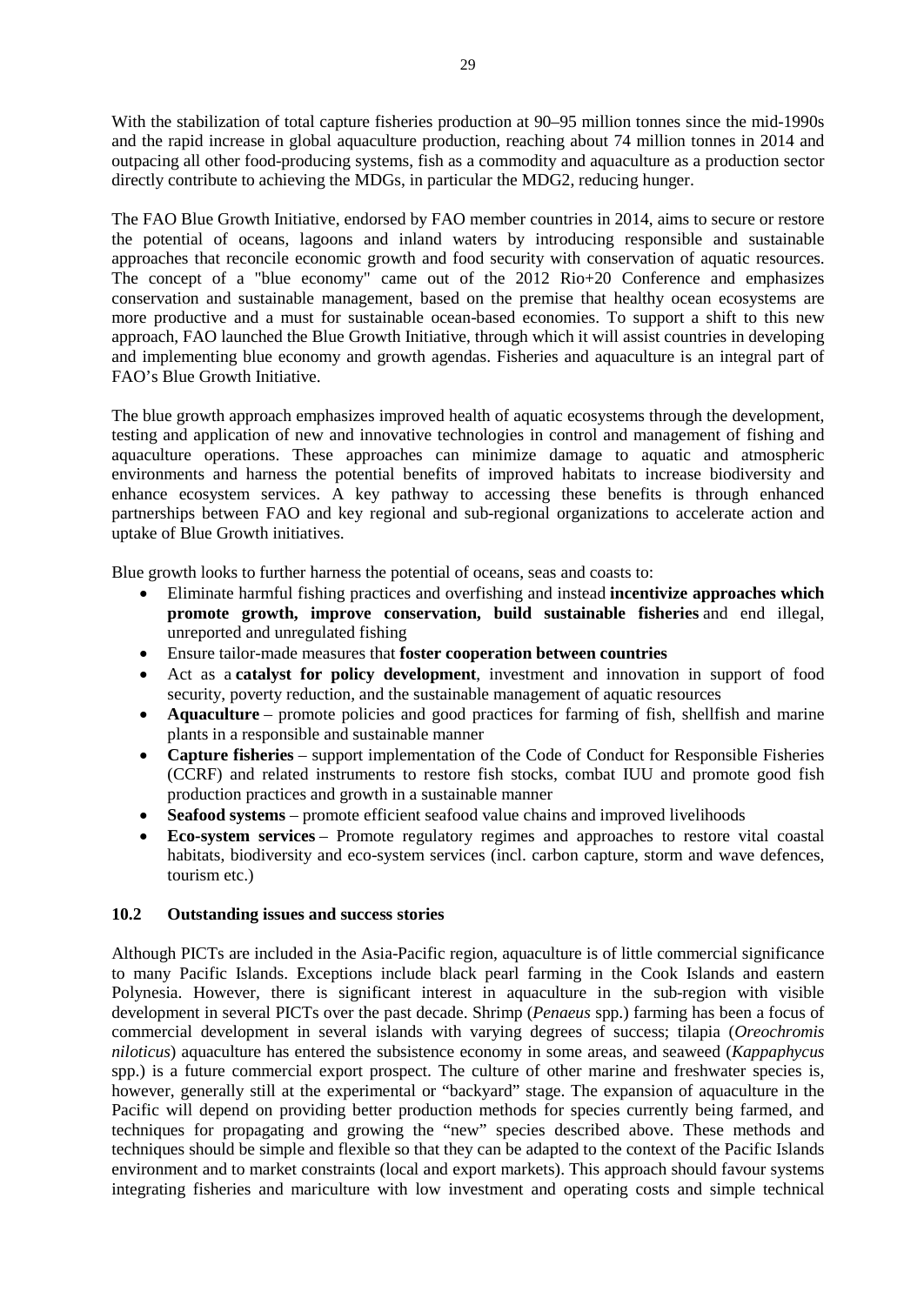With the stabilization of total capture fisheries production at 90–95 million tonnes since the mid-1990s and the rapid increase in global aquaculture production, reaching about 74 million tonnes in 2014 and outpacing all other food-producing systems, fish as a commodity and aquaculture as a production sector directly contribute to achieving the MDGs, in particular the MDG2, reducing hunger.

The FAO Blue Growth Initiative, endorsed by FAO member countries in 2014, aims to secure or restore the potential of oceans, lagoons and inland waters by introducing responsible and sustainable approaches that reconcile economic growth and food security with conservation of aquatic resources. The concept of a "blue economy" came out of the 2012 Rio+20 Conference and emphasizes conservation and sustainable management, based on the premise that healthy ocean ecosystems are more productive and a must for sustainable ocean-based economies. To support a shift to this new approach, FAO launched the Blue Growth Initiative, through which it will assist countries in developing and implementing blue economy and growth agendas. Fisheries and aquaculture is an integral part of FAO's Blue Growth Initiative.

The blue growth approach emphasizes improved health of aquatic ecosystems through the development, testing and application of new and innovative technologies in control and management of fishing and aquaculture operations. These approaches can minimize damage to aquatic and atmospheric environments and harness the potential benefits of improved habitats to increase biodiversity and enhance ecosystem services. A key pathway to accessing these benefits is through enhanced partnerships between FAO and key regional and sub-regional organizations to accelerate action and uptake of Blue Growth initiatives.

Blue growth looks to further harness the potential of oceans, seas and coasts to:

- Eliminate harmful fishing practices and overfishing and instead **incentivize approaches which promote growth, improve conservation, build sustainable fisheries** and end illegal, unreported and unregulated fishing
- Ensure tailor-made measures that **foster cooperation between countries**
- Act as a **catalyst for policy development**, investment and innovation in support of food security, poverty reduction, and the sustainable management of aquatic resources
- **Aquaculture** – promote policies and good practices for farming of fish, shellfish and marine plants in a responsible and sustainable manner
- **Capture fisheries** – support implementation of the Code of Conduct for Responsible Fisheries (CCRF) and related instruments to restore fish stocks, combat IUU and promote good fish production practices and growth in a sustainable manner
- **Seafood systems** – promote efficient seafood value chains and improved livelihoods
- **Eco-system services** – Promote regulatory regimes and approaches to restore vital coastal habitats, biodiversity and eco-system services (incl. carbon capture, storm and wave defences, tourism etc.)

### 10.2 Outstanding issues and success stories

Although PICTs are included in the Asia-Pacific region, aquaculture is of little commercial significance to many Pacific Islands. Exceptions include black pearl farming in the Cook Islands and eastern Polynesia. However, there is significant interest in aquaculture in the sub-region with visible development in several PICTs over the past decade. Shrimp (*Penaeus* spp.) farming has been a focus of commercial development in several islands with varying degrees of success; tilapia (*Oreochromis niloticus*) aquaculture has entered the subsistence economy in some areas, and seaweed (*Kappaphycus* spp.) is a future commercial export prospect. The culture of other marine and freshwater species is, however, generally still at the experimental or "backyard" stage. The expansion of aquaculture in the Pacific will depend on providing better production methods for species currently being farmed, and techniques for propagating and growing the "new" species described above. These methods and techniques should be simple and flexible so that they can be adapted to the context of the Pacific Islands environment and to market constraints (local and export markets). This approach should favour systems integrating fisheries and mariculture with low investment and operating costs and simple technical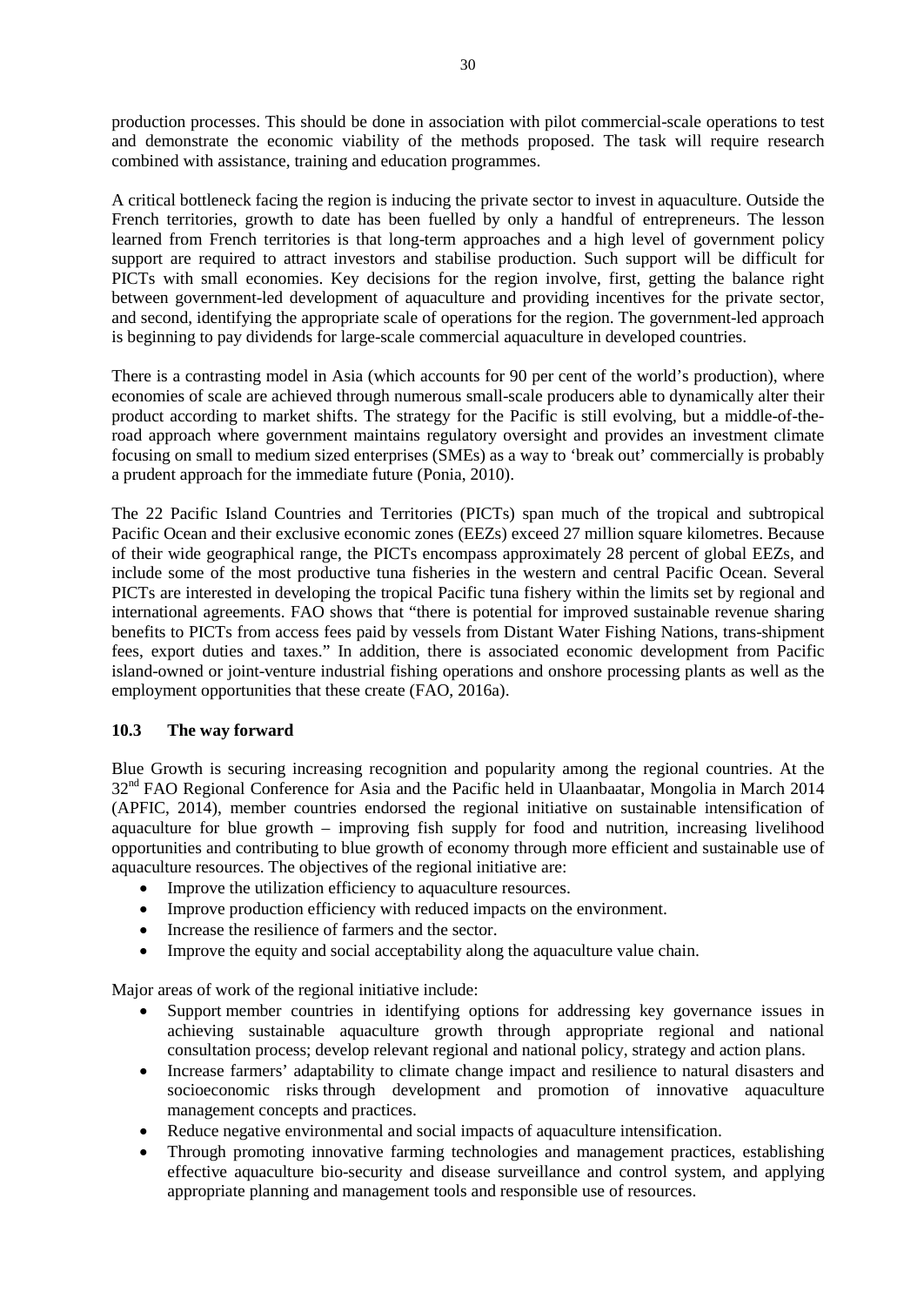production processes. This should be done in association with pilot commercial-scale operations to test and demonstrate the economic viability of the methods proposed. The task will require research combined with assistance, training and education programmes.

A critical bottleneck facing the region is inducing the private sector to invest in aquaculture. Outside the French territories, growth to date has been fuelled by only a handful of entrepreneurs. The lesson learned from French territories is that long-term approaches and a high level of government policy support are required to attract investors and stabilise production. Such support will be difficult for PICTs with small economies. Key decisions for the region involve, first, getting the balance right between government-led development of aquaculture and providing incentives for the private sector, and second, identifying the appropriate scale of operations for the region. The government-led approach is beginning to pay dividends for large-scale commercial aquaculture in developed countries.

There is a contrasting model in Asia (which accounts for 90 per cent of the world's production), where economies of scale are achieved through numerous small-scale producers able to dynamically alter their product according to market shifts. The strategy for the Pacific is still evolving, but a middle-of-the-road approach where government maintains regulatory oversight and provides an investment climate focusing on small to medium sized enterprises (SMEs) as a way to 'break out' commercially is probably a prudent approach for the immediate future (Ponia, 2010).

The 22 Pacific Island Countries and Territories (PICTs) span much of the tropical and subtropical Pacific Ocean and their exclusive economic zones (EEZs) exceed 27 million square kilometres. Because of their wide geographical range, the PICTs encompass approximately 28 percent of global EEZs, and include some of the most productive tuna fisheries in the western and central Pacific Ocean. Several PICTs are interested in developing the tropical Pacific tuna fishery within the limits set by regional and international agreements. FAO shows that "there is potential for improved sustainable revenue sharing benefits to PICTs from access fees paid by vessels from Distant Water Fishing Nations, trans-shipment fees, export duties and taxes." In addition, there is associated economic development from Pacific island-owned or joint-venture industrial fishing operations and onshore processing plants as well as the employment opportunities that these create (FAO, 2016a).

### 10.3 The way forward

Blue Growth is securing increasing recognition and popularity among the regional countries. At the 32nd FAO Regional Conference for Asia and the Pacific held in Ulaanbaatar, Mongolia in March 2014 (APFIC, 2014), member countries endorsed the regional initiative on sustainable intensification of aquaculture for blue growth – improving fish supply for food and nutrition, increasing livelihood opportunities and contributing to blue growth of economy through more efficient and sustainable use of aquaculture resources. The objectives of the regional initiative are:

- Improve the utilization efficiency to aquaculture resources.
- Improve production efficiency with reduced impacts on the environment.
- Increase the resilience of farmers and the sector.
- Improve the equity and social acceptability along the aquaculture value chain.

Major areas of work of the regional initiative include:

- Support member countries in identifying options for addressing key governance issues in achieving sustainable aquaculture growth through appropriate regional and national consultation process; develop relevant regional and national policy, strategy and action plans.
- Increase farmers' adaptability to climate change impact and resilience to natural disasters and socioeconomic risks through development and promotion of innovative aquaculture management concepts and practices.
- Reduce negative environmental and social impacts of aquaculture intensification.
- Through promoting innovative farming technologies and management practices, establishing effective aquaculture bio-security and disease surveillance and control system, and applying appropriate planning and management tools and responsible use of resources.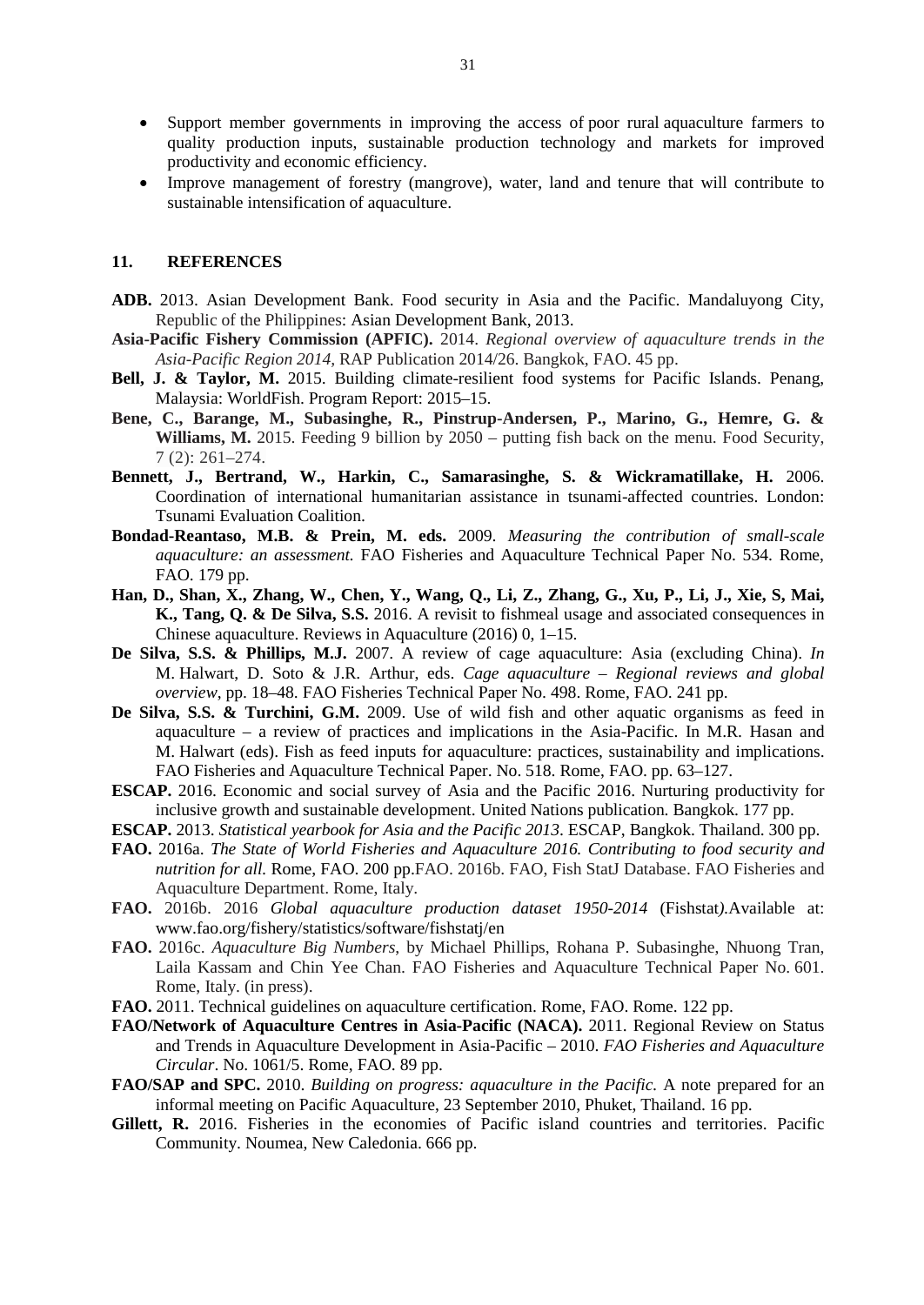- Support member governments in improving the access of poor rural aquaculture farmers to quality production inputs, sustainable production technology and markets for improved productivity and economic efficiency.
- Improve management of forestry (mangrove), water, land and tenure that will contribute to sustainable intensification of aquaculture.

## 11. REFERENCES

**ADB.** 2013. Asian Development Bank. Food security in Asia and the Pacific. Mandaluyong City, Republic of the Philippines: Asian Development Bank, 2013.

**Asia-Pacific Fishery Commission (APFIC).** 2014. *Regional overview of aquaculture trends in the Asia-Pacific Region 2014,* RAP Publication 2014/26. Bangkok, FAO. 45 pp.

**Bell, J. & Taylor, M.** 2015. Building climate-resilient food systems for Pacific Islands. Penang, Malaysia: WorldFish. Program Report: 2015–15.

**Bene, C., Barange, M., Subasinghe, R., Pinstrup-Andersen, P., Marino, G., Hemre, G. & Williams, M.** 2015. Feeding 9 billion by 2050 – putting fish back on the menu. Food Security, 7 (2): 261–274.

**Bennett, J., Bertrand, W., Harkin, C., Samarasinghe, S. & Wickramatillake, H.** 2006. Coordination of international humanitarian assistance in tsunami-affected countries. London: Tsunami Evaluation Coalition.

**Bondad-Reantaso, M.B. & Prein, M. eds.** 2009. *Measuring the contribution of small-scale aquaculture: an assessment.* FAO Fisheries and Aquaculture Technical Paper No. 534. Rome, FAO. 179 pp.

**Han, D., Shan, X., Zhang, W., Chen, Y., Wang, Q., Li, Z., Zhang, G., Xu, P., Li, J., Xie, S, Mai, K., Tang, Q. & De Silva, S.S.** 2016. A revisit to fishmeal usage and associated consequences in Chinese aquaculture. Reviews in Aquaculture (2016) 0, 1–15.

**De Silva, S.S. & Phillips, M.J.** 2007. A review of cage aquaculture: Asia (excluding China). *In* M. Halwart, D. Soto & J.R. Arthur, eds. *Cage aquaculture – Regional reviews and global overview*, pp. 18–48. FAO Fisheries Technical Paper No. 498. Rome, FAO. 241 pp.

**De Silva, S.S. & Turchini, G.M.** 2009. Use of wild fish and other aquatic organisms as feed in aquaculture – a review of practices and implications in the Asia-Pacific. In M.R. Hasan and M. Halwart (eds). Fish as feed inputs for aquaculture: practices, sustainability and implications. FAO Fisheries and Aquaculture Technical Paper. No. 518. Rome, FAO. pp. 63–127.

**ESCAP.** 2016. Economic and social survey of Asia and the Pacific 2016. Nurturing productivity for inclusive growth and sustainable development. United Nations publication. Bangkok. 177 pp.

**ESCAP.** 2013. *Statistical yearbook for Asia and the Pacific 2013*. ESCAP, Bangkok. Thailand. 300 pp.

**FAO.** 2016a. *The State of World Fisheries and Aquaculture 2016. Contributing to food security and nutrition for all.* Rome, FAO. 200 pp.FAO. 2016b. FAO, Fish StatJ Database. FAO Fisheries and Aquaculture Department. Rome, Italy.

**FAO.** 2016b. 2016 *Global aquaculture production dataset 1950-2014* (Fishstat*)*.Available at: www.fao.org/fishery/statistics/software/fishstatj/en

**FAO.** 2016c. *Aquaculture Big Numbers*, by Michael Phillips, Rohana P. Subasinghe, Nhuong Tran, Laila Kassam and Chin Yee Chan. FAO Fisheries and Aquaculture Technical Paper No. 601. Rome, Italy. (in press).

**FAO.** 2011. Technical guidelines on aquaculture certification. Rome, FAO. Rome. 122 pp.

**FAO/Network of Aquaculture Centres in Asia-Pacific (NACA).** 2011. Regional Review on Status and Trends in Aquaculture Development in Asia-Pacific – 2010. *FAO Fisheries and Aquaculture Circular*. No. 1061/5. Rome, FAO. 89 pp.

**FAO/SAP and SPC.** 2010. *Building on progress: aquaculture in the Pacific.* A note prepared for an informal meeting on Pacific Aquaculture, 23 September 2010, Phuket, Thailand. 16 pp.

**Gillett, R.** 2016. Fisheries in the economies of Pacific island countries and territories. Pacific Community. Noumea, New Caledonia. 666 pp.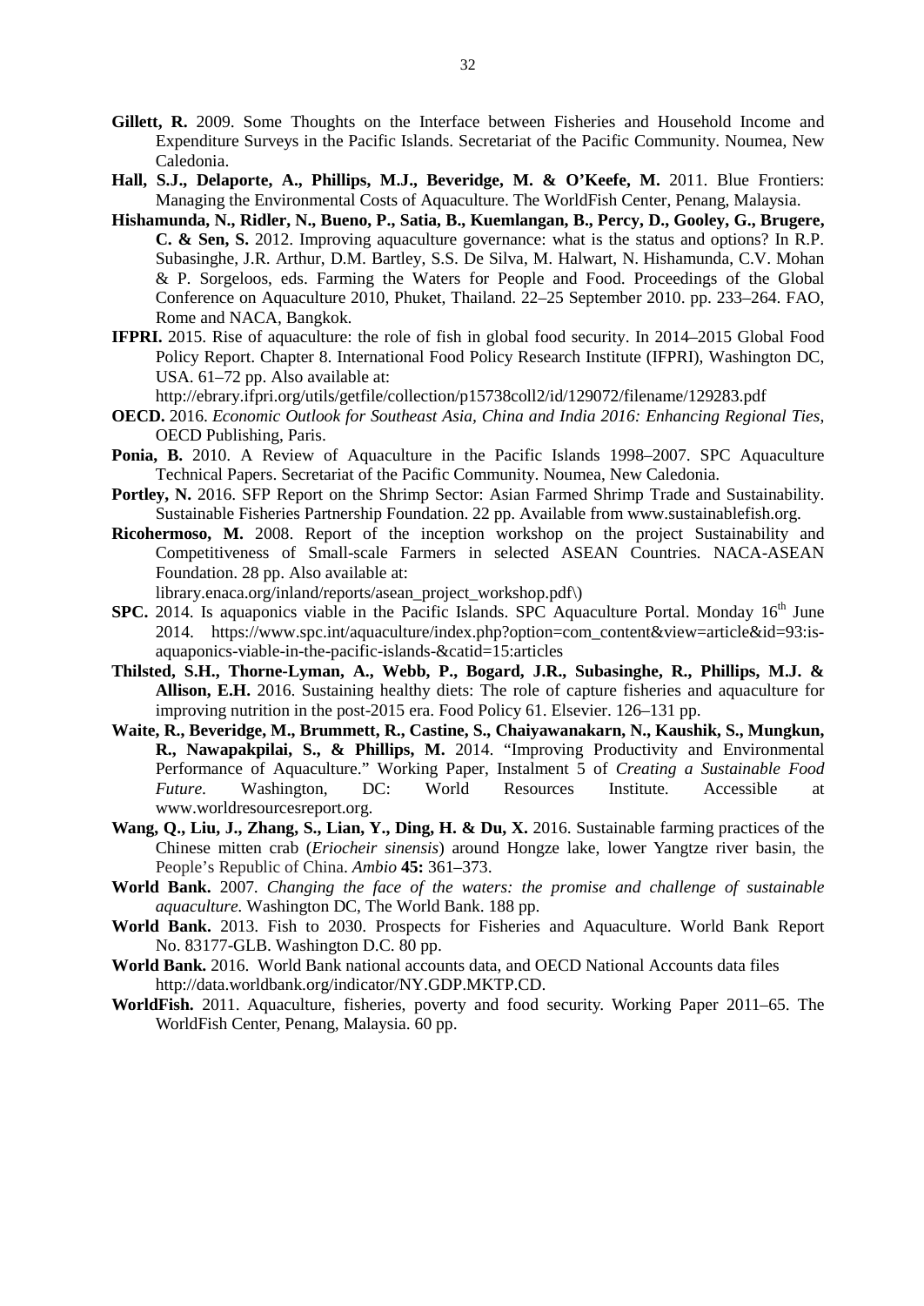**Gillett, R.** 2009. Some Thoughts on the Interface between Fisheries and Household Income and Expenditure Surveys in the Pacific Islands. Secretariat of the Pacific Community. Noumea, New Caledonia.

**Hall, S.J., Delaporte, A., Phillips, M.J., Beveridge, M. & O'Keefe, M.** 2011. Blue Frontiers: Managing the Environmental Costs of Aquaculture. The WorldFish Center, Penang, Malaysia.

**Hishamunda, N., Ridler, N., Bueno, P., Satia, B., Kuemlangan, B., Percy, D., Gooley, G., Brugere, C. & Sen, S.** 2012. Improving aquaculture governance: what is the status and options? In R.P. Subasinghe, J.R. Arthur, D.M. Bartley, S.S. De Silva, M. Halwart, N. Hishamunda, C.V. Mohan & P. Sorgeloos, eds. Farming the Waters for People and Food. Proceedings of the Global Conference on Aquaculture 2010, Phuket, Thailand. 22–25 September 2010. pp. 233–264. FAO, Rome and NACA, Bangkok.

**IFPRI.** 2015. Rise of aquaculture: the role of fish in global food security. In 2014–2015 Global Food Policy Report. Chapter 8. International Food Policy Research Institute (IFPRI), Washington DC, USA. 61–72 pp. Also available at: http://ebrary.ifpri.org/utils/getfile/collection/p15738coll2/id/129072/filename/129283.pdf

**OECD.** 2016. *Economic Outlook for Southeast Asia, China and India 2016: Enhancing Regional Ties*, OECD Publishing, Paris.

**Ponia, B.** 2010. A Review of Aquaculture in the Pacific Islands 1998–2007. SPC Aquaculture Technical Papers. Secretariat of the Pacific Community. Noumea, New Caledonia.

**Portley, N.** 2016. SFP Report on the Shrimp Sector: Asian Farmed Shrimp Trade and Sustainability. Sustainable Fisheries Partnership Foundation. 22 pp. Available from www.sustainablefish.org.

**Ricohermoso, M.** 2008. Report of the inception workshop on the project Sustainability and Competitiveness of Small-scale Farmers in selected ASEAN Countries. NACA-ASEAN Foundation. 28 pp. Also available at: library.enaca.org/inland/reports/asean_project_workshop.pdf\)

**SPC.** 2014. Is aquaponics viable in the Pacific Islands. SPC Aquaculture Portal. Monday 16th June 2014. https://www.spc.int/aquaculture/index.php?option=com_content&view=article&id=93:is-aquaponics-viable-in-the-pacific-islands-&catid=15:articles

**Thilsted, S.H., Thorne-Lyman, A., Webb, P., Bogard, J.R., Subasinghe, R., Phillips, M.J. & Allison, E.H.** 2016. Sustaining healthy diets: The role of capture fisheries and aquaculture for improving nutrition in the post-2015 era. Food Policy 61. Elsevier. 126–131 pp.

**Waite, R., Beveridge, M., Brummett, R., Castine, S., Chaiyawanakarn, N., Kaushik, S., Mungkun, R., Nawapakpilai, S., & Phillips, M.** 2014. "Improving Productivity and Environmental Performance of Aquaculture." Working Paper, Instalment 5 of *Creating a Sustainable Food Future*. Washington, DC: World Resources Institute. Accessible at www.worldresourcesreport.org.

**Wang, Q., Liu, J., Zhang, S., Lian, Y., Ding, H. & Du, X.** 2016. Sustainable farming practices of the Chinese mitten crab (*Eriocheir sinensis*) around Hongze lake, lower Yangtze river basin, the People's Republic of China. *Ambio* **45:** 361–373.

**World Bank.** 2007. *Changing the face of the waters: the promise and challenge of sustainable aquaculture*. Washington DC, The World Bank. 188 pp.

**World Bank.** 2013. Fish to 2030. Prospects for Fisheries and Aquaculture. World Bank Report No. 83177-GLB. Washington D.C. 80 pp.

**World Bank.** 2016. World Bank national accounts data, and OECD National Accounts data files http://data.worldbank.org/indicator/NY.GDP.MKTP.CD.

**WorldFish.** 2011. Aquaculture, fisheries, poverty and food security. Working Paper 2011–65. The WorldFish Center, Penang, Malaysia. 60 pp.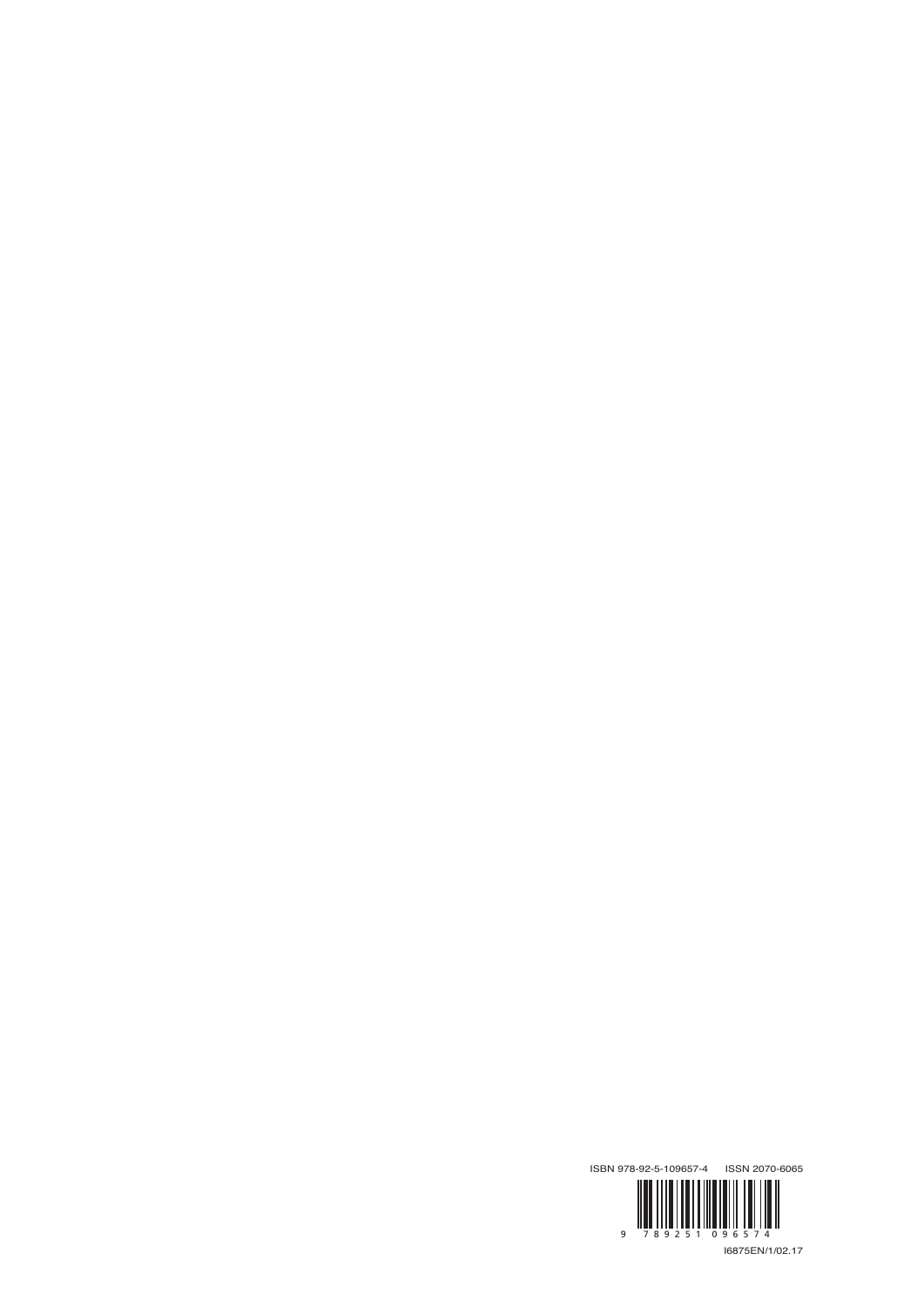ISBN 978-92-5-109657-4 ISSN 2070-6065

9 789251 096574

I6875EN/1/02.17